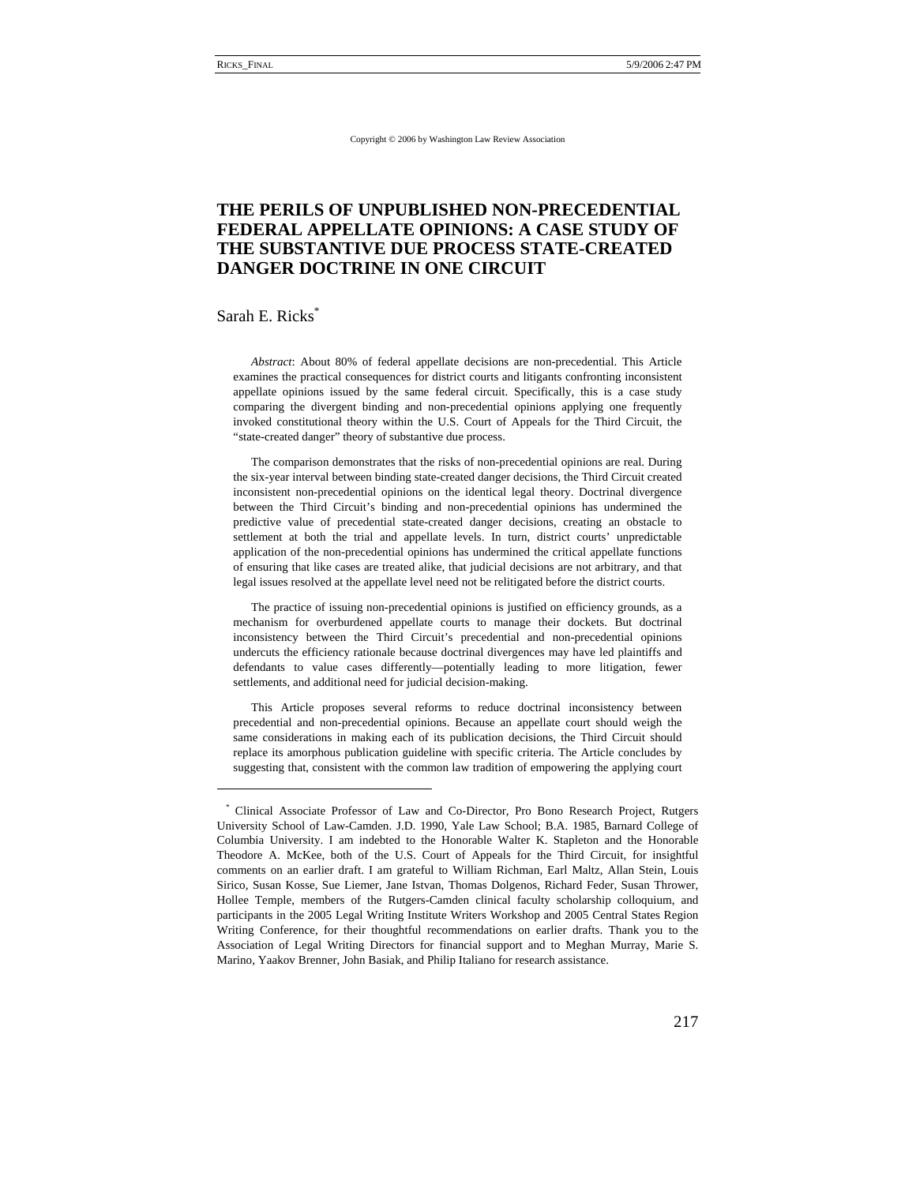Copyright © 2006 by Washington Law Review Association

# THE PERILS OF UNPUBLISHED NON-PRECEDENTIAL FEDERAL APPELLATE OPINIONS: A CASE STUDY OF THE SUBSTANTIVE DUE PROCESS STATE-CREATED DANGER DOCTRINE IN ONE CIRCUIT

Sarah E. Ricks[*]

*Abstract*: About 80% of federal appellate decisions are non-precedential. This Article examines the practical consequences for district courts and litigants confronting inconsistent appellate opinions issued by the same federal circuit. Specifically, this is a case study comparing the divergent binding and non-precedential opinions applying one frequently invoked constitutional theory within the U.S. Court of Appeals for the Third Circuit, the "state-created danger" theory of substantive due process.

The comparison demonstrates that the risks of non-precedential opinions are real. During the six-year interval between binding state-created danger decisions, the Third Circuit created inconsistent non-precedential opinions on the identical legal theory. Doctrinal divergence between the Third Circuit's binding and non-precedential opinions has undermined the predictive value of precedential state-created danger decisions, creating an obstacle to settlement at both the trial and appellate levels. In turn, district courts' unpredictable application of the non-precedential opinions has undermined the critical appellate functions of ensuring that like cases are treated alike, that judicial decisions are not arbitrary, and that legal issues resolved at the appellate level need not be relitigated before the district courts.

The practice of issuing non-precedential opinions is justified on efficiency grounds, as a mechanism for overburdened appellate courts to manage their dockets. But doctrinal inconsistency between the Third Circuit's precedential and non-precedential opinions undercuts the efficiency rationale because doctrinal divergences may have led plaintiffs and defendants to value cases differently—potentially leading to more litigation, fewer settlements, and additional need for judicial decision-making.

This Article proposes several reforms to reduce doctrinal inconsistency between precedential and non-precedential opinions. Because an appellate court should weigh the same considerations in making each of its publication decisions, the Third Circuit should replace its amorphous publication guideline with specific criteria. The Article concludes by suggesting that, consistent with the common law tradition of empowering the applying court

---

[*] Clinical Associate Professor of Law and Co-Director, Pro Bono Research Project, Rutgers University School of Law-Camden. J.D. 1990, Yale Law School; B.A. 1985, Barnard College of Columbia University. I am indebted to the Honorable Walter K. Stapleton and the Honorable Theodore A. McKee, both of the U.S. Court of Appeals for the Third Circuit, for insightful comments on an earlier draft. I am grateful to William Richman, Earl Maltz, Allan Stein, Louis Sirico, Susan Kosse, Sue Liemer, Jane Istvan, Thomas Dolgenos, Richard Feder, Susan Thrower, Hollee Temple, members of the Rutgers-Camden clinical faculty scholarship colloquium, and participants in the 2005 Legal Writing Institute Writers Workshop and 2005 Central States Region Writing Conference, for their thoughtful recommendations on earlier drafts. Thank you to the Association of Legal Writing Directors for financial support and to Meghan Murray, Marie S. Marino, Yaakov Brenner, John Basiak, and Philip Italiano for research assistance.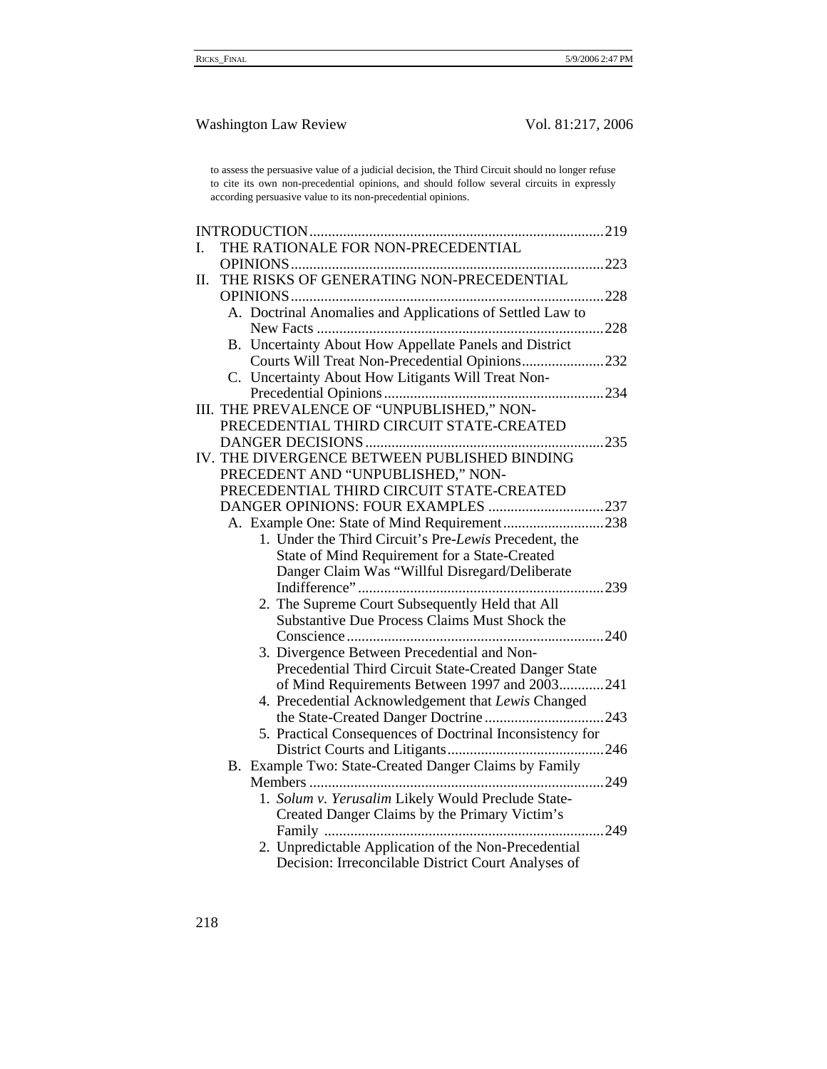to assess the persuasive value of a judicial decision, the Third Circuit should no longer refuse to cite its own non-precedential opinions, and should follow several circuits in expressly according persuasive value to its non-precedential opinions.

INTRODUCTION .......... 219

I. THE RATIONALE FOR NON-PRECEDENTIAL OPINIONS .......... 223

II. THE RISKS OF GENERATING NON-PRECEDENTIAL OPINIONS .......... 228

- A. Doctrinal Anomalies and Applications of Settled Law to New Facts .......... 228
- B. Uncertainty About How Appellate Panels and District Courts Will Treat Non-Precedential Opinions .......... 232
- C. Uncertainty About How Litigants Will Treat Non-Precedential Opinions .......... 234

III. THE PREVALENCE OF "UNPUBLISHED," NON-PRECEDENTIAL THIRD CIRCUIT STATE-CREATED DANGER DECISIONS .......... 235

IV. THE DIVERGENCE BETWEEN PUBLISHED BINDING PRECEDENT AND "UNPUBLISHED," NON-PRECEDENTIAL THIRD CIRCUIT STATE-CREATED DANGER OPINIONS: FOUR EXAMPLES .......... 237

- A. Example One: State of Mind Requirement .......... 238
  1. Under the Third Circuit's Pre-*Lewis* Precedent, the State of Mind Requirement for a State-Created Danger Claim Was "Willful Disregard/Deliberate Indifference" .......... 239
  2. The Supreme Court Subsequently Held that All Substantive Due Process Claims Must Shock the Conscience .......... 240
  3. Divergence Between Precedential and Non-Precedential Third Circuit State-Created Danger State of Mind Requirements Between 1997 and 2003 .......... 241
  4. Precedential Acknowledgement that *Lewis* Changed the State-Created Danger Doctrine .......... 243
  5. Practical Consequences of Doctrinal Inconsistency for District Courts and Litigants .......... 246
- B. Example Two: State-Created Danger Claims by Family Members .......... 249
  1. *Solum v. Yerusalim* Likely Would Preclude State-Created Danger Claims by the Primary Victim's Family .......... 249
  2. Unpredictable Application of the Non-Precedential Decision: Irreconcilable District Court Analyses of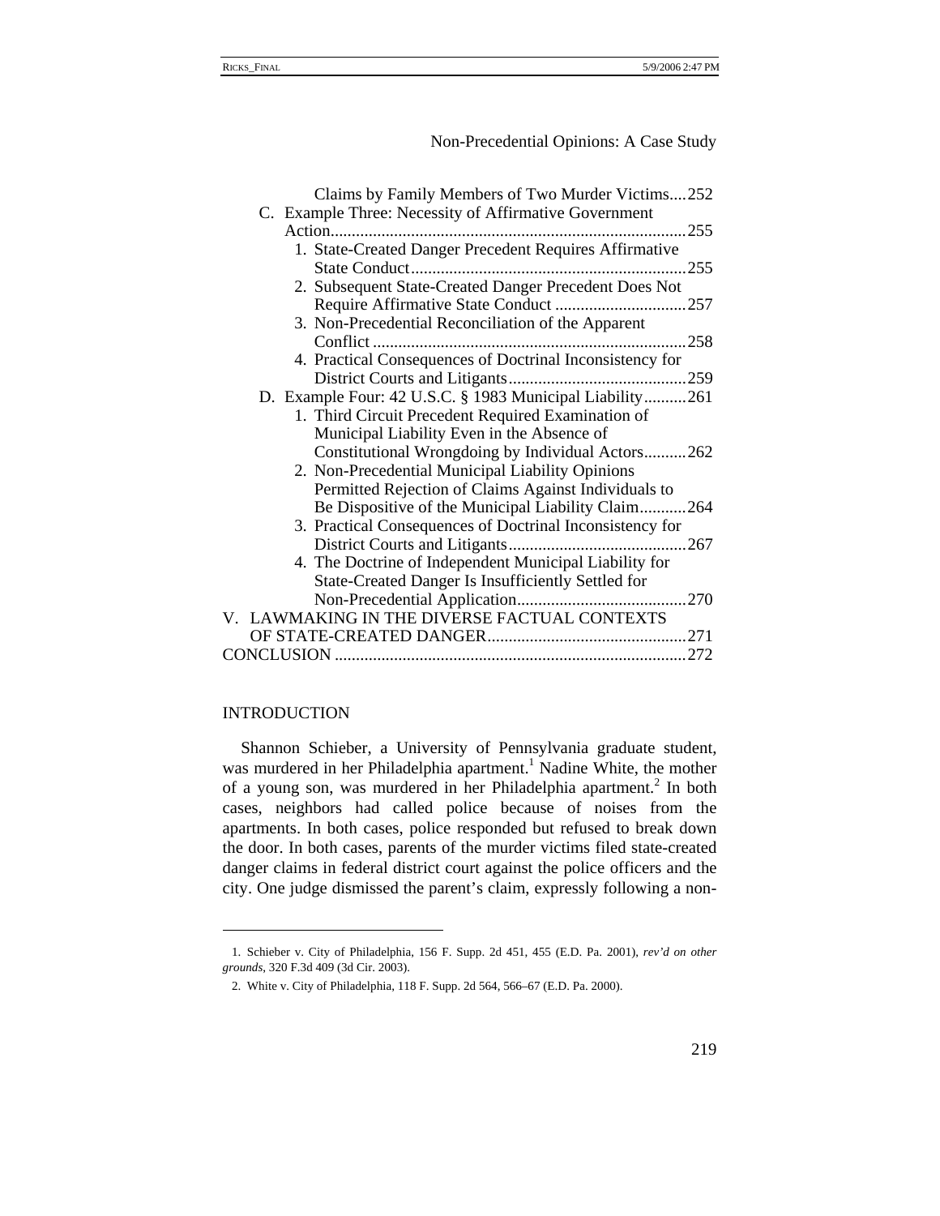Claims by Family Members of Two Murder Victims....252

C. Example Three: Necessity of Affirmative Government Action....255

1. State-Created Danger Precedent Requires Affirmative State Conduct....255
2. Subsequent State-Created Danger Precedent Does Not Require Affirmative State Conduct....257
3. Non-Precedential Reconciliation of the Apparent Conflict....258
4. Practical Consequences of Doctrinal Inconsistency for District Courts and Litigants....259

D. Example Four: 42 U.S.C. § 1983 Municipal Liability....261

1. Third Circuit Precedent Required Examination of Municipal Liability Even in the Absence of Constitutional Wrongdoing by Individual Actors....262
2. Non-Precedential Municipal Liability Opinions Permitted Rejection of Claims Against Individuals to Be Dispositive of the Municipal Liability Claim....264
3. Practical Consequences of Doctrinal Inconsistency for District Courts and Litigants....267
4. The Doctrine of Independent Municipal Liability for State-Created Danger Is Insufficiently Settled for Non-Precedential Application....270

V. LAWMAKING IN THE DIVERSE FACTUAL CONTEXTS OF STATE-CREATED DANGER....271

CONCLUSION....272

## INTRODUCTION

Shannon Schieber, a University of Pennsylvania graduate student, was murdered in her Philadelphia apartment.[1] Nadine White, the mother of a young son, was murdered in her Philadelphia apartment.[2] In both cases, neighbors had called police because of noises from the apartments. In both cases, police responded but refused to break down the door. In both cases, parents of the murder victims filed state-created danger claims in federal district court against the police officers and the city. One judge dismissed the parent's claim, expressly following a non-

---

1. Schieber v. City of Philadelphia, 156 F. Supp. 2d 451, 455 (E.D. Pa. 2001), *rev'd on other grounds*, 320 F.3d 409 (3d Cir. 2003).

2. White v. City of Philadelphia, 118 F. Supp. 2d 564, 566–67 (E.D. Pa. 2000).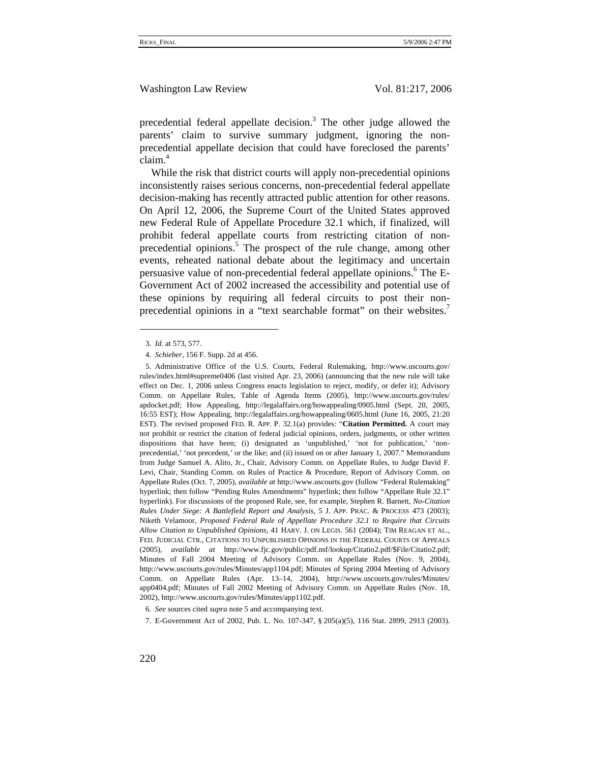precedential federal appellate decision.[3] The other judge allowed the parents' claim to survive summary judgment, ignoring the non-precedential appellate decision that could have foreclosed the parents' claim.[4]

While the risk that district courts will apply non-precedential opinions inconsistently raises serious concerns, non-precedential federal appellate decision-making has recently attracted public attention for other reasons. On April 12, 2006, the Supreme Court of the United States approved new Federal Rule of Appellate Procedure 32.1 which, if finalized, will prohibit federal appellate courts from restricting citation of non-precedential opinions.[5] The prospect of the rule change, among other events, reheated national debate about the legitimacy and uncertain persuasive value of non-precedential federal appellate opinions.[6] The E-Government Act of 2002 increased the accessibility and potential use of these opinions by requiring all federal circuits to post their non-precedential opinions in a "text searchable format" on their websites.[7]

---

3. *Id.* at 573, 577.

4. *Schieber*, 156 F. Supp. 2d at 456.

5. Administrative Office of the U.S. Courts, Federal Rulemaking, http://www.uscourts.gov/rules/index.html#supreme0406 (last visited Apr. 23, 2006) (announcing that the new rule will take effect on Dec. 1, 2006 unless Congress enacts legislation to reject, modify, or defer it); Advisory Comm. on Appellate Rules, Table of Agenda Items (2005), http://www.uscourts.gov/rules/apdocket.pdf; How Appealing, http://legalaffairs.org/howappealing/0905.html (Sept. 20, 2005, 16:55 EST); How Appealing, http://legalaffairs.org/howappealing/0605.html (June 16, 2005, 21:20 EST). The revised proposed FED. R. APP. P. 32.1(a) provides: "**Citation Permitted.** A court may not prohibit or restrict the citation of federal judicial opinions, orders, judgments, or other written dispositions that have been; (i) designated as 'unpublished,' 'not for publication,' 'non-precedential,' 'not precedent,' or the like; and (ii) issued on or after January 1, 2007." Memorandum from Judge Samuel A. Alito, Jr., Chair, Advisory Comm. on Appellate Rules, to Judge David F. Levi, Chair, Standing Comm. on Rules of Practice & Procedure, Report of Advisory Comm. on Appellate Rules (Oct. 7, 2005), *available at* http://www.uscourts.gov (follow "Federal Rulemaking" hyperlink; then follow "Pending Rules Amendments" hyperlink; then follow "Appellate Rule 32.1" hyperlink). For discussions of the proposed Rule, see, for example, Stephen R. Barnett, *No-Citation Rules Under Siege: A Battlefield Report and Analysis*, 5 J. APP. PRAC. & PROCESS 473 (2003); Niketh Velamoor, *Proposed Federal Rule of Appellate Procedure 32.1 to Require that Circuits Allow Citation to Unpublished Opinions*, 41 HARV. J. ON LEGIS. 561 (2004); TIM REAGAN ET AL., FED. JUDICIAL CTR., CITATIONS TO UNPUBLISHED OPINIONS IN THE FEDERAL COURTS OF APPEALS (2005), *available at* http://www.fjc.gov/public/pdf.nsf/lookup/Citatio2.pdf/$File/Citatio2.pdf; Minutes of Fall 2004 Meeting of Advisory Comm. on Appellate Rules (Nov. 9, 2004), http://www.uscourts.gov/rules/Minutes/app1104.pdf; Minutes of Spring 2004 Meeting of Advisory Comm. on Appellate Rules (Apr. 13–14, 2004), http://www.uscourts.gov/rules/Minutes/app0404.pdf; Minutes of Fall 2002 Meeting of Advisory Comm. on Appellate Rules (Nov. 18, 2002), http://www.uscourts.gov/rules/Minutes/app1102.pdf.

6. *See* sources cited *supra* note 5 and accompanying text.

7. E-Government Act of 2002, Pub. L. No. 107-347, § 205(a)(5), 116 Stat. 2899, 2913 (2003).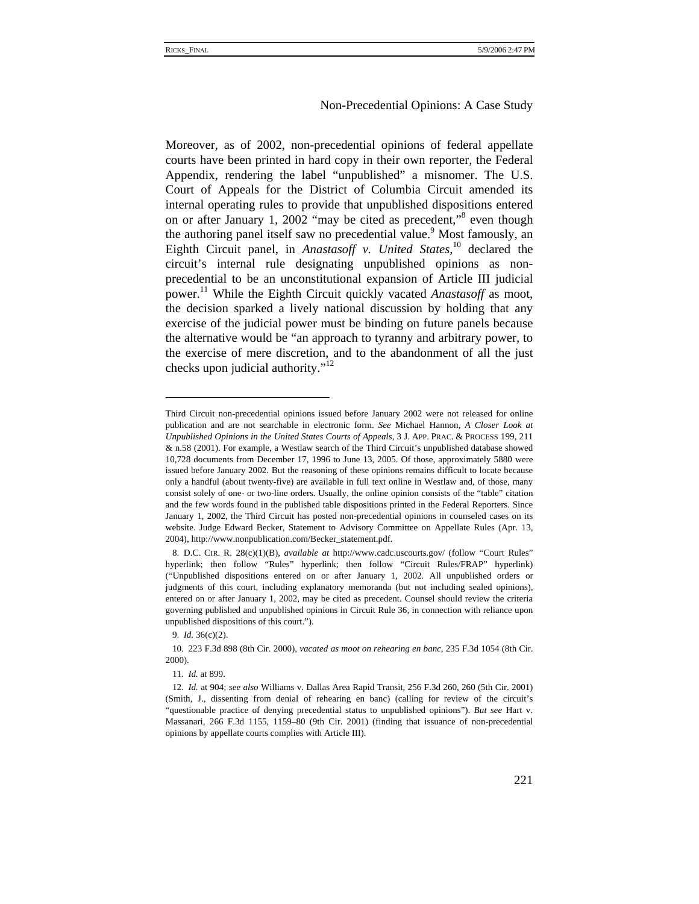Moreover, as of 2002, non-precedential opinions of federal appellate courts have been printed in hard copy in their own reporter, the Federal Appendix, rendering the label "unpublished" a misnomer. The U.S. Court of Appeals for the District of Columbia Circuit amended its internal operating rules to provide that unpublished dispositions entered on or after January 1, 2002 "may be cited as precedent,"[8] even though the authoring panel itself saw no precedential value.[9] Most famously, an Eighth Circuit panel, in *Anastasoff v. United States*,[10] declared the circuit's internal rule designating unpublished opinions as non-precedential to be an unconstitutional expansion of Article III judicial power.[11] While the Eighth Circuit quickly vacated *Anastasoff* as moot, the decision sparked a lively national discussion by holding that any exercise of the judicial power must be binding on future panels because the alternative would be "an approach to tyranny and arbitrary power, to the exercise of mere discretion, and to the abandonment of all the just checks upon judicial authority."[12]

---

Third Circuit non-precedential opinions issued before January 2002 were not released for online publication and are not searchable in electronic form. *See* Michael Hannon, *A Closer Look at Unpublished Opinions in the United States Courts of Appeals*, 3 J. APP. PRAC. & PROCESS 199, 211 & n.58 (2001). For example, a Westlaw search of the Third Circuit's unpublished database showed 10,728 documents from December 17, 1996 to June 13, 2005. Of those, approximately 5880 were issued before January 2002. But the reasoning of these opinions remains difficult to locate because only a handful (about twenty-five) are available in full text online in Westlaw and, of those, many consist solely of one- or two-line orders. Usually, the online opinion consists of the "table" citation and the few words found in the published table dispositions printed in the Federal Reporters. Since January 1, 2002, the Third Circuit has posted non-precedential opinions in counseled cases on its website. Judge Edward Becker, Statement to Advisory Committee on Appellate Rules (Apr. 13, 2004), http://www.nonpublication.com/Becker_statement.pdf.

8. D.C. CIR. R. 28(c)(1)(B), *available at* http://www.cadc.uscourts.gov/ (follow "Court Rules" hyperlink; then follow "Rules" hyperlink; then follow "Circuit Rules/FRAP" hyperlink) ("Unpublished dispositions entered on or after January 1, 2002. All unpublished orders or judgments of this court, including explanatory memoranda (but not including sealed opinions), entered on or after January 1, 2002, may be cited as precedent. Counsel should review the criteria governing published and unpublished opinions in Circuit Rule 36, in connection with reliance upon unpublished dispositions of this court.").

9. *Id.* 36(c)(2).

10. 223 F.3d 898 (8th Cir. 2000), *vacated as moot on rehearing en banc*, 235 F.3d 1054 (8th Cir. 2000).

11. *Id.* at 899.

12. *Id.* at 904; *see also* Williams v. Dallas Area Rapid Transit, 256 F.3d 260, 260 (5th Cir. 2001) (Smith, J., dissenting from denial of rehearing en banc) (calling for review of the circuit's "questionable practice of denying precedential status to unpublished opinions"). *But see* Hart v. Massanari, 266 F.3d 1155, 1159–80 (9th Cir. 2001) (finding that issuance of non-precedential opinions by appellate courts complies with Article III).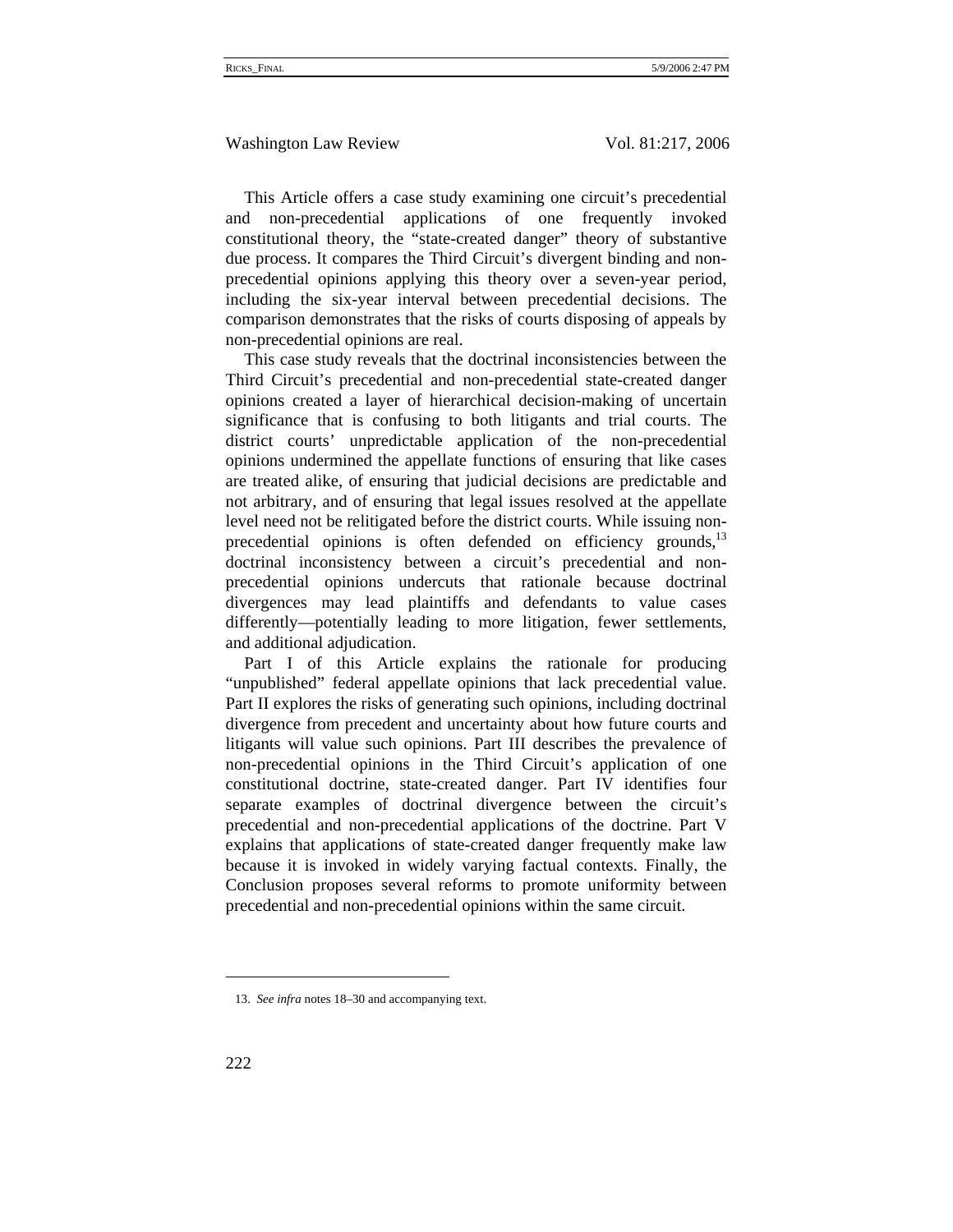This Article offers a case study examining one circuit's precedential and non-precedential applications of one frequently invoked constitutional theory, the "state-created danger" theory of substantive due process. It compares the Third Circuit's divergent binding and non-precedential opinions applying this theory over a seven-year period, including the six-year interval between precedential decisions. The comparison demonstrates that the risks of courts disposing of appeals by non-precedential opinions are real.

This case study reveals that the doctrinal inconsistencies between the Third Circuit's precedential and non-precedential state-created danger opinions created a layer of hierarchical decision-making of uncertain significance that is confusing to both litigants and trial courts. The district courts' unpredictable application of the non-precedential opinions undermined the appellate functions of ensuring that like cases are treated alike, of ensuring that judicial decisions are predictable and not arbitrary, and of ensuring that legal issues resolved at the appellate level need not be relitigated before the district courts. While issuing non-precedential opinions is often defended on efficiency grounds,[13] doctrinal inconsistency between a circuit's precedential and non-precedential opinions undercuts that rationale because doctrinal divergences may lead plaintiffs and defendants to value cases differently—potentially leading to more litigation, fewer settlements, and additional adjudication.

Part I of this Article explains the rationale for producing "unpublished" federal appellate opinions that lack precedential value. Part II explores the risks of generating such opinions, including doctrinal divergence from precedent and uncertainty about how future courts and litigants will value such opinions. Part III describes the prevalence of non-precedential opinions in the Third Circuit's application of one constitutional doctrine, state-created danger. Part IV identifies four separate examples of doctrinal divergence between the circuit's precedential and non-precedential applications of the doctrine. Part V explains that applications of state-created danger frequently make law because it is invoked in widely varying factual contexts. Finally, the Conclusion proposes several reforms to promote uniformity between precedential and non-precedential opinions within the same circuit.

13. *See infra* notes 18–30 and accompanying text.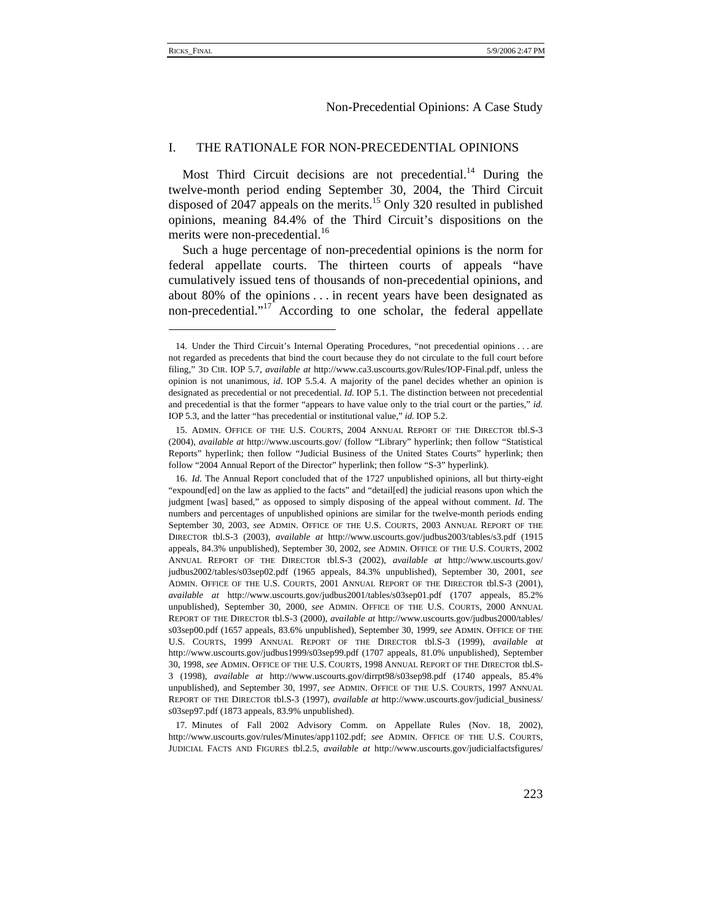## I. THE RATIONALE FOR NON-PRECEDENTIAL OPINIONS

Most Third Circuit decisions are not precedential.[14] During the twelve-month period ending September 30, 2004, the Third Circuit disposed of 2047 appeals on the merits.[15] Only 320 resulted in published opinions, meaning 84.4% of the Third Circuit's dispositions on the merits were non-precedential.[16]

Such a huge percentage of non-precedential opinions is the norm for federal appellate courts. The thirteen courts of appeals "have cumulatively issued tens of thousands of non-precedential opinions, and about 80% of the opinions . . . in recent years have been designated as non-precedential."[17] According to one scholar, the federal appellate

---

14. Under the Third Circuit's Internal Operating Procedures, "not precedential opinions . . . are not regarded as precedents that bind the court because they do not circulate to the full court before filing," 3D CIR. IOP 5.7, *available at* http://www.ca3.uscourts.gov/Rules/IOP-Final.pdf, unless the opinion is not unanimous, *id*. IOP 5.5.4. A majority of the panel decides whether an opinion is designated as precedential or not precedential. *Id*. IOP 5.1. The distinction between not precedential and precedential is that the former "appears to have value only to the trial court or the parties," *id.* IOP 5.3, and the latter "has precedential or institutional value," *id.* IOP 5.2.

15. ADMIN. OFFICE OF THE U.S. COURTS, 2004 ANNUAL REPORT OF THE DIRECTOR tbl.S-3 (2004), *available at* http://www.uscourts.gov/ (follow "Library" hyperlink; then follow "Statistical Reports" hyperlink; then follow "Judicial Business of the United States Courts" hyperlink; then follow "2004 Annual Report of the Director" hyperlink; then follow "S-3" hyperlink).

16. *Id*. The Annual Report concluded that of the 1727 unpublished opinions, all but thirty-eight "expound[ed] on the law as applied to the facts" and "detail[ed] the judicial reasons upon which the judgment [was] based," as opposed to simply disposing of the appeal without comment. *Id*. The numbers and percentages of unpublished opinions are similar for the twelve-month periods ending September 30, 2003, *see* ADMIN. OFFICE OF THE U.S. COURTS, 2003 ANNUAL REPORT OF THE DIRECTOR tbl.S-3 (2003), *available at* http://www.uscourts.gov/judbus2003/tables/s3.pdf (1915 appeals, 84.3% unpublished), September 30, 2002, *see* ADMIN. OFFICE OF THE U.S. COURTS, 2002 ANNUAL REPORT OF THE DIRECTOR tbl.S-3 (2002), *available at* http://www.uscourts.gov/judbus2002/tables/s03sep02.pdf (1965 appeals, 84.3% unpublished), September 30, 2001, *see* ADMIN. OFFICE OF THE U.S. COURTS, 2001 ANNUAL REPORT OF THE DIRECTOR tbl.S-3 (2001), *available at* http://www.uscourts.gov/judbus2001/tables/s03sep01.pdf (1707 appeals, 85.2% unpublished), September 30, 2000, *see* ADMIN. OFFICE OF THE U.S. COURTS, 2000 ANNUAL REPORT OF THE DIRECTOR tbl.S-3 (2000), *available at* http://www.uscourts.gov/judbus2000/tables/s03sep00.pdf (1657 appeals, 83.6% unpublished), September 30, 1999, *see* ADMIN. OFFICE OF THE U.S. COURTS, 1999 ANNUAL REPORT OF THE DIRECTOR tbl.S-3 (1999), *available at* http://www.uscourts.gov/judbus1999/s03sep99.pdf (1707 appeals, 81.0% unpublished), September 30, 1998, *see* ADMIN. OFFICE OF THE U.S. COURTS, 1998 ANNUAL REPORT OF THE DIRECTOR tbl.S-3 (1998), *available at* http://www.uscourts.gov/dirrpt98/s03sep98.pdf (1740 appeals, 85.4% unpublished), and September 30, 1997, *see* ADMIN. OFFICE OF THE U.S. COURTS, 1997 ANNUAL REPORT OF THE DIRECTOR tbl.S-3 (1997), *available at* http://www.uscourts.gov/judicial_business/s03sep97.pdf (1873 appeals, 83.9% unpublished).

17. Minutes of Fall 2002 Advisory Comm. on Appellate Rules (Nov. 18, 2002), http://www.uscourts.gov/rules/Minutes/app1102.pdf; *see* ADMIN. OFFICE OF THE U.S. COURTS, JUDICIAL FACTS AND FIGURES tbl.2.5, *available at* http://www.uscourts.gov/judicialfactsfigures/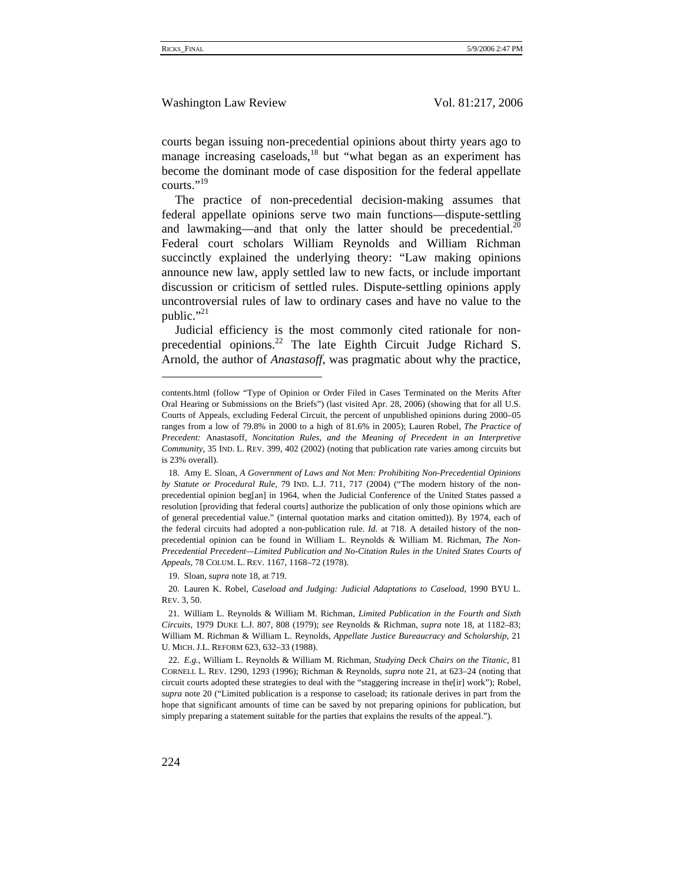courts began issuing non-precedential opinions about thirty years ago to manage increasing caseloads,[18] but "what began as an experiment has become the dominant mode of case disposition for the federal appellate courts."[19]

The practice of non-precedential decision-making assumes that federal appellate opinions serve two main functions—dispute-settling and lawmaking—and that only the latter should be precedential.[20] Federal court scholars William Reynolds and William Richman succinctly explained the underlying theory: "Law making opinions announce new law, apply settled law to new facts, or include important discussion or criticism of settled rules. Dispute-settling opinions apply uncontroversial rules of law to ordinary cases and have no value to the public."[21]

Judicial efficiency is the most commonly cited rationale for non-precedential opinions.[22] The late Eighth Circuit Judge Richard S. Arnold, the author of *Anastasoff*, was pragmatic about why the practice,

---

contents.html (follow "Type of Opinion or Order Filed in Cases Terminated on the Merits After Oral Hearing or Submissions on the Briefs") (last visited Apr. 28, 2006) (showing that for all U.S. Courts of Appeals, excluding Federal Circuit, the percent of unpublished opinions during 2000–05 ranges from a low of 79.8% in 2000 to a high of 81.6% in 2005); Lauren Robel, *The Practice of Precedent:* Anastasoff*, Noncitation Rules, and the Meaning of Precedent in an Interpretive Community*, 35 IND. L. REV. 399, 402 (2002) (noting that publication rate varies among circuits but is 23% overall).

18. Amy E. Sloan, *A Government of Laws and Not Men: Prohibiting Non-Precedential Opinions by Statute or Procedural Rule*, 79 IND. L.J. 711, 717 (2004) ("The modern history of the non-precedential opinion beg[an] in 1964, when the Judicial Conference of the United States passed a resolution [providing that federal courts] authorize the publication of only those opinions which are of general precedential value." (internal quotation marks and citation omitted)). By 1974, each of the federal circuits had adopted a non-publication rule. *Id.* at 718. A detailed history of the non-precedential opinion can be found in William L. Reynolds & William M. Richman, *The Non-Precedential Precedent—Limited Publication and No-Citation Rules in the United States Courts of Appeals*, 78 COLUM. L. REV. 1167, 1168–72 (1978).

19. Sloan, *supra* note 18, at 719.

20. Lauren K. Robel, *Caseload and Judging: Judicial Adaptations to Caseload*, 1990 BYU L. REV. 3, 50.

21. William L. Reynolds & William M. Richman, *Limited Publication in the Fourth and Sixth Circuits*, 1979 DUKE L.J. 807, 808 (1979); *see* Reynolds & Richman, *supra* note 18, at 1182–83; William M. Richman & William L. Reynolds, *Appellate Justice Bureaucracy and Scholarship*, 21 U. MICH. J.L. REFORM 623, 632–33 (1988).

22. *E.g.*, William L. Reynolds & William M. Richman, *Studying Deck Chairs on the Titanic*, 81 CORNELL L. REV. 1290, 1293 (1996); Richman & Reynolds, *supra* note 21, at 623–24 (noting that circuit courts adopted these strategies to deal with the "staggering increase in the[ir] work"); Robel, *supra* note 20 ("Limited publication is a response to caseload; its rationale derives in part from the hope that significant amounts of time can be saved by not preparing opinions for publication, but simply preparing a statement suitable for the parties that explains the results of the appeal.").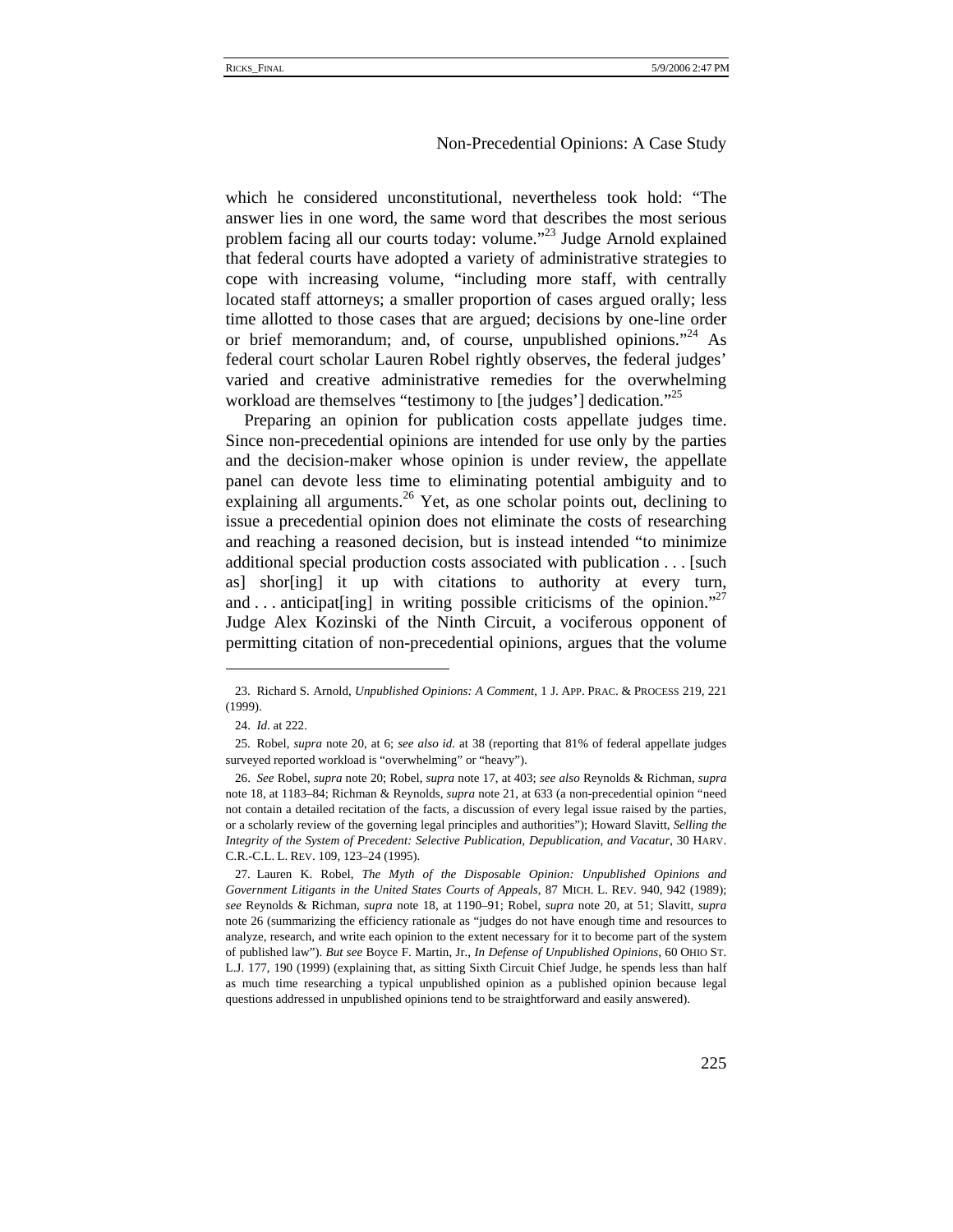which he considered unconstitutional, nevertheless took hold: "The answer lies in one word, the same word that describes the most serious problem facing all our courts today: volume."[23] Judge Arnold explained that federal courts have adopted a variety of administrative strategies to cope with increasing volume, "including more staff, with centrally located staff attorneys; a smaller proportion of cases argued orally; less time allotted to those cases that are argued; decisions by one-line order or brief memorandum; and, of course, unpublished opinions."[24] As federal court scholar Lauren Robel rightly observes, the federal judges' varied and creative administrative remedies for the overwhelming workload are themselves "testimony to [the judges'] dedication."[25]

Preparing an opinion for publication costs appellate judges time. Since non-precedential opinions are intended for use only by the parties and the decision-maker whose opinion is under review, the appellate panel can devote less time to eliminating potential ambiguity and to explaining all arguments.[26] Yet, as one scholar points out, declining to issue a precedential opinion does not eliminate the costs of researching and reaching a reasoned decision, but is instead intended "to minimize additional special production costs associated with publication . . . [such as] shor[ing] it up with citations to authority at every turn, and . . . anticipat[ing] in writing possible criticisms of the opinion."[27] Judge Alex Kozinski of the Ninth Circuit, a vociferous opponent of permitting citation of non-precedential opinions, argues that the volume

---

23. Richard S. Arnold, *Unpublished Opinions: A Comment*, 1 J. APP. PRAC. & PROCESS 219, 221 (1999).

24. *Id.* at 222.

25. Robel, *supra* note 20, at 6; *see also id.* at 38 (reporting that 81% of federal appellate judges surveyed reported workload is "overwhelming" or "heavy").

26. *See* Robel, *supra* note 20; Robel, *supra* note 17, at 403; *see also* Reynolds & Richman, *supra* note 18, at 1183–84; Richman & Reynolds, *supra* note 21, at 633 (a non-precedential opinion "need not contain a detailed recitation of the facts, a discussion of every legal issue raised by the parties, or a scholarly review of the governing legal principles and authorities"); Howard Slavitt, *Selling the Integrity of the System of Precedent: Selective Publication, Depublication, and Vacatur*, 30 HARV. C.R.-C.L. L. REV. 109, 123–24 (1995).

27. Lauren K. Robel, *The Myth of the Disposable Opinion: Unpublished Opinions and Government Litigants in the United States Courts of Appeals*, 87 MICH. L. REV. 940, 942 (1989); *see* Reynolds & Richman, *supra* note 18, at 1190–91; Robel, *supra* note 20, at 51; Slavitt, *supra* note 26 (summarizing the efficiency rationale as "judges do not have enough time and resources to analyze, research, and write each opinion to the extent necessary for it to become part of the system of published law"). *But see* Boyce F. Martin, Jr., *In Defense of Unpublished Opinions*, 60 OHIO ST. L.J. 177, 190 (1999) (explaining that, as sitting Sixth Circuit Chief Judge, he spends less than half as much time researching a typical unpublished opinion as a published opinion because legal questions addressed in unpublished opinions tend to be straightforward and easily answered).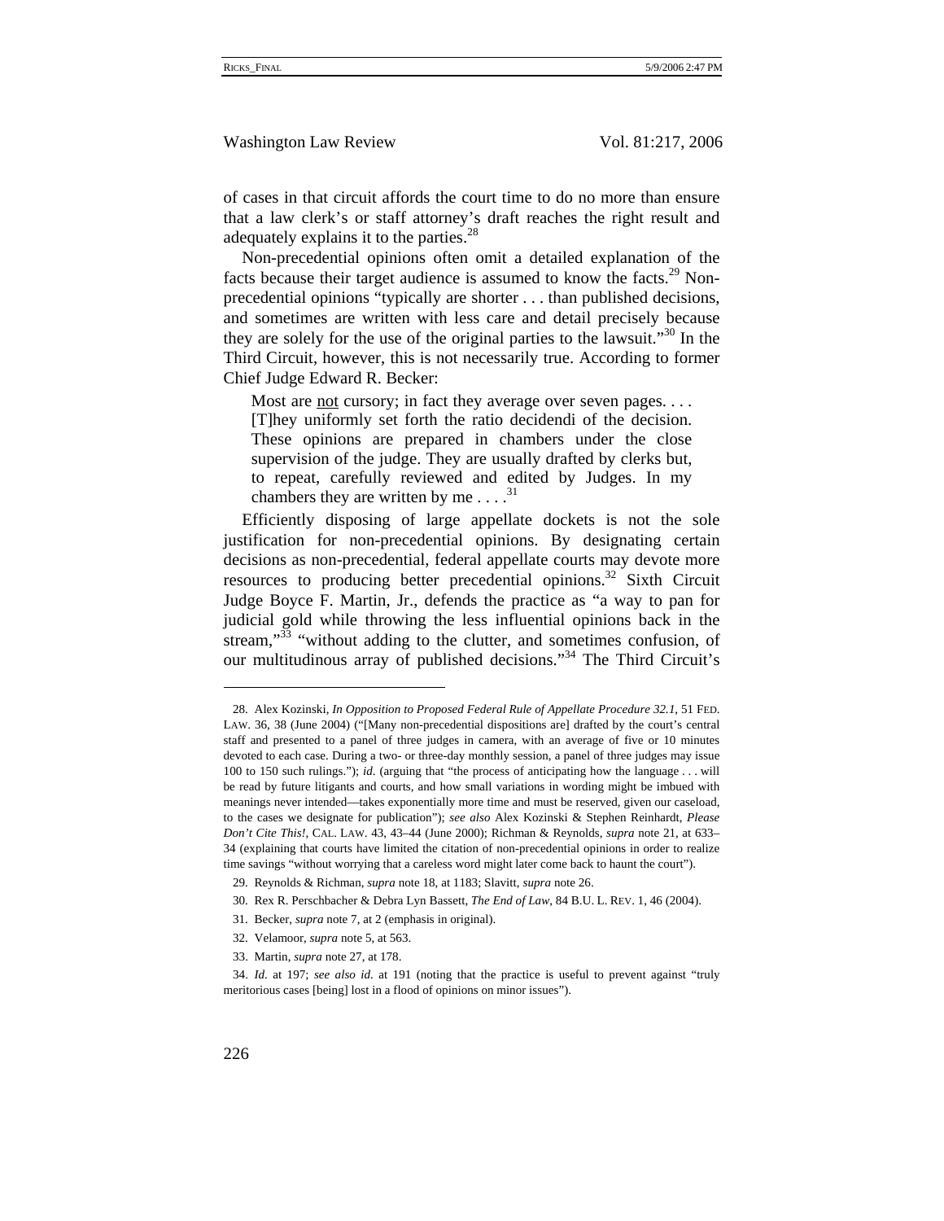of cases in that circuit affords the court time to do no more than ensure that a law clerk's or staff attorney's draft reaches the right result and adequately explains it to the parties.[28]

Non-precedential opinions often omit a detailed explanation of the facts because their target audience is assumed to know the facts.[29] Non-precedential opinions "typically are shorter . . . than published decisions, and sometimes are written with less care and detail precisely because they are solely for the use of the original parties to the lawsuit."[30] In the Third Circuit, however, this is not necessarily true. According to former Chief Judge Edward R. Becker:

> Most are <u>not</u> cursory; in fact they average over seven pages. . . . [T]hey uniformly set forth the ratio decidendi of the decision. These opinions are prepared in chambers under the close supervision of the judge. They are usually drafted by clerks but, to repeat, carefully reviewed and edited by Judges. In my chambers they are written by me . . . .[31]

Efficiently disposing of large appellate dockets is not the sole justification for non-precedential opinions. By designating certain decisions as non-precedential, federal appellate courts may devote more resources to producing better precedential opinions.[32] Sixth Circuit Judge Boyce F. Martin, Jr., defends the practice as "a way to pan for judicial gold while throwing the less influential opinions back in the stream,"[33] "without adding to the clutter, and sometimes confusion, of our multitudinous array of published decisions."[34] The Third Circuit's

---

28. Alex Kozinski, *In Opposition to Proposed Federal Rule of Appellate Procedure 32.1*, 51 FED. LAW. 36, 38 (June 2004) ("[Many non-precedential dispositions are] drafted by the court's central staff and presented to a panel of three judges in camera, with an average of five or 10 minutes devoted to each case. During a two- or three-day monthly session, a panel of three judges may issue 100 to 150 such rulings."); *id.* (arguing that "the process of anticipating how the language . . . will be read by future litigants and courts, and how small variations in wording might be imbued with meanings never intended—takes exponentially more time and must be reserved, given our caseload, to the cases we designate for publication"); *see also* Alex Kozinski & Stephen Reinhardt, *Please Don't Cite This!*, CAL. LAW. 43, 43–44 (June 2000); Richman & Reynolds, *supra* note 21, at 633–34 (explaining that courts have limited the citation of non-precedential opinions in order to realize time savings "without worrying that a careless word might later come back to haunt the court").

29. Reynolds & Richman, *supra* note 18, at 1183; Slavitt, *supra* note 26.

30. Rex R. Perschbacher & Debra Lyn Bassett, *The End of Law*, 84 B.U. L. REV. 1, 46 (2004).

31. Becker, *supra* note 7, at 2 (emphasis in original).

32. Velamoor, *supra* note 5, at 563.

33. Martin, *supra* note 27, at 178.

34. *Id.* at 197; *see also id.* at 191 (noting that the practice is useful to prevent against "truly meritorious cases [being] lost in a flood of opinions on minor issues").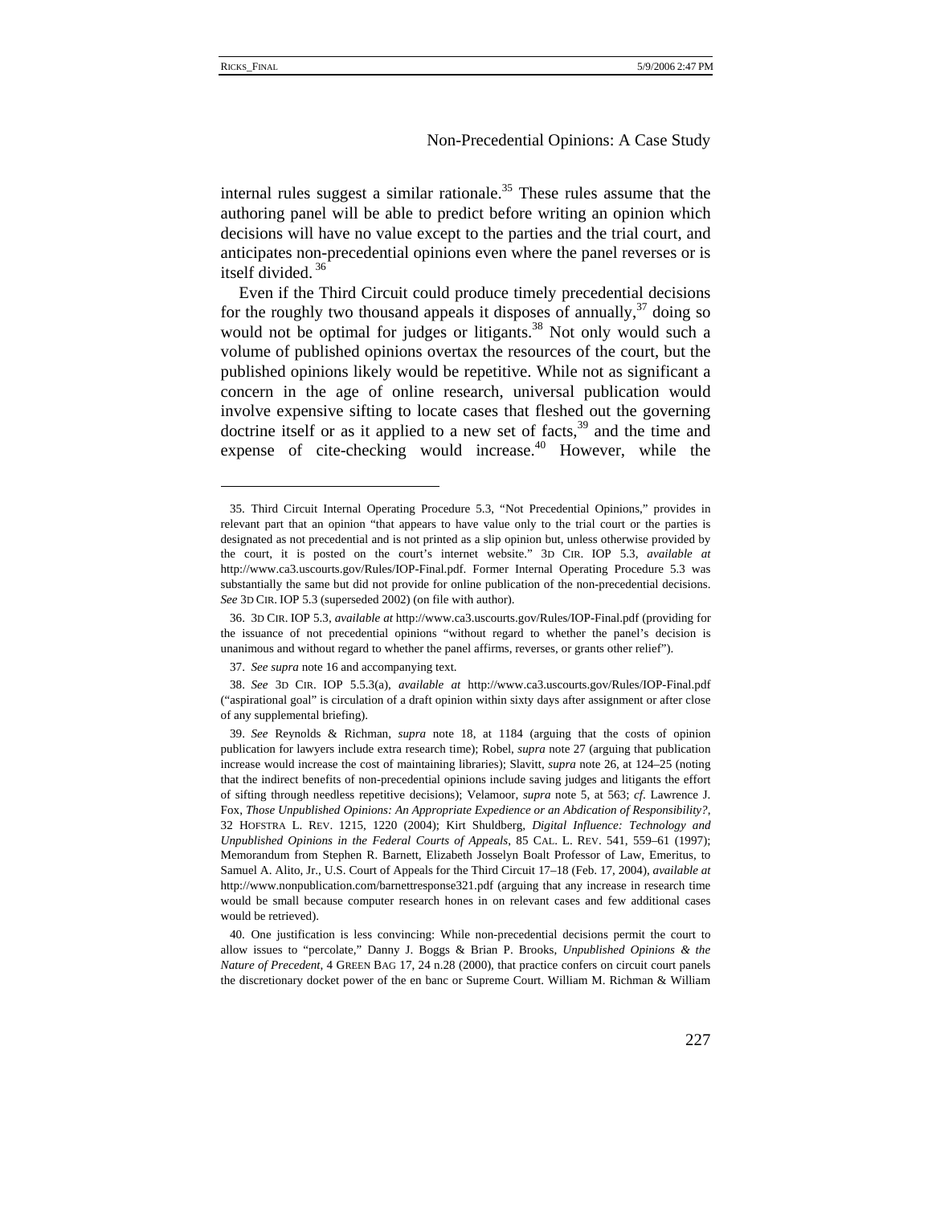internal rules suggest a similar rationale.[35] These rules assume that the authoring panel will be able to predict before writing an opinion which decisions will have no value except to the parties and the trial court, and anticipates non-precedential opinions even where the panel reverses or is itself divided.[36]

Even if the Third Circuit could produce timely precedential decisions for the roughly two thousand appeals it disposes of annually,[37] doing so would not be optimal for judges or litigants.[38] Not only would such a volume of published opinions overtax the resources of the court, but the published opinions likely would be repetitive. While not as significant a concern in the age of online research, universal publication would involve expensive sifting to locate cases that fleshed out the governing doctrine itself or as it applied to a new set of facts,[39] and the time and expense of cite-checking would increase.[40] However, while the

---

35. Third Circuit Internal Operating Procedure 5.3, "Not Precedential Opinions," provides in relevant part that an opinion "that appears to have value only to the trial court or the parties is designated as not precedential and is not printed as a slip opinion but, unless otherwise provided by the court, it is posted on the court's internet website." 3D CIR. IOP 5.3, *available at* http://www.ca3.uscourts.gov/Rules/IOP-Final.pdf. Former Internal Operating Procedure 5.3 was substantially the same but did not provide for online publication of the non-precedential decisions. *See* 3D CIR. IOP 5.3 (superseded 2002) (on file with author).

36. 3D CIR. IOP 5.3, *available at* http://www.ca3.uscourts.gov/Rules/IOP-Final.pdf (providing for the issuance of not precedential opinions "without regard to whether the panel's decision is unanimous and without regard to whether the panel affirms, reverses, or grants other relief").

37. *See supra* note 16 and accompanying text.

38. *See* 3D CIR. IOP 5.5.3(a), *available at* http://www.ca3.uscourts.gov/Rules/IOP-Final.pdf ("aspirational goal" is circulation of a draft opinion within sixty days after assignment or after close of any supplemental briefing).

39. *See* Reynolds & Richman, *supra* note 18, at 1184 (arguing that the costs of opinion publication for lawyers include extra research time); Robel, *supra* note 27 (arguing that publication increase would increase the cost of maintaining libraries); Slavitt, *supra* note 26, at 124–25 (noting that the indirect benefits of non-precedential opinions include saving judges and litigants the effort of sifting through needless repetitive decisions); Velamoor, *supra* note 5, at 563; *cf*. Lawrence J. Fox, *Those Unpublished Opinions: An Appropriate Expedience or an Abdication of Responsibility?*, 32 HOFSTRA L. REV. 1215, 1220 (2004); Kirt Shuldberg, *Digital Influence: Technology and Unpublished Opinions in the Federal Courts of Appeals*, 85 CAL. L. REV. 541, 559–61 (1997); Memorandum from Stephen R. Barnett, Elizabeth Josselyn Boalt Professor of Law, Emeritus, to Samuel A. Alito, Jr., U.S. Court of Appeals for the Third Circuit 17–18 (Feb. 17, 2004), *available at* http://www.nonpublication.com/barnettresponse321.pdf (arguing that any increase in research time would be small because computer research hones in on relevant cases and few additional cases would be retrieved).

40. One justification is less convincing: While non-precedential decisions permit the court to allow issues to "percolate," Danny J. Boggs & Brian P. Brooks, *Unpublished Opinions & the Nature of Precedent*, 4 GREEN BAG 17, 24 n.28 (2000), that practice confers on circuit court panels the discretionary docket power of the en banc or Supreme Court. William M. Richman & William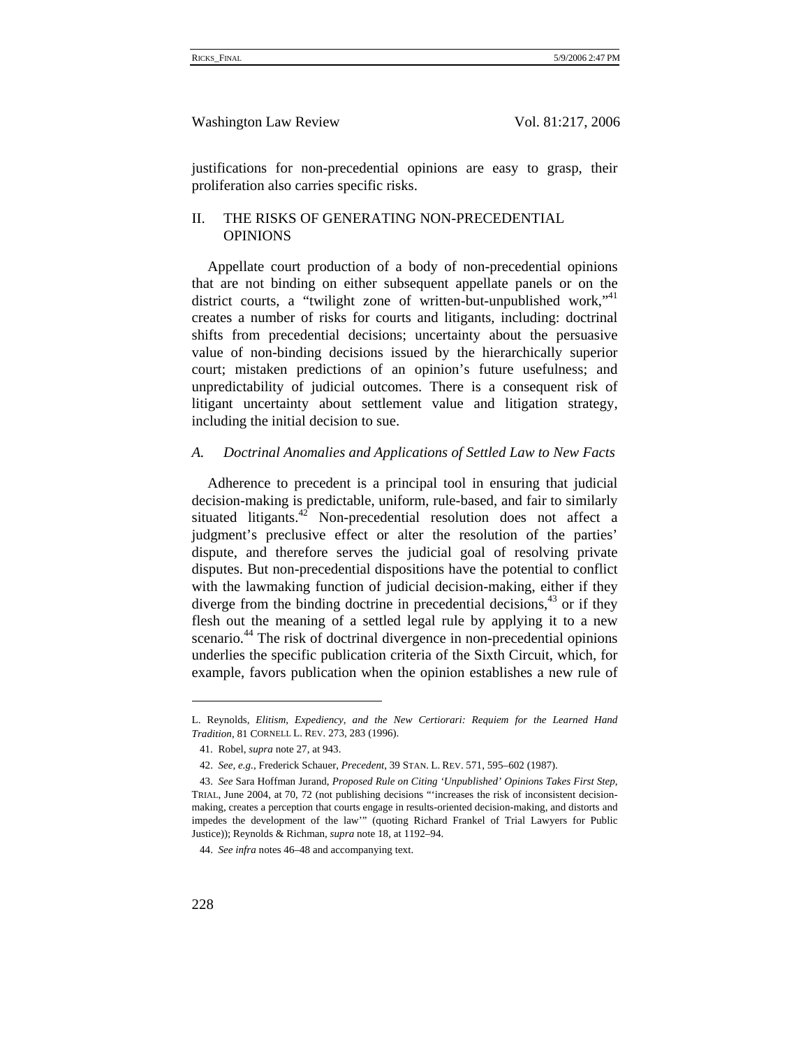justifications for non-precedential opinions are easy to grasp, their proliferation also carries specific risks.

## II. THE RISKS OF GENERATING NON-PRECEDENTIAL OPINIONS

Appellate court production of a body of non-precedential opinions that are not binding on either subsequent appellate panels or on the district courts, a "twilight zone of written-but-unpublished work,"[41] creates a number of risks for courts and litigants, including: doctrinal shifts from precedential decisions; uncertainty about the persuasive value of non-binding decisions issued by the hierarchically superior court; mistaken predictions of an opinion's future usefulness; and unpredictability of judicial outcomes. There is a consequent risk of litigant uncertainty about settlement value and litigation strategy, including the initial decision to sue.

### *A. Doctrinal Anomalies and Applications of Settled Law to New Facts*

Adherence to precedent is a principal tool in ensuring that judicial decision-making is predictable, uniform, rule-based, and fair to similarly situated litigants.[42] Non-precedential resolution does not affect a judgment's preclusive effect or alter the resolution of the parties' dispute, and therefore serves the judicial goal of resolving private disputes. But non-precedential dispositions have the potential to conflict with the lawmaking function of judicial decision-making, either if they diverge from the binding doctrine in precedential decisions,[43] or if they flesh out the meaning of a settled legal rule by applying it to a new scenario.[44] The risk of doctrinal divergence in non-precedential opinions underlies the specific publication criteria of the Sixth Circuit, which, for example, favors publication when the opinion establishes a new rule of

---

L. Reynolds, *Elitism, Expediency, and the New Certiorari: Requiem for the Learned Hand Tradition*, 81 CORNELL L. REV. 273, 283 (1996).

41. Robel, *supra* note 27, at 943.

42. *See, e.g.*, Frederick Schauer, *Precedent*, 39 STAN. L. REV. 571, 595–602 (1987).

43. *See* Sara Hoffman Jurand, *Proposed Rule on Citing 'Unpublished' Opinions Takes First Step*, TRIAL, June 2004, at 70, 72 (not publishing decisions "'increases the risk of inconsistent decision-making, creates a perception that courts engage in results-oriented decision-making, and distorts and impedes the development of the law'" (quoting Richard Frankel of Trial Lawyers for Public Justice)); Reynolds & Richman, *supra* note 18, at 1192–94.

44. *See infra* notes 46–48 and accompanying text.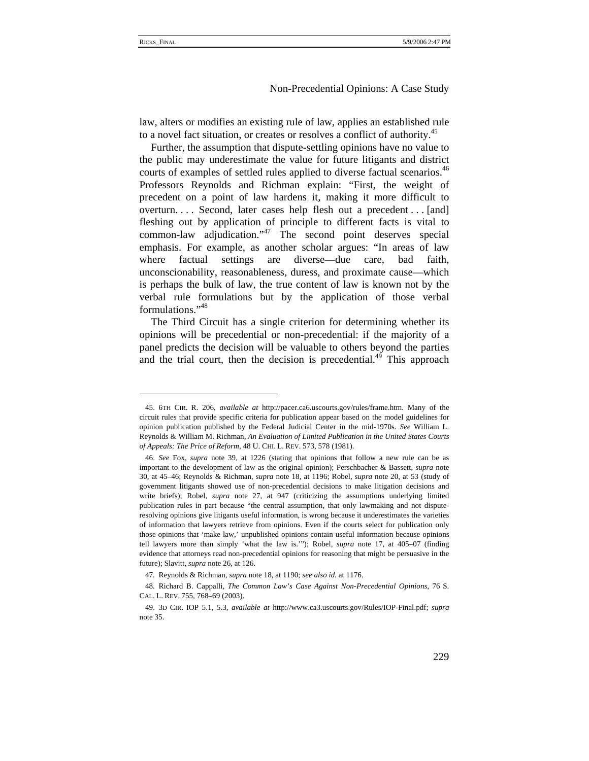law, alters or modifies an existing rule of law, applies an established rule to a novel fact situation, or creates or resolves a conflict of authority.[45]

Further, the assumption that dispute-settling opinions have no value to the public may underestimate the value for future litigants and district courts of examples of settled rules applied to diverse factual scenarios.[46] Professors Reynolds and Richman explain: "First, the weight of precedent on a point of law hardens it, making it more difficult to overturn. . . . Second, later cases help flesh out a precedent . . . [and] fleshing out by application of principle to different facts is vital to common-law adjudication."[47] The second point deserves special emphasis. For example, as another scholar argues: "In areas of law where factual settings are diverse—due care, bad faith, unconscionability, reasonableness, duress, and proximate cause—which is perhaps the bulk of law, the true content of law is known not by the verbal rule formulations but by the application of those verbal formulations."[48]

The Third Circuit has a single criterion for determining whether its opinions will be precedential or non-precedential: if the majority of a panel predicts the decision will be valuable to others beyond the parties and the trial court, then the decision is precedential.[49] This approach

---

45. 6TH CIR. R. 206, *available at* http://pacer.ca6.uscourts.gov/rules/frame.htm. Many of the circuit rules that provide specific criteria for publication appear based on the model guidelines for opinion publication published by the Federal Judicial Center in the mid-1970s. *See* William L. Reynolds & William M. Richman, *An Evaluation of Limited Publication in the United States Courts of Appeals: The Price of Reform*, 48 U. CHI. L. REV. 573, 578 (1981).

46. *See* Fox, *supra* note 39, at 1226 (stating that opinions that follow a new rule can be as important to the development of law as the original opinion); Perschbacher & Bassett, *supra* note 30, at 45–46; Reynolds & Richman, *supra* note 18, at 1196; Robel, *supra* note 20, at 53 (study of government litigants showed use of non-precedential decisions to make litigation decisions and write briefs); Robel, *supra* note 27, at 947 (criticizing the assumptions underlying limited publication rules in part because "the central assumption, that only lawmaking and not dispute-resolving opinions give litigants useful information, is wrong because it underestimates the varieties of information that lawyers retrieve from opinions. Even if the courts select for publication only those opinions that 'make law,' unpublished opinions contain useful information because opinions tell lawyers more than simply 'what the law is.'"); Robel, *supra* note 17, at 405–07 (finding evidence that attorneys read non-precedential opinions for reasoning that might be persuasive in the future); Slavitt, *supra* note 26, at 126.

47. Reynolds & Richman, *supra* note 18, at 1190; *see also id.* at 1176.

48. Richard B. Cappalli, *The Common Law's Case Against Non-Precedential Opinions*, 76 S. CAL. L. REV. 755, 768–69 (2003).

49. 3D CIR. IOP 5.1, 5.3, *available at* http://www.ca3.uscourts.gov/Rules/IOP-Final.pdf; *supra* note 35.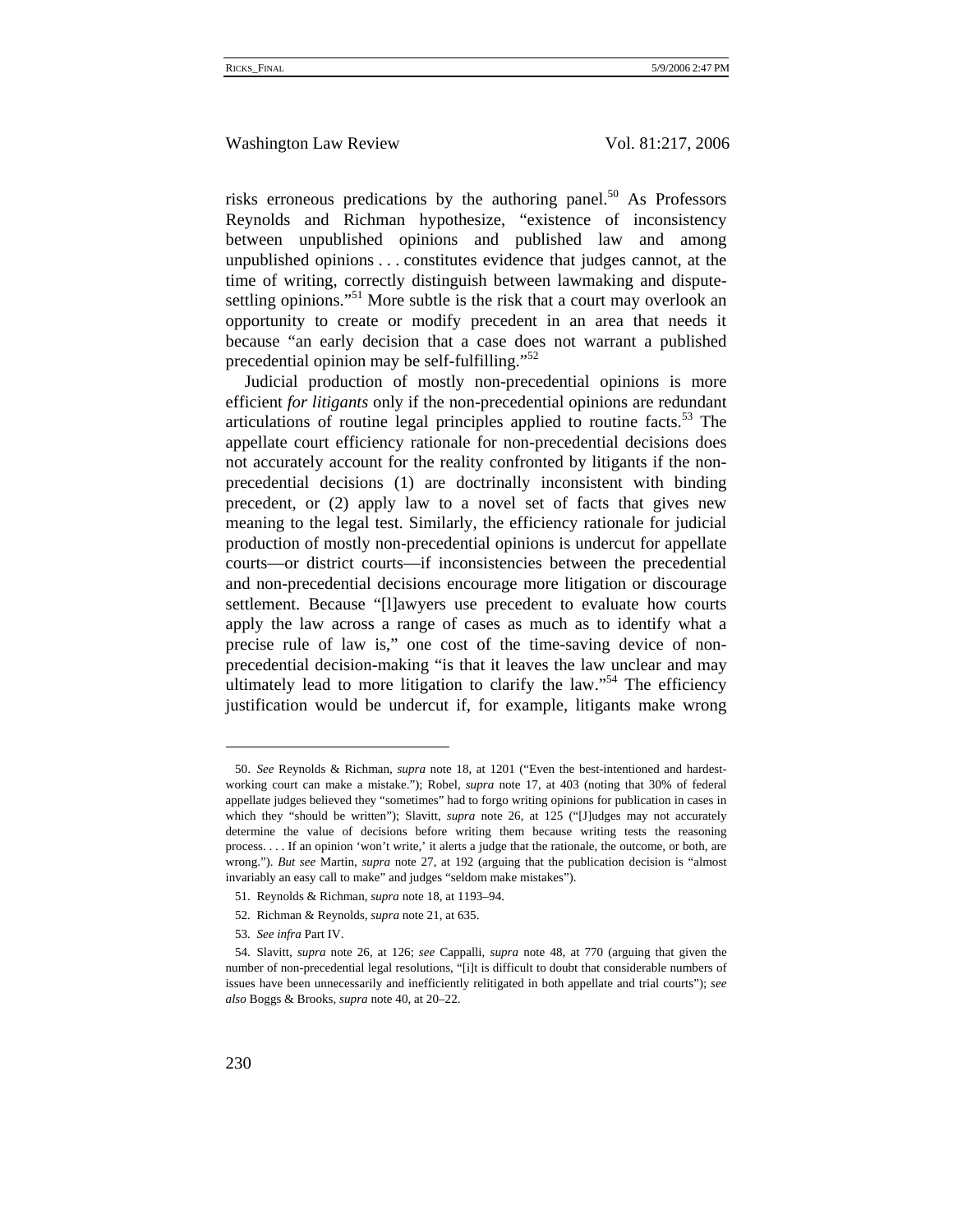risks erroneous predications by the authoring panel.[50] As Professors Reynolds and Richman hypothesize, "existence of inconsistency between unpublished opinions and published law and among unpublished opinions . . . constitutes evidence that judges cannot, at the time of writing, correctly distinguish between lawmaking and dispute-settling opinions."[51] More subtle is the risk that a court may overlook an opportunity to create or modify precedent in an area that needs it because "an early decision that a case does not warrant a published precedential opinion may be self-fulfilling."[52]

Judicial production of mostly non-precedential opinions is more efficient *for litigants* only if the non-precedential opinions are redundant articulations of routine legal principles applied to routine facts.[53] The appellate court efficiency rationale for non-precedential decisions does not accurately account for the reality confronted by litigants if the non-precedential decisions (1) are doctrinally inconsistent with binding precedent, or (2) apply law to a novel set of facts that gives new meaning to the legal test. Similarly, the efficiency rationale for judicial production of mostly non-precedential opinions is undercut for appellate courts—or district courts—if inconsistencies between the precedential and non-precedential decisions encourage more litigation or discourage settlement. Because "[l]awyers use precedent to evaluate how courts apply the law across a range of cases as much as to identify what a precise rule of law is," one cost of the time-saving device of non-precedential decision-making "is that it leaves the law unclear and may ultimately lead to more litigation to clarify the law."[54] The efficiency justification would be undercut if, for example, litigants make wrong

---

50. *See* Reynolds & Richman, *supra* note 18, at 1201 ("Even the best-intentioned and hardest-working court can make a mistake."); Robel, *supra* note 17, at 403 (noting that 30% of federal appellate judges believed they "sometimes" had to forgo writing opinions for publication in cases in which they "should be written"); Slavitt, *supra* note 26, at 125 ("[J]udges may not accurately determine the value of decisions before writing them because writing tests the reasoning process. . . . If an opinion 'won't write,' it alerts a judge that the rationale, the outcome, or both, are wrong."). *But see* Martin, *supra* note 27, at 192 (arguing that the publication decision is "almost invariably an easy call to make" and judges "seldom make mistakes").

51. Reynolds & Richman, *supra* note 18, at 1193–94.

52. Richman & Reynolds, *supra* note 21, at 635.

53. *See infra* Part IV.

54. Slavitt, *supra* note 26, at 126; *see* Cappalli, *supra* note 48, at 770 (arguing that given the number of non-precedential legal resolutions, "[i]t is difficult to doubt that considerable numbers of issues have been unnecessarily and inefficiently relitigated in both appellate and trial courts"); *see also* Boggs & Brooks, *supra* note 40, at 20–22.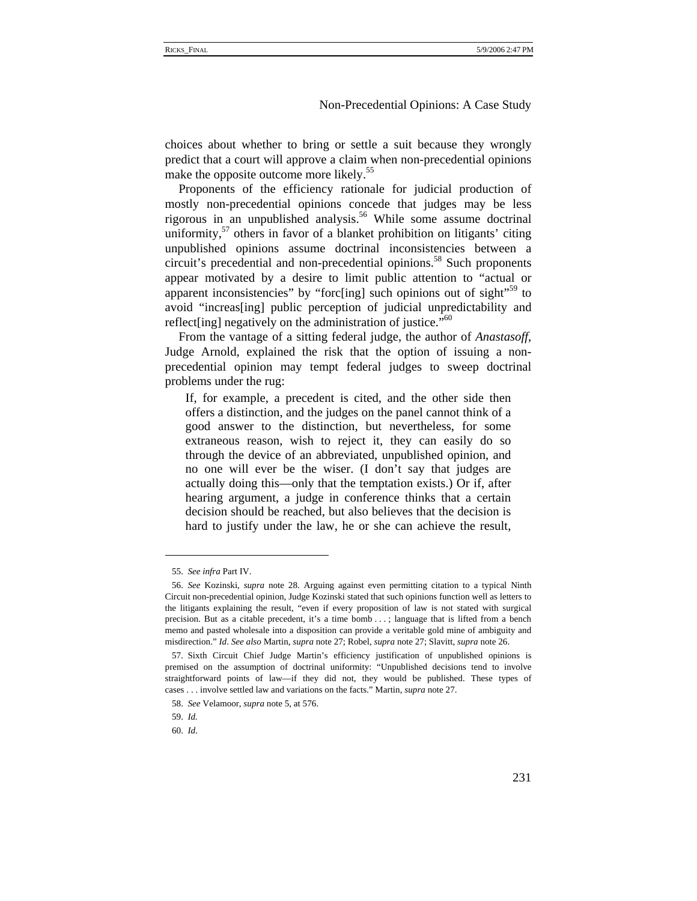choices about whether to bring or settle a suit because they wrongly predict that a court will approve a claim when non-precedential opinions make the opposite outcome more likely.[55]

Proponents of the efficiency rationale for judicial production of mostly non-precedential opinions concede that judges may be less rigorous in an unpublished analysis.[56] While some assume doctrinal uniformity,[57] others in favor of a blanket prohibition on litigants' citing unpublished opinions assume doctrinal inconsistencies between a circuit's precedential and non-precedential opinions.[58] Such proponents appear motivated by a desire to limit public attention to "actual or apparent inconsistencies" by "forc[ing] such opinions out of sight"[59] to avoid "increas[ing] public perception of judicial unpredictability and reflect[ing] negatively on the administration of justice."[60]

From the vantage of a sitting federal judge, the author of *Anastasoff*, Judge Arnold, explained the risk that the option of issuing a non-precedential opinion may tempt federal judges to sweep doctrinal problems under the rug:

> If, for example, a precedent is cited, and the other side then offers a distinction, and the judges on the panel cannot think of a good answer to the distinction, but nevertheless, for some extraneous reason, wish to reject it, they can easily do so through the device of an abbreviated, unpublished opinion, and no one will ever be the wiser. (I don't say that judges are actually doing this—only that the temptation exists.) Or if, after hearing argument, a judge in conference thinks that a certain decision should be reached, but also believes that the decision is hard to justify under the law, he or she can achieve the result,

---

55. *See infra* Part IV.

56. *See* Kozinski, *supra* note 28. Arguing against even permitting citation to a typical Ninth Circuit non-precedential opinion, Judge Kozinski stated that such opinions function well as letters to the litigants explaining the result, "even if every proposition of law is not stated with surgical precision. But as a citable precedent, it's a time bomb . . . ; language that is lifted from a bench memo and pasted wholesale into a disposition can provide a veritable gold mine of ambiguity and misdirection." *Id*. *See also* Martin, *supra* note 27; Robel, *supra* note 27; Slavitt, *supra* note 26.

57. Sixth Circuit Chief Judge Martin's efficiency justification of unpublished opinions is premised on the assumption of doctrinal uniformity: "Unpublished decisions tend to involve straightforward points of law—if they did not, they would be published. These types of cases . . . involve settled law and variations on the facts." Martin, *supra* note 27.

58. *See* Velamoor, *supra* note 5, at 576.

59. *Id.*

60. *Id*.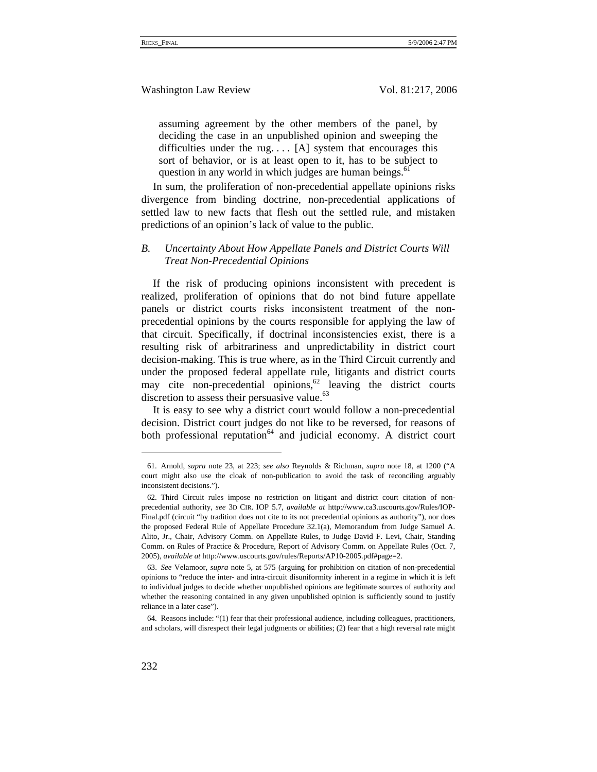> assuming agreement by the other members of the panel, by deciding the case in an unpublished opinion and sweeping the difficulties under the rug. . . . [A] system that encourages this sort of behavior, or is at least open to it, has to be subject to question in any world in which judges are human beings.[61]

In sum, the proliferation of non-precedential appellate opinions risks divergence from binding doctrine, non-precedential applications of settled law to new facts that flesh out the settled rule, and mistaken predictions of an opinion's lack of value to the public.

### *B. Uncertainty About How Appellate Panels and District Courts Will Treat Non-Precedential Opinions*

If the risk of producing opinions inconsistent with precedent is realized, proliferation of opinions that do not bind future appellate panels or district courts risks inconsistent treatment of the non-precedential opinions by the courts responsible for applying the law of that circuit. Specifically, if doctrinal inconsistencies exist, there is a resulting risk of arbitrariness and unpredictability in district court decision-making. This is true where, as in the Third Circuit currently and under the proposed federal appellate rule, litigants and district courts may cite non-precedential opinions,[62] leaving the district courts discretion to assess their persuasive value.[63]

It is easy to see why a district court would follow a non-precedential decision. District court judges do not like to be reversed, for reasons of both professional reputation[64] and judicial economy. A district court

---

61. Arnold, *supra* note 23, at 223; *see also* Reynolds & Richman, *supra* note 18, at 1200 ("A court might also use the cloak of non-publication to avoid the task of reconciling arguably inconsistent decisions.").

62. Third Circuit rules impose no restriction on litigant and district court citation of non-precedential authority, *see* 3D CIR. IOP 5.7, *available at* http://www.ca3.uscourts.gov/Rules/IOP-Final.pdf (circuit "by tradition does not cite to its not precedential opinions as authority"), nor does the proposed Federal Rule of Appellate Procedure 32.1(a), Memorandum from Judge Samuel A. Alito, Jr., Chair, Advisory Comm. on Appellate Rules, to Judge David F. Levi, Chair, Standing Comm. on Rules of Practice & Procedure, Report of Advisory Comm. on Appellate Rules (Oct. 7, 2005), *available at* http://www.uscourts.gov/rules/Reports/AP10-2005.pdf#page=2.

63. *See* Velamoor, *supra* note 5, at 575 (arguing for prohibition on citation of non-precedential opinions to "reduce the inter- and intra-circuit disuniformity inherent in a regime in which it is left to individual judges to decide whether unpublished opinions are legitimate sources of authority and whether the reasoning contained in any given unpublished opinion is sufficiently sound to justify reliance in a later case").

64. Reasons include: "(1) fear that their professional audience, including colleagues, practitioners, and scholars, will disrespect their legal judgments or abilities; (2) fear that a high reversal rate might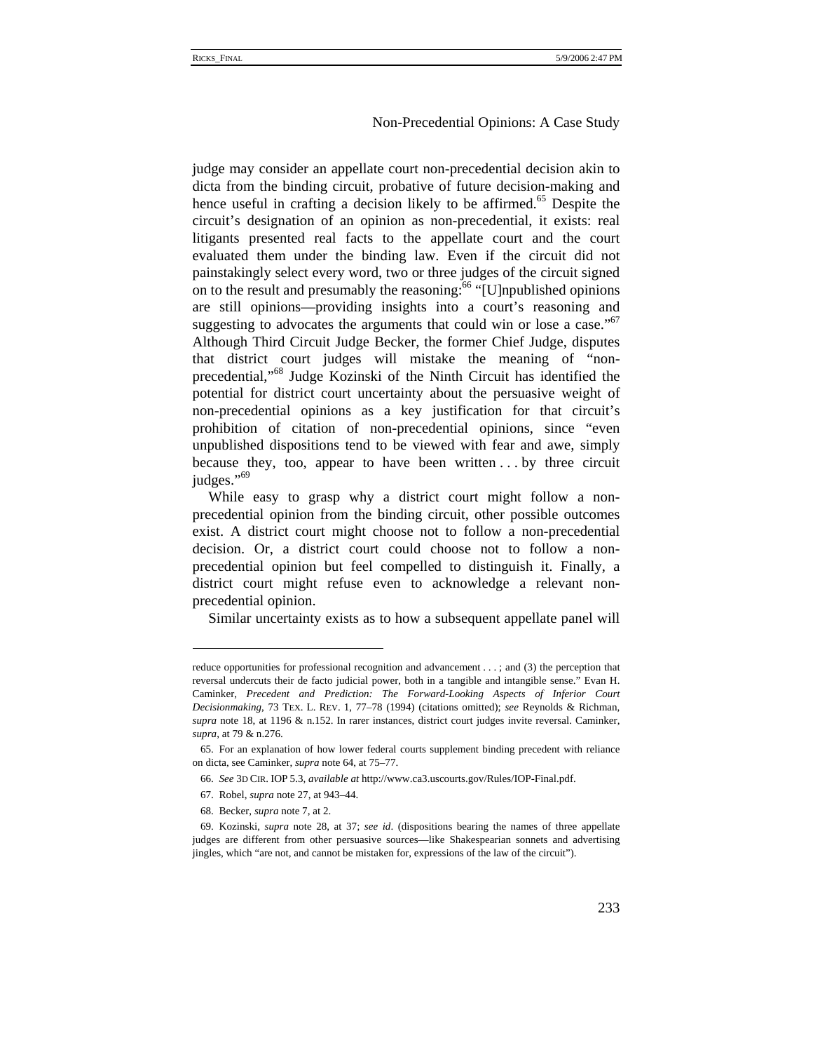judge may consider an appellate court non-precedential decision akin to dicta from the binding circuit, probative of future decision-making and hence useful in crafting a decision likely to be affirmed.[65] Despite the circuit's designation of an opinion as non-precedential, it exists: real litigants presented real facts to the appellate court and the court evaluated them under the binding law. Even if the circuit did not painstakingly select every word, two or three judges of the circuit signed on to the result and presumably the reasoning:[66] "[U]npublished opinions are still opinions—providing insights into a court's reasoning and suggesting to advocates the arguments that could win or lose a case."[67] Although Third Circuit Judge Becker, the former Chief Judge, disputes that district court judges will mistake the meaning of "non-precedential,"[68] Judge Kozinski of the Ninth Circuit has identified the potential for district court uncertainty about the persuasive weight of non-precedential opinions as a key justification for that circuit's prohibition of citation of non-precedential opinions, since "even unpublished dispositions tend to be viewed with fear and awe, simply because they, too, appear to have been written . . . by three circuit judges."[69]

While easy to grasp why a district court might follow a non-precedential opinion from the binding circuit, other possible outcomes exist. A district court might choose not to follow a non-precedential decision. Or, a district court could choose not to follow a non-precedential opinion but feel compelled to distinguish it. Finally, a district court might refuse even to acknowledge a relevant non-precedential opinion.

Similar uncertainty exists as to how a subsequent appellate panel will

---

reduce opportunities for professional recognition and advancement . . . ; and (3) the perception that reversal undercuts their de facto judicial power, both in a tangible and intangible sense." Evan H. Caminker, *Precedent and Prediction: The Forward-Looking Aspects of Inferior Court Decisionmaking*, 73 TEX. L. REV. 1, 77–78 (1994) (citations omitted); *see* Reynolds & Richman, *supra* note 18, at 1196 & n.152. In rarer instances, district court judges invite reversal. Caminker, *supra*, at 79 & n.276.

65. For an explanation of how lower federal courts supplement binding precedent with reliance on dicta, see Caminker, *supra* note 64, at 75–77.

66. *See* 3D CIR. IOP 5.3, *available at* http://www.ca3.uscourts.gov/Rules/IOP-Final.pdf.

67. Robel, *supra* note 27, at 943–44.

68. Becker, *supra* note 7, at 2.

69. Kozinski, *supra* note 28, at 37; *see id*. (dispositions bearing the names of three appellate judges are different from other persuasive sources—like Shakespearian sonnets and advertising jingles, which "are not, and cannot be mistaken for, expressions of the law of the circuit").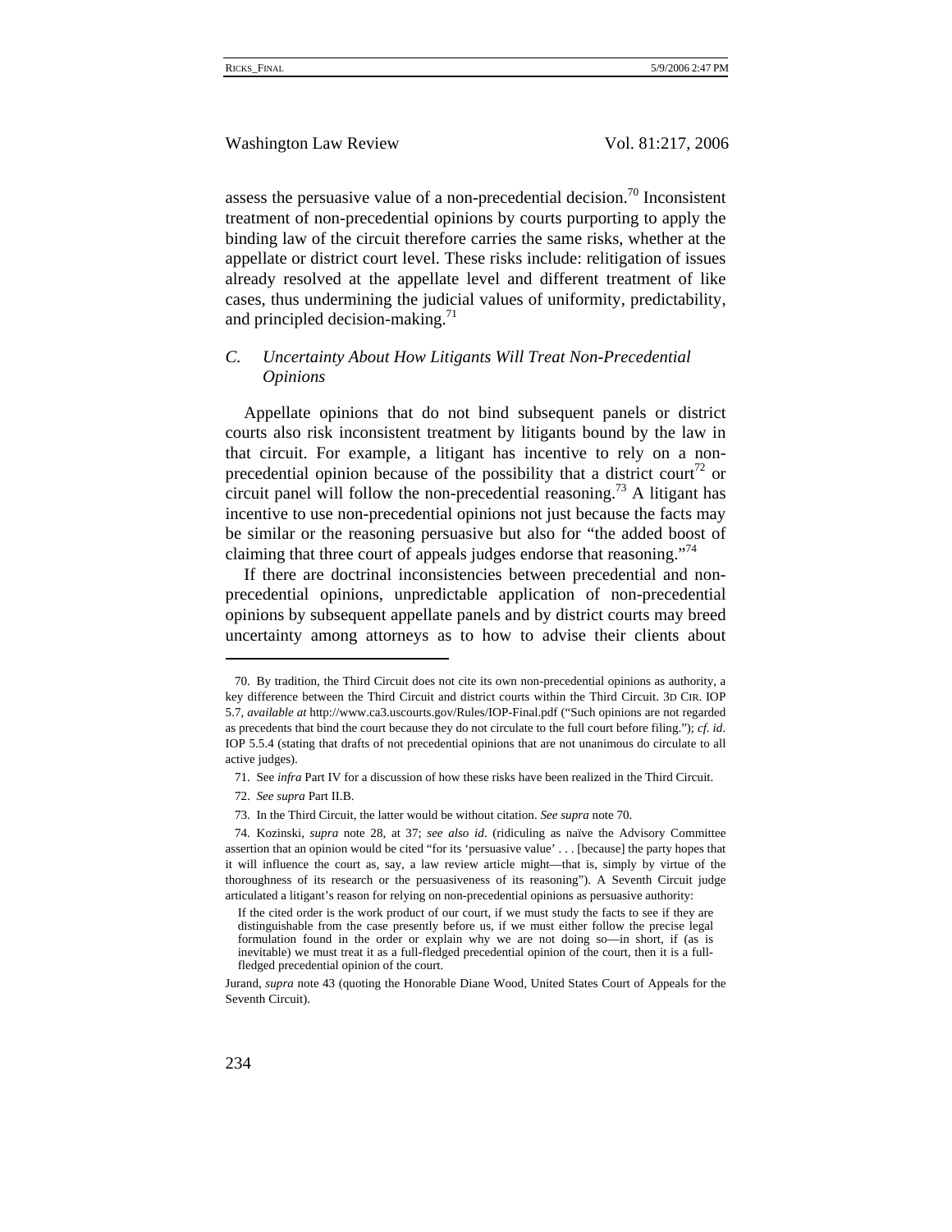assess the persuasive value of a non-precedential decision.[70] Inconsistent treatment of non-precedential opinions by courts purporting to apply the binding law of the circuit therefore carries the same risks, whether at the appellate or district court level. These risks include: relitigation of issues already resolved at the appellate level and different treatment of like cases, thus undermining the judicial values of uniformity, predictability, and principled decision-making.[71]

### *C. Uncertainty About How Litigants Will Treat Non-Precedential Opinions*

Appellate opinions that do not bind subsequent panels or district courts also risk inconsistent treatment by litigants bound by the law in that circuit. For example, a litigant has incentive to rely on a non-precedential opinion because of the possibility that a district court[72] or circuit panel will follow the non-precedential reasoning.[73] A litigant has incentive to use non-precedential opinions not just because the facts may be similar or the reasoning persuasive but also for "the added boost of claiming that three court of appeals judges endorse that reasoning."[74]

If there are doctrinal inconsistencies between precedential and non-precedential opinions, unpredictable application of non-precedential opinions by subsequent appellate panels and by district courts may breed uncertainty among attorneys as to how to advise their clients about

---

70. By tradition, the Third Circuit does not cite its own non-precedential opinions as authority, a key difference between the Third Circuit and district courts within the Third Circuit. 3D CIR. IOP 5.7, *available at* http://www.ca3.uscourts.gov/Rules/IOP-Final.pdf ("Such opinions are not regarded as precedents that bind the court because they do not circulate to the full court before filing."); *cf. id*. IOP 5.5.4 (stating that drafts of not precedential opinions that are not unanimous do circulate to all active judges).

71. See *infra* Part IV for a discussion of how these risks have been realized in the Third Circuit.

72. *See supra* Part II.B.

73. In the Third Circuit, the latter would be without citation. *See supra* note 70.

74. Kozinski, *supra* note 28, at 37; *see also id*. (ridiculing as naïve the Advisory Committee assertion that an opinion would be cited "for its 'persuasive value' . . . [because] the party hopes that it will influence the court as, say, a law review article might—that is, simply by virtue of the thoroughness of its research or the persuasiveness of its reasoning"). A Seventh Circuit judge articulated a litigant's reason for relying on non-precedential opinions as persuasive authority:

> If the cited order is the work product of our court, if we must study the facts to see if they are distinguishable from the case presently before us, if we must either follow the precise legal formulation found in the order or explain why we are not doing so—in short, if (as is inevitable) we must treat it as a full-fledged precedential opinion of the court, then it is a full-fledged precedential opinion of the court.

Jurand, *supra* note 43 (quoting the Honorable Diane Wood, United States Court of Appeals for the Seventh Circuit).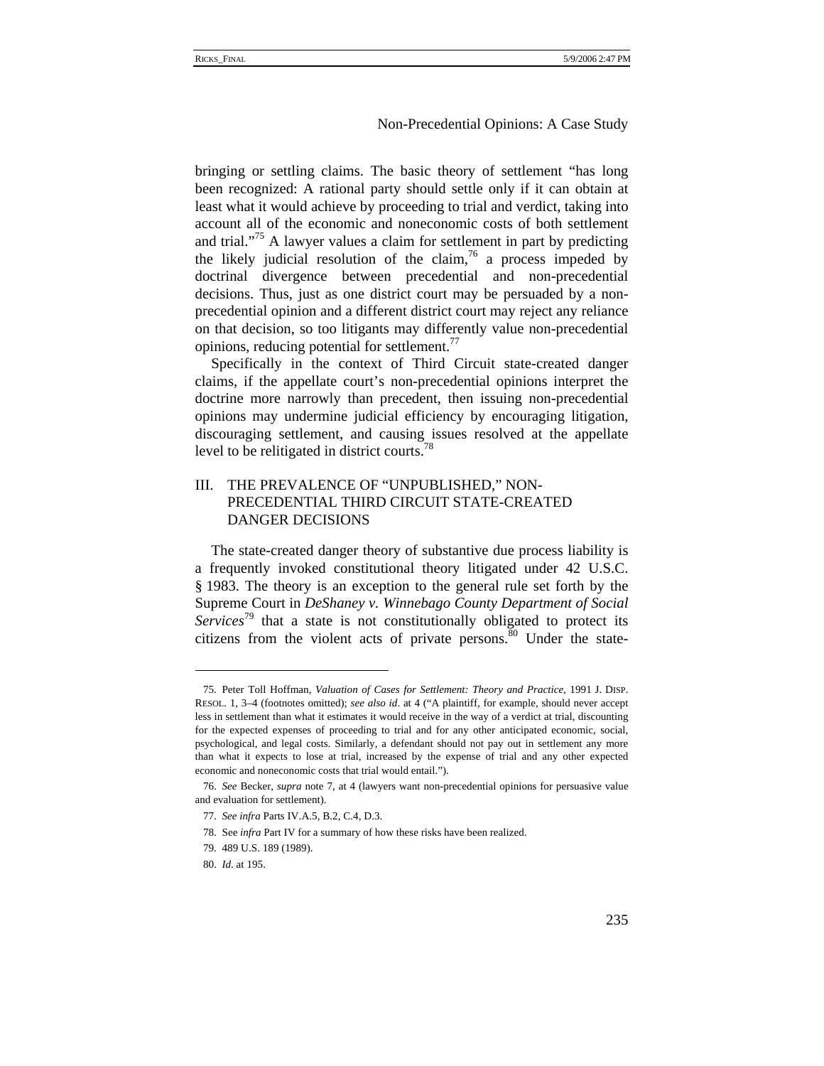bringing or settling claims. The basic theory of settlement "has long been recognized: A rational party should settle only if it can obtain at least what it would achieve by proceeding to trial and verdict, taking into account all of the economic and noneconomic costs of both settlement and trial."[75] A lawyer values a claim for settlement in part by predicting the likely judicial resolution of the claim,[76] a process impeded by doctrinal divergence between precedential and non-precedential decisions. Thus, just as one district court may be persuaded by a non-precedential opinion and a different district court may reject any reliance on that decision, so too litigants may differently value non-precedential opinions, reducing potential for settlement.[77]

Specifically in the context of Third Circuit state-created danger claims, if the appellate court's non-precedential opinions interpret the doctrine more narrowly than precedent, then issuing non-precedential opinions may undermine judicial efficiency by encouraging litigation, discouraging settlement, and causing issues resolved at the appellate level to be relitigated in district courts.[78]

## III. THE PREVALENCE OF "UNPUBLISHED," NON-PRECEDENTIAL THIRD CIRCUIT STATE-CREATED DANGER DECISIONS

The state-created danger theory of substantive due process liability is a frequently invoked constitutional theory litigated under 42 U.S.C. § 1983. The theory is an exception to the general rule set forth by the Supreme Court in *DeShaney v. Winnebago County Department of Social Services*[79] that a state is not constitutionally obligated to protect its citizens from the violent acts of private persons.[80] Under the state-

---

75. Peter Toll Hoffman, *Valuation of Cases for Settlement: Theory and Practice*, 1991 J. DISP. RESOL. 1, 3–4 (footnotes omitted); *see also id*. at 4 ("A plaintiff, for example, should never accept less in settlement than what it estimates it would receive in the way of a verdict at trial, discounting for the expected expenses of proceeding to trial and for any other anticipated economic, social, psychological, and legal costs. Similarly, a defendant should not pay out in settlement any more than what it expects to lose at trial, increased by the expense of trial and any other expected economic and noneconomic costs that trial would entail.").

76. *See* Becker, *supra* note 7, at 4 (lawyers want non-precedential opinions for persuasive value and evaluation for settlement).

77. *See infra* Parts IV.A.5, B.2, C.4, D.3.

78. See *infra* Part IV for a summary of how these risks have been realized.

79. 489 U.S. 189 (1989).

80. *Id*. at 195.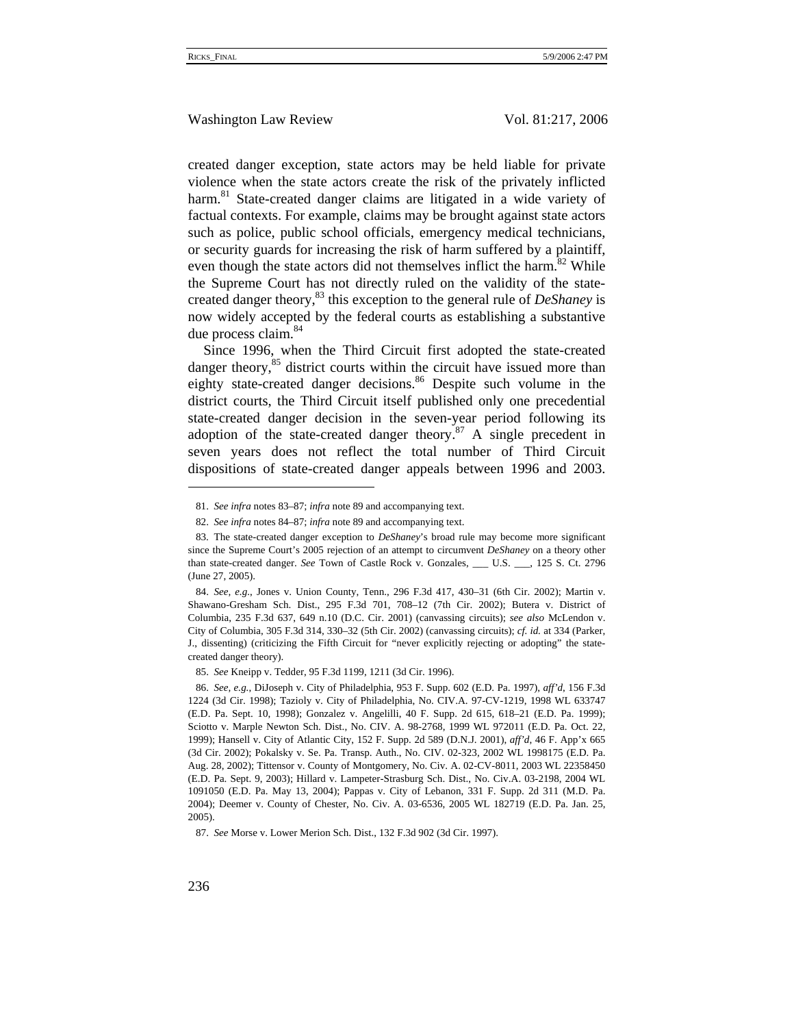created danger exception, state actors may be held liable for private violence when the state actors create the risk of the privately inflicted harm.[81] State-created danger claims are litigated in a wide variety of factual contexts. For example, claims may be brought against state actors such as police, public school officials, emergency medical technicians, or security guards for increasing the risk of harm suffered by a plaintiff, even though the state actors did not themselves inflict the harm.[82] While the Supreme Court has not directly ruled on the validity of the state-created danger theory,[83] this exception to the general rule of *DeShaney* is now widely accepted by the federal courts as establishing a substantive due process claim.[84]

Since 1996, when the Third Circuit first adopted the state-created danger theory,[85] district courts within the circuit have issued more than eighty state-created danger decisions.[86] Despite such volume in the district courts, the Third Circuit itself published only one precedential state-created danger decision in the seven-year period following its adoption of the state-created danger theory.[87] A single precedent in seven years does not reflect the total number of Third Circuit dispositions of state-created danger appeals between 1996 and 2003.

---

81. *See infra* notes 83–87; *infra* note 89 and accompanying text.

82. *See infra* notes 84–87; *infra* note 89 and accompanying text.

83. The state-created danger exception to *DeShaney*'s broad rule may become more significant since the Supreme Court's 2005 rejection of an attempt to circumvent *DeShaney* on a theory other than state-created danger. *See* Town of Castle Rock v. Gonzales, ___ U.S. ___, 125 S. Ct. 2796 (June 27, 2005).

84. *See, e.g.*, Jones v. Union County, Tenn., 296 F.3d 417, 430–31 (6th Cir. 2002); Martin v. Shawano-Gresham Sch. Dist., 295 F.3d 701, 708–12 (7th Cir. 2002); Butera v. District of Columbia, 235 F.3d 637, 649 n.10 (D.C. Cir. 2001) (canvassing circuits); *see also* McLendon v. City of Columbia, 305 F.3d 314, 330–32 (5th Cir. 2002) (canvassing circuits); *cf. id.* at 334 (Parker, J., dissenting) (criticizing the Fifth Circuit for "never explicitly rejecting or adopting" the state-created danger theory).

85. *See* Kneipp v. Tedder, 95 F.3d 1199, 1211 (3d Cir. 1996).

86. *See, e.g.*, DiJoseph v. City of Philadelphia, 953 F. Supp. 602 (E.D. Pa. 1997), *aff'd*, 156 F.3d 1224 (3d Cir. 1998); Tazioly v. City of Philadelphia, No. CIV.A. 97-CV-1219, 1998 WL 633747 (E.D. Pa. Sept. 10, 1998); Gonzalez v. Angelilli, 40 F. Supp. 2d 615, 618–21 (E.D. Pa. 1999); Sciotto v. Marple Newton Sch. Dist., No. CIV. A. 98-2768, 1999 WL 972011 (E.D. Pa. Oct. 22, 1999); Hansell v. City of Atlantic City, 152 F. Supp. 2d 589 (D.N.J. 2001), *aff'd*, 46 F. App'x 665 (3d Cir. 2002); Pokalsky v. Se. Pa. Transp. Auth., No. CIV. 02-323, 2002 WL 1998175 (E.D. Pa. Aug. 28, 2002); Tittensor v. County of Montgomery, No. Civ. A. 02-CV-8011, 2003 WL 22358450 (E.D. Pa. Sept. 9, 2003); Hillard v. Lampeter-Strasburg Sch. Dist., No. Civ.A. 03-2198, 2004 WL 1091050 (E.D. Pa. May 13, 2004); Pappas v. City of Lebanon, 331 F. Supp. 2d 311 (M.D. Pa. 2004); Deemer v. County of Chester, No. Civ. A. 03-6536, 2005 WL 182719 (E.D. Pa. Jan. 25, 2005).

87. *See* Morse v. Lower Merion Sch. Dist., 132 F.3d 902 (3d Cir. 1997).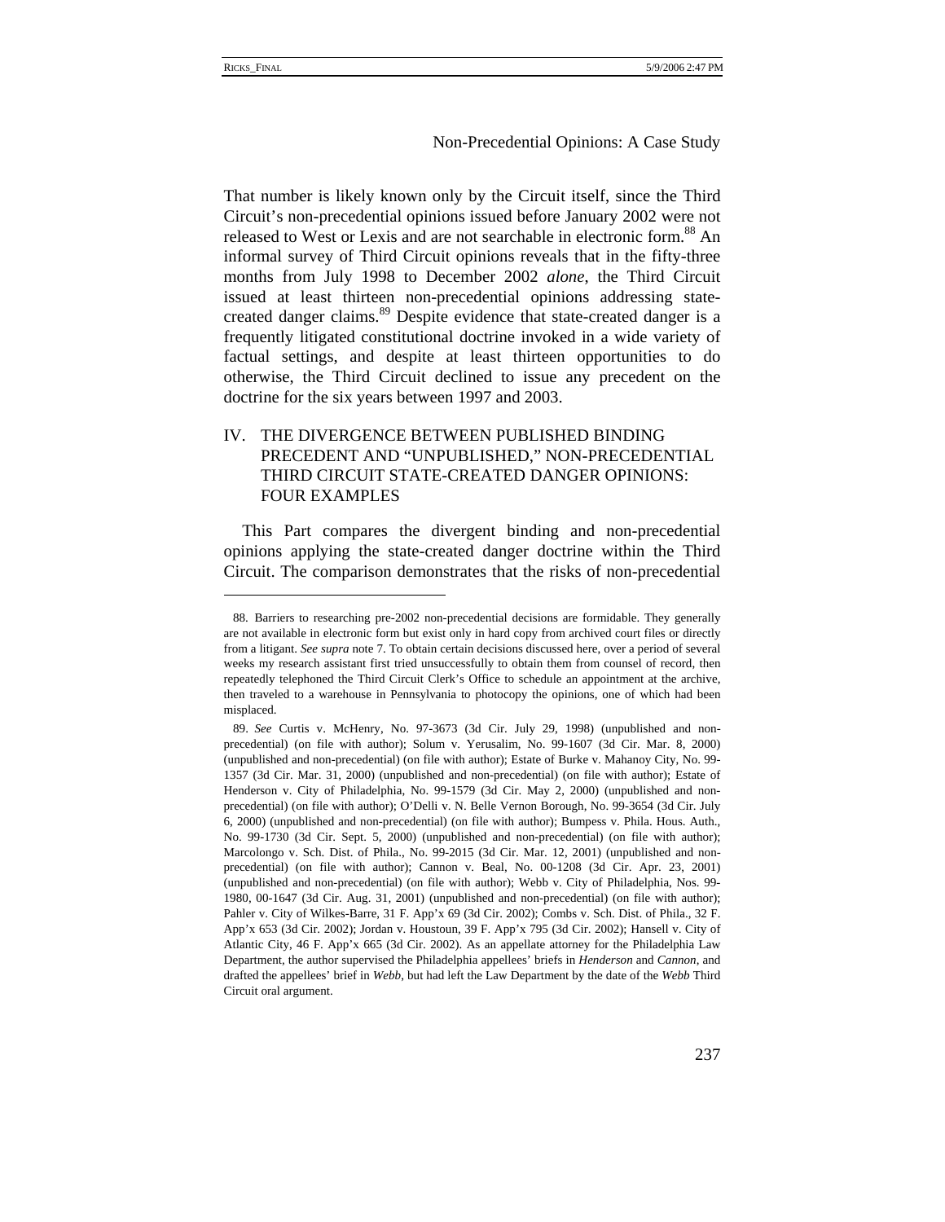That number is likely known only by the Circuit itself, since the Third Circuit's non-precedential opinions issued before January 2002 were not released to West or Lexis and are not searchable in electronic form.[88] An informal survey of Third Circuit opinions reveals that in the fifty-three months from July 1998 to December 2002 *alone*, the Third Circuit issued at least thirteen non-precedential opinions addressing state-created danger claims.[89] Despite evidence that state-created danger is a frequently litigated constitutional doctrine invoked in a wide variety of factual settings, and despite at least thirteen opportunities to do otherwise, the Third Circuit declined to issue any precedent on the doctrine for the six years between 1997 and 2003.

## IV. THE DIVERGENCE BETWEEN PUBLISHED BINDING PRECEDENT AND "UNPUBLISHED," NON-PRECEDENTIAL THIRD CIRCUIT STATE-CREATED DANGER OPINIONS: FOUR EXAMPLES

This Part compares the divergent binding and non-precedential opinions applying the state-created danger doctrine within the Third Circuit. The comparison demonstrates that the risks of non-precedential

---

88. Barriers to researching pre-2002 non-precedential decisions are formidable. They generally are not available in electronic form but exist only in hard copy from archived court files or directly from a litigant. *See supra* note 7. To obtain certain decisions discussed here, over a period of several weeks my research assistant first tried unsuccessfully to obtain them from counsel of record, then repeatedly telephoned the Third Circuit Clerk's Office to schedule an appointment at the archive, then traveled to a warehouse in Pennsylvania to photocopy the opinions, one of which had been misplaced.

89. *See* Curtis v. McHenry, No. 97-3673 (3d Cir. July 29, 1998) (unpublished and non-precedential) (on file with author); Solum v. Yerusalim, No. 99-1607 (3d Cir. Mar. 8, 2000) (unpublished and non-precedential) (on file with author); Estate of Burke v. Mahanoy City, No. 99-1357 (3d Cir. Mar. 31, 2000) (unpublished and non-precedential) (on file with author); Estate of Henderson v. City of Philadelphia, No. 99-1579 (3d Cir. May 2, 2000) (unpublished and non-precedential) (on file with author); O'Delli v. N. Belle Vernon Borough, No. 99-3654 (3d Cir. July 6, 2000) (unpublished and non-precedential) (on file with author); Bumpess v. Phila. Hous. Auth., No. 99-1730 (3d Cir. Sept. 5, 2000) (unpublished and non-precedential) (on file with author); Marcolongo v. Sch. Dist. of Phila., No. 99-2015 (3d Cir. Mar. 12, 2001) (unpublished and non-precedential) (on file with author); Cannon v. Beal, No. 00-1208 (3d Cir. Apr. 23, 2001) (unpublished and non-precedential) (on file with author); Webb v. City of Philadelphia, Nos. 99-1980, 00-1647 (3d Cir. Aug. 31, 2001) (unpublished and non-precedential) (on file with author); Pahler v. City of Wilkes-Barre, 31 F. App'x 69 (3d Cir. 2002); Combs v. Sch. Dist. of Phila., 32 F. App'x 653 (3d Cir. 2002); Jordan v. Houstoun, 39 F. App'x 795 (3d Cir. 2002); Hansell v. City of Atlantic City, 46 F. App'x 665 (3d Cir. 2002). As an appellate attorney for the Philadelphia Law Department, the author supervised the Philadelphia appellees' briefs in *Henderson* and *Cannon*, and drafted the appellees' brief in *Webb*, but had left the Law Department by the date of the *Webb* Third Circuit oral argument.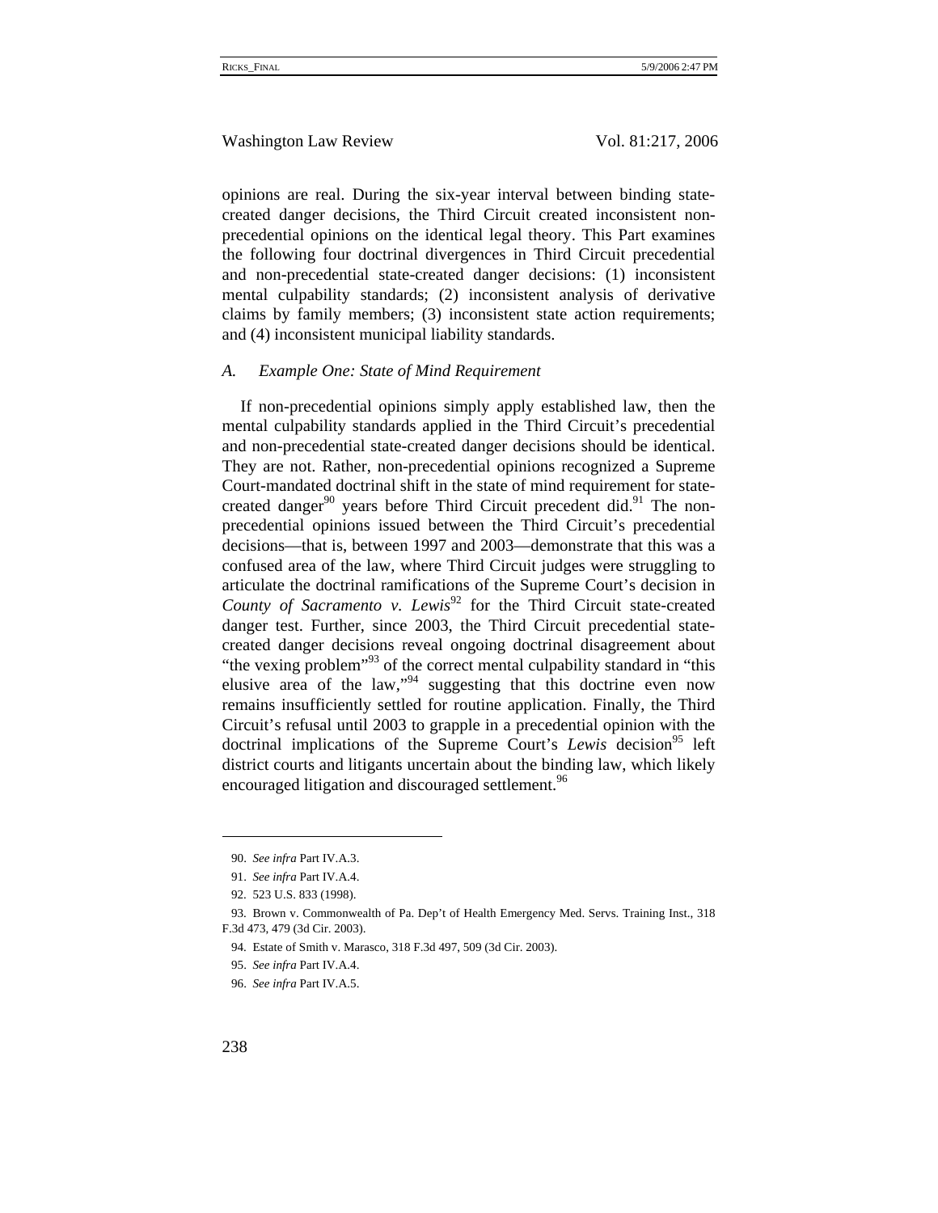opinions are real. During the six-year interval between binding state-created danger decisions, the Third Circuit created inconsistent non-precedential opinions on the identical legal theory. This Part examines the following four doctrinal divergences in Third Circuit precedential and non-precedential state-created danger decisions: (1) inconsistent mental culpability standards; (2) inconsistent analysis of derivative claims by family members; (3) inconsistent state action requirements; and (4) inconsistent municipal liability standards.

### A. *Example One: State of Mind Requirement*

If non-precedential opinions simply apply established law, then the mental culpability standards applied in the Third Circuit's precedential and non-precedential state-created danger decisions should be identical. They are not. Rather, non-precedential opinions recognized a Supreme Court-mandated doctrinal shift in the state of mind requirement for state-created danger[90] years before Third Circuit precedent did.[91] The non-precedential opinions issued between the Third Circuit's precedential decisions—that is, between 1997 and 2003—demonstrate that this was a confused area of the law, where Third Circuit judges were struggling to articulate the doctrinal ramifications of the Supreme Court's decision in *County of Sacramento v. Lewis*[92] for the Third Circuit state-created danger test. Further, since 2003, the Third Circuit precedential state-created danger decisions reveal ongoing doctrinal disagreement about "the vexing problem"[93] of the correct mental culpability standard in "this elusive area of the law,"[94] suggesting that this doctrine even now remains insufficiently settled for routine application. Finally, the Third Circuit's refusal until 2003 to grapple in a precedential opinion with the doctrinal implications of the Supreme Court's *Lewis* decision[95] left district courts and litigants uncertain about the binding law, which likely encouraged litigation and discouraged settlement.[96]

---

90. *See infra* Part IV.A.3.

91. *See infra* Part IV.A.4.

92. 523 U.S. 833 (1998).

93. Brown v. Commonwealth of Pa. Dep't of Health Emergency Med. Servs. Training Inst., 318 F.3d 473, 479 (3d Cir. 2003).

94. Estate of Smith v. Marasco, 318 F.3d 497, 509 (3d Cir. 2003).

95. *See infra* Part IV.A.4.

96. *See infra* Part IV.A.5.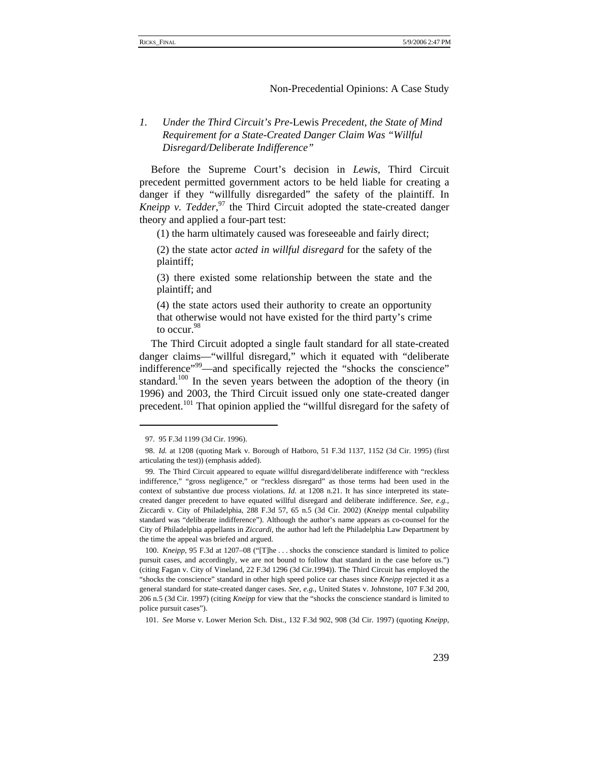### 1. *Under the Third Circuit's Pre-*Lewis *Precedent, the State of Mind Requirement for a State-Created Danger Claim Was "Willful Disregard/Deliberate Indifference"*

Before the Supreme Court's decision in *Lewis*, Third Circuit precedent permitted government actors to be held liable for creating a danger if they "willfully disregarded" the safety of the plaintiff. In *Kneipp v. Tedder*,[97] the Third Circuit adopted the state-created danger theory and applied a four-part test:

> (1) the harm ultimately caused was foreseeable and fairly direct;
>
> (2) the state actor *acted in willful disregard* for the safety of the plaintiff;
>
> (3) there existed some relationship between the state and the plaintiff; and
>
> (4) the state actors used their authority to create an opportunity that otherwise would not have existed for the third party's crime to occur.[98]

The Third Circuit adopted a single fault standard for all state-created danger claims—"willful disregard," which it equated with "deliberate indifference"[99]—and specifically rejected the "shocks the conscience" standard.[100] In the seven years between the adoption of the theory (in 1996) and 2003, the Third Circuit issued only one state-created danger precedent.[101] That opinion applied the "willful disregard for the safety of

---

97. 95 F.3d 1199 (3d Cir. 1996).

98. *Id.* at 1208 (quoting Mark v. Borough of Hatboro, 51 F.3d 1137, 1152 (3d Cir. 1995) (first articulating the test)) (emphasis added).

99. The Third Circuit appeared to equate willful disregard/deliberate indifference with "reckless indifference," "gross negligence," or "reckless disregard" as those terms had been used in the context of substantive due process violations. *Id.* at 1208 n.21. It has since interpreted its state-created danger precedent to have equated willful disregard and deliberate indifference. *See, e.g.*, Ziccardi v. City of Philadelphia, 288 F.3d 57, 65 n.5 (3d Cir. 2002) (*Kneipp* mental culpability standard was "deliberate indifference"). Although the author's name appears as co-counsel for the City of Philadelphia appellants in *Ziccardi*, the author had left the Philadelphia Law Department by the time the appeal was briefed and argued.

100. *Kneipp*, 95 F.3d at 1207–08 ("[T]he . . . shocks the conscience standard is limited to police pursuit cases, and accordingly, we are not bound to follow that standard in the case before us.") (citing Fagan v. City of Vineland, 22 F.3d 1296 (3d Cir.1994)). The Third Circuit has employed the "shocks the conscience" standard in other high speed police car chases since *Kneipp* rejected it as a general standard for state-created danger cases. *See, e.g.*, United States v. Johnstone, 107 F.3d 200, 206 n.5 (3d Cir. 1997) (citing *Kneipp* for view that the "shocks the conscience standard is limited to police pursuit cases").

101. *See* Morse v. Lower Merion Sch. Dist., 132 F.3d 902, 908 (3d Cir. 1997) (quoting *Kneipp*,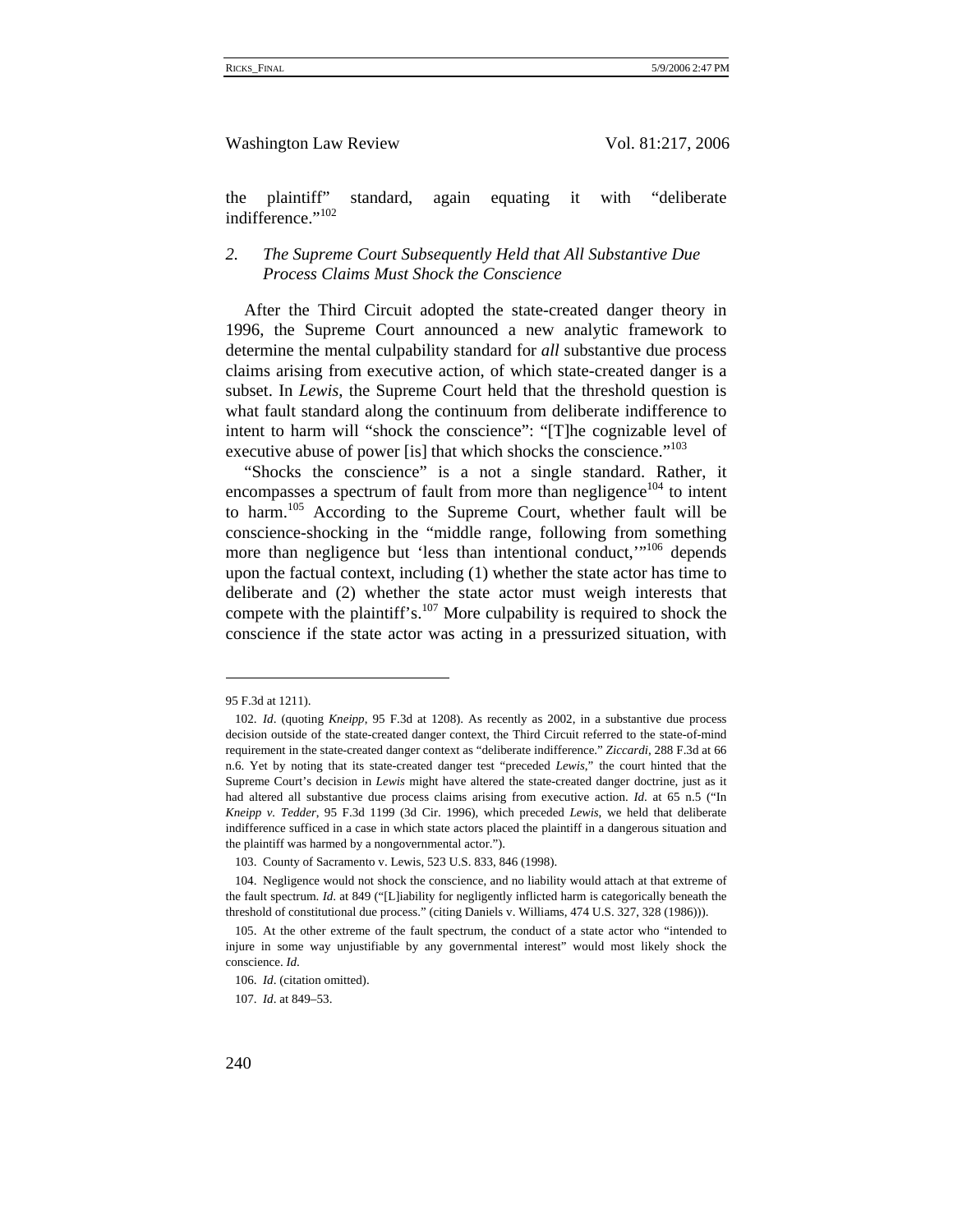the plaintiff" standard, again equating it with "deliberate indifference."[102]

### 2. *The Supreme Court Subsequently Held that All Substantive Due Process Claims Must Shock the Conscience*

After the Third Circuit adopted the state-created danger theory in 1996, the Supreme Court announced a new analytic framework to determine the mental culpability standard for *all* substantive due process claims arising from executive action, of which state-created danger is a subset. In *Lewis*, the Supreme Court held that the threshold question is what fault standard along the continuum from deliberate indifference to intent to harm will "shock the conscience": "[T]he cognizable level of executive abuse of power [is] that which shocks the conscience."[103]

"Shocks the conscience" is a not a single standard. Rather, it encompasses a spectrum of fault from more than negligence[104] to intent to harm.[105] According to the Supreme Court, whether fault will be conscience-shocking in the "middle range, following from something more than negligence but 'less than intentional conduct,'"[106] depends upon the factual context, including (1) whether the state actor has time to deliberate and (2) whether the state actor must weigh interests that compete with the plaintiff's.[107] More culpability is required to shock the conscience if the state actor was acting in a pressurized situation, with

---

95 F.3d at 1211).

102. *Id*. (quoting *Kneipp*, 95 F.3d at 1208). As recently as 2002, in a substantive due process decision outside of the state-created danger context, the Third Circuit referred to the state-of-mind requirement in the state-created danger context as "deliberate indifference." *Ziccardi*, 288 F.3d at 66 n.6. Yet by noting that its state-created danger test "preceded *Lewis*," the court hinted that the Supreme Court's decision in *Lewis* might have altered the state-created danger doctrine, just as it had altered all substantive due process claims arising from executive action. *Id.* at 65 n.5 ("In *Kneipp v. Tedder*, 95 F.3d 1199 (3d Cir. 1996), which preceded *Lewis*, we held that deliberate indifference sufficed in a case in which state actors placed the plaintiff in a dangerous situation and the plaintiff was harmed by a nongovernmental actor.").

103. County of Sacramento v. Lewis, 523 U.S. 833, 846 (1998).

104. Negligence would not shock the conscience, and no liability would attach at that extreme of the fault spectrum. *Id.* at 849 ("[L]iability for negligently inflicted harm is categorically beneath the threshold of constitutional due process." (citing Daniels v. Williams, 474 U.S. 327, 328 (1986))).

105. At the other extreme of the fault spectrum, the conduct of a state actor who "intended to injure in some way unjustifiable by any governmental interest" would most likely shock the conscience. *Id*.

106. *Id*. (citation omitted).

107. *Id*. at 849–53.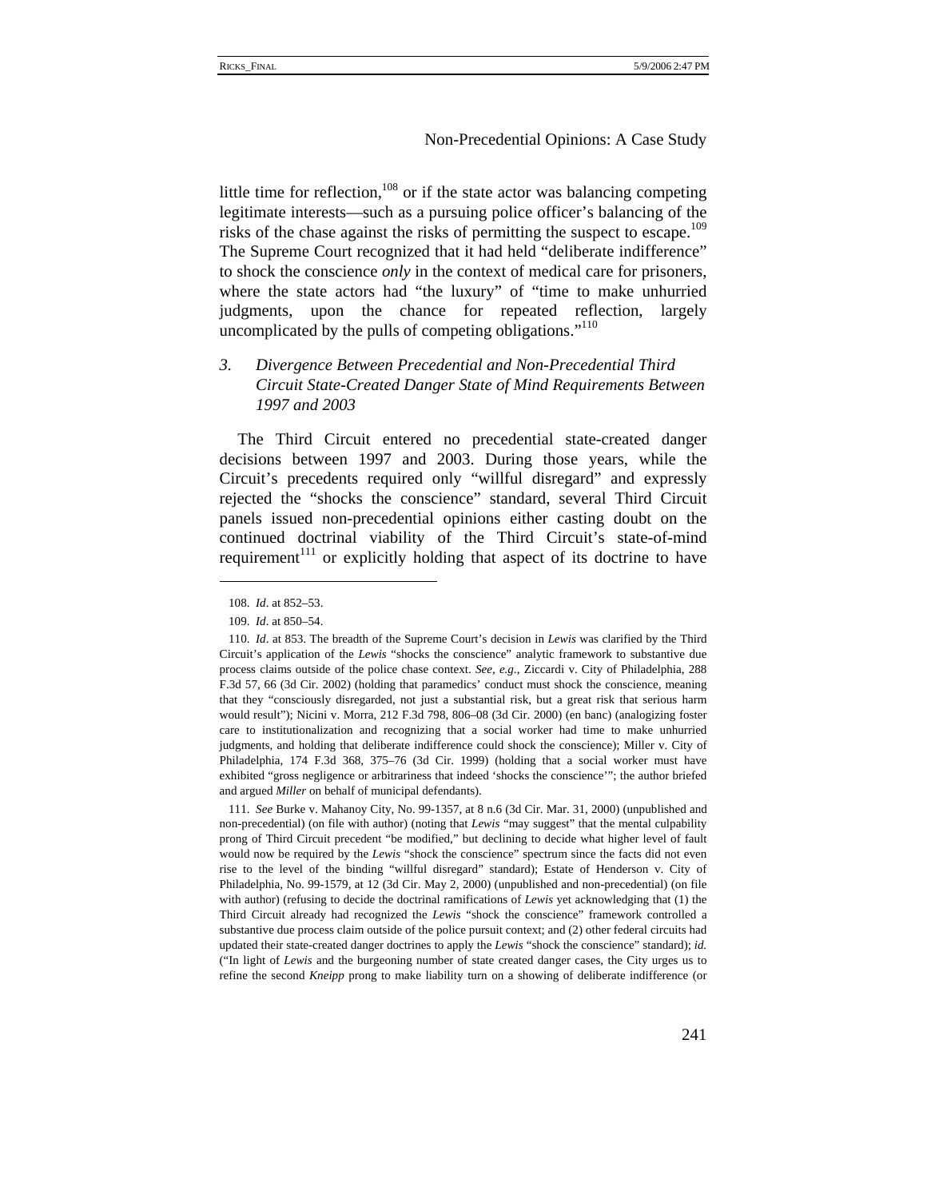little time for reflection,[108] or if the state actor was balancing competing legitimate interests—such as a pursuing police officer's balancing of the risks of the chase against the risks of permitting the suspect to escape.[109] The Supreme Court recognized that it had held "deliberate indifference" to shock the conscience *only* in the context of medical care for prisoners, where the state actors had "the luxury" of "time to make unhurried judgments, upon the chance for repeated reflection, largely uncomplicated by the pulls of competing obligations."[110]

### *3. Divergence Between Precedential and Non-Precedential Third Circuit State-Created Danger State of Mind Requirements Between 1997 and 2003*

The Third Circuit entered no precedential state-created danger decisions between 1997 and 2003. During those years, while the Circuit's precedents required only "willful disregard" and expressly rejected the "shocks the conscience" standard, several Third Circuit panels issued non-precedential opinions either casting doubt on the continued doctrinal viability of the Third Circuit's state-of-mind requirement[111] or explicitly holding that aspect of its doctrine to have

---

108. *Id*. at 852–53.

109. *Id*. at 850–54.

110. *Id*. at 853. The breadth of the Supreme Court's decision in *Lewis* was clarified by the Third Circuit's application of the *Lewis* "shocks the conscience" analytic framework to substantive due process claims outside of the police chase context. *See, e.g.*, Ziccardi v. City of Philadelphia, 288 F.3d 57, 66 (3d Cir. 2002) (holding that paramedics' conduct must shock the conscience, meaning that they "consciously disregarded, not just a substantial risk, but a great risk that serious harm would result"); Nicini v. Morra, 212 F.3d 798, 806–08 (3d Cir. 2000) (en banc) (analogizing foster care to institutionalization and recognizing that a social worker had time to make unhurried judgments, and holding that deliberate indifference could shock the conscience); Miller v. City of Philadelphia, 174 F.3d 368, 375–76 (3d Cir. 1999) (holding that a social worker must have exhibited "gross negligence or arbitrariness that indeed 'shocks the conscience'"; the author briefed and argued *Miller* on behalf of municipal defendants).

111. *See* Burke v. Mahanoy City, No. 99-1357, at 8 n.6 (3d Cir. Mar. 31, 2000) (unpublished and non-precedential) (on file with author) (noting that *Lewis* "may suggest" that the mental culpability prong of Third Circuit precedent "be modified," but declining to decide what higher level of fault would now be required by the *Lewis* "shock the conscience" spectrum since the facts did not even rise to the level of the binding "willful disregard" standard); Estate of Henderson v. City of Philadelphia, No. 99-1579, at 12 (3d Cir. May 2, 2000) (unpublished and non-precedential) (on file with author) (refusing to decide the doctrinal ramifications of *Lewis* yet acknowledging that (1) the Third Circuit already had recognized the *Lewis* "shock the conscience" framework controlled a substantive due process claim outside of the police pursuit context; and (2) other federal circuits had updated their state-created danger doctrines to apply the *Lewis* "shock the conscience" standard); *id.* ("In light of *Lewis* and the burgeoning number of state created danger cases, the City urges us to refine the second *Kneipp* prong to make liability turn on a showing of deliberate indifference (or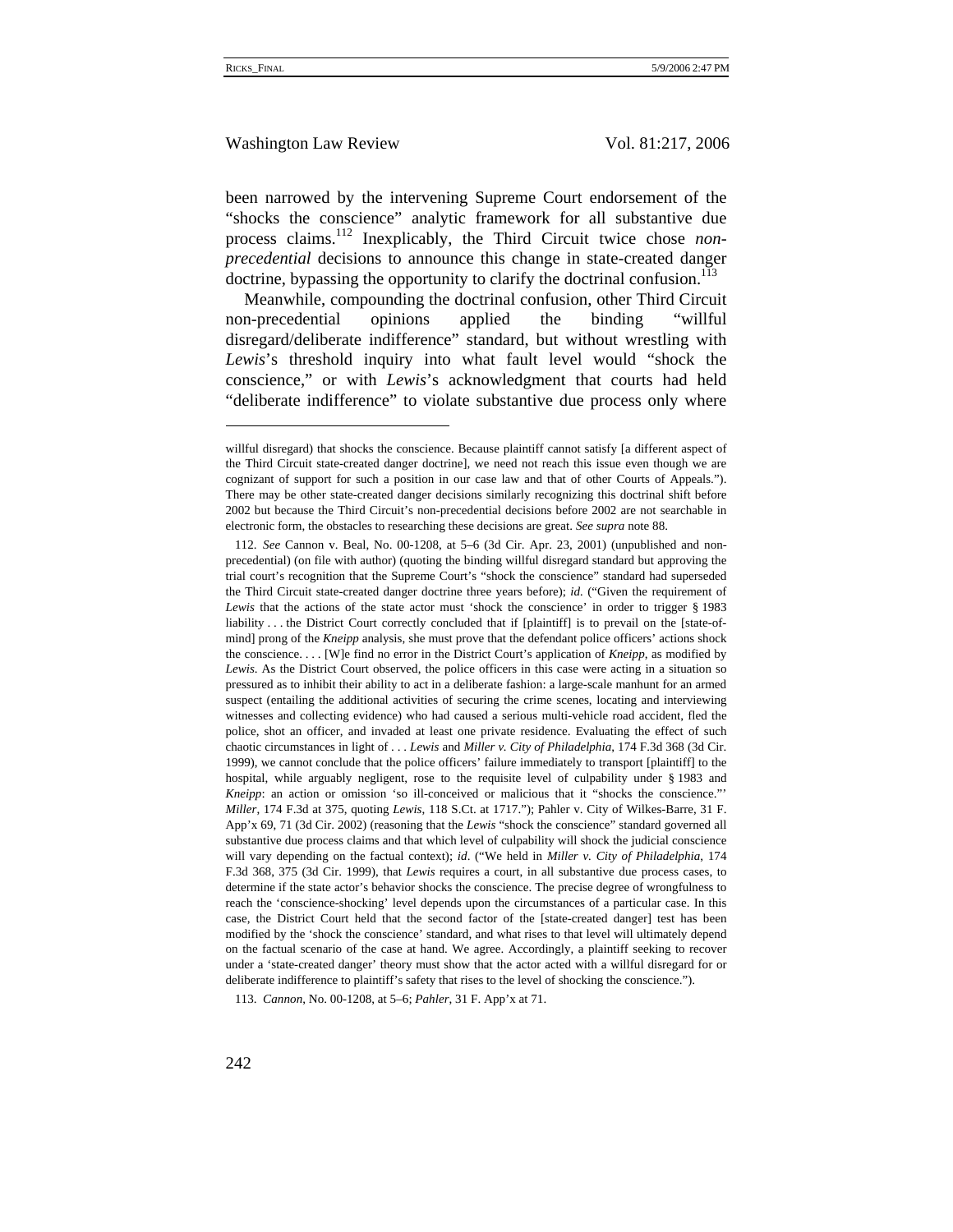been narrowed by the intervening Supreme Court endorsement of the "shocks the conscience" analytic framework for all substantive due process claims.[112] Inexplicably, the Third Circuit twice chose *non-precedential* decisions to announce this change in state-created danger doctrine, bypassing the opportunity to clarify the doctrinal confusion.[113]

Meanwhile, compounding the doctrinal confusion, other Third Circuit non-precedential opinions applied the binding "willful disregard/deliberate indifference" standard, but without wrestling with *Lewis*'s threshold inquiry into what fault level would "shock the conscience," or with *Lewis*'s acknowledgment that courts had held "deliberate indifference" to violate substantive due process only where

---

willful disregard) that shocks the conscience. Because plaintiff cannot satisfy [a different aspect of the Third Circuit state-created danger doctrine], we need not reach this issue even though we are cognizant of support for such a position in our case law and that of other Courts of Appeals."). There may be other state-created danger decisions similarly recognizing this doctrinal shift before 2002 but because the Third Circuit's non-precedential decisions before 2002 are not searchable in electronic form, the obstacles to researching these decisions are great. *See supra* note 88.

112. *See* Cannon v. Beal, No. 00-1208, at 5–6 (3d Cir. Apr. 23, 2001) (unpublished and non-precedential) (on file with author) (quoting the binding willful disregard standard but approving the trial court's recognition that the Supreme Court's "shock the conscience" standard had superseded the Third Circuit state-created danger doctrine three years before); *id.* ("Given the requirement of *Lewis* that the actions of the state actor must 'shock the conscience' in order to trigger § 1983 liability . . . the District Court correctly concluded that if [plaintiff] is to prevail on the [state-of-mind] prong of the *Kneipp* analysis, she must prove that the defendant police officers' actions shock the conscience. . . . [W]e find no error in the District Court's application of *Kneipp*, as modified by *Lewis*. As the District Court observed, the police officers in this case were acting in a situation so pressured as to inhibit their ability to act in a deliberate fashion: a large-scale manhunt for an armed suspect (entailing the additional activities of securing the crime scenes, locating and interviewing witnesses and collecting evidence) who had caused a serious multi-vehicle road accident, fled the police, shot an officer, and invaded at least one private residence. Evaluating the effect of such chaotic circumstances in light of . . . *Lewis* and *Miller v. City of Philadelphia*, 174 F.3d 368 (3d Cir. 1999), we cannot conclude that the police officers' failure immediately to transport [plaintiff] to the hospital, while arguably negligent, rose to the requisite level of culpability under § 1983 and *Kneipp*: an action or omission 'so ill-conceived or malicious that it "shocks the conscience."' *Miller*, 174 F.3d at 375, quoting *Lewis*, 118 S.Ct. at 1717."); Pahler v. City of Wilkes-Barre, 31 F. App'x 69, 71 (3d Cir. 2002) (reasoning that the *Lewis* "shock the conscience" standard governed all substantive due process claims and that which level of culpability will shock the judicial conscience will vary depending on the factual context); *id*. ("We held in *Miller v. City of Philadelphia*, 174 F.3d 368, 375 (3d Cir. 1999), that *Lewis* requires a court, in all substantive due process cases, to determine if the state actor's behavior shocks the conscience. The precise degree of wrongfulness to reach the 'conscience-shocking' level depends upon the circumstances of a particular case. In this case, the District Court held that the second factor of the [state-created danger] test has been modified by the 'shock the conscience' standard, and what rises to that level will ultimately depend on the factual scenario of the case at hand. We agree. Accordingly, a plaintiff seeking to recover under a 'state-created danger' theory must show that the actor acted with a willful disregard for or deliberate indifference to plaintiff's safety that rises to the level of shocking the conscience.").

113. *Cannon*, No. 00-1208, at 5–6; *Pahler*, 31 F. App'x at 71.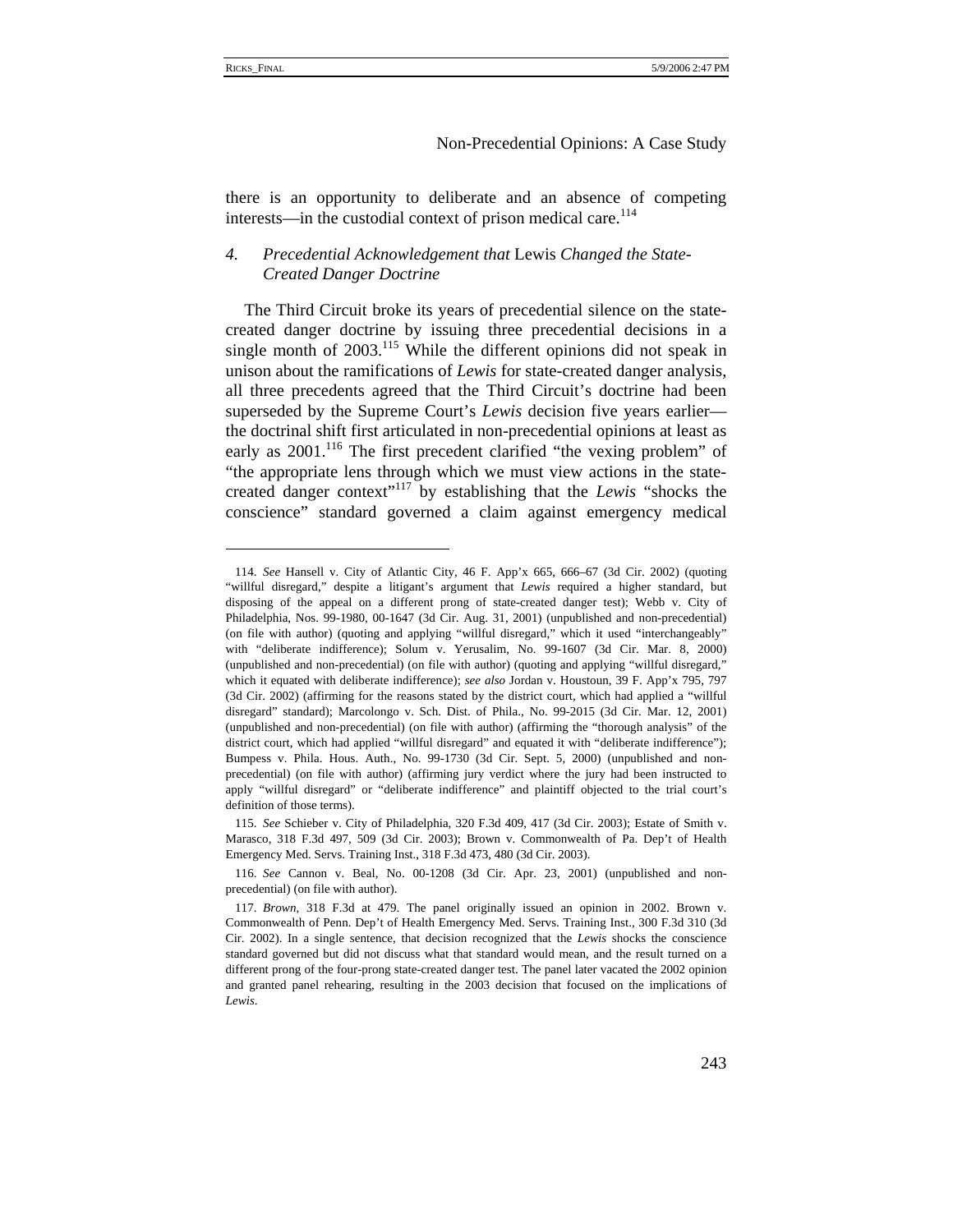there is an opportunity to deliberate and an absence of competing interests—in the custodial context of prison medical care.[114]

### 4. *Precedential Acknowledgement that* Lewis *Changed the State-Created Danger Doctrine*

The Third Circuit broke its years of precedential silence on the state-created danger doctrine by issuing three precedential decisions in a single month of 2003.[115] While the different opinions did not speak in unison about the ramifications of *Lewis* for state-created danger analysis, all three precedents agreed that the Third Circuit's doctrine had been superseded by the Supreme Court's *Lewis* decision five years earlier—the doctrinal shift first articulated in non-precedential opinions at least as early as 2001.[116] The first precedent clarified "the vexing problem" of "the appropriate lens through which we must view actions in the state-created danger context"[117] by establishing that the *Lewis* "shocks the conscience" standard governed a claim against emergency medical

---

114. *See* Hansell v. City of Atlantic City, 46 F. App'x 665, 666–67 (3d Cir. 2002) (quoting "willful disregard," despite a litigant's argument that *Lewis* required a higher standard, but disposing of the appeal on a different prong of state-created danger test); Webb v. City of Philadelphia, Nos. 99-1980, 00-1647 (3d Cir. Aug. 31, 2001) (unpublished and non-precedential) (on file with author) (quoting and applying "willful disregard," which it used "interchangeably" with "deliberate indifference); Solum v. Yerusalim, No. 99-1607 (3d Cir. Mar. 8, 2000) (unpublished and non-precedential) (on file with author) (quoting and applying "willful disregard," which it equated with deliberate indifference); *see also* Jordan v. Houstoun, 39 F. App'x 795, 797 (3d Cir. 2002) (affirming for the reasons stated by the district court, which had applied a "willful disregard" standard); Marcolongo v. Sch. Dist. of Phila., No. 99-2015 (3d Cir. Mar. 12, 2001) (unpublished and non-precedential) (on file with author) (affirming the "thorough analysis" of the district court, which had applied "willful disregard" and equated it with "deliberate indifference"); Bumpess v. Phila. Hous. Auth., No. 99-1730 (3d Cir. Sept. 5, 2000) (unpublished and non-precedential) (on file with author) (affirming jury verdict where the jury had been instructed to apply "willful disregard" or "deliberate indifference" and plaintiff objected to the trial court's definition of those terms).

115. *See* Schieber v. City of Philadelphia, 320 F.3d 409, 417 (3d Cir. 2003); Estate of Smith v. Marasco, 318 F.3d 497, 509 (3d Cir. 2003); Brown v. Commonwealth of Pa. Dep't of Health Emergency Med. Servs. Training Inst., 318 F.3d 473, 480 (3d Cir. 2003).

116. *See* Cannon v. Beal, No. 00-1208 (3d Cir. Apr. 23, 2001) (unpublished and non-precedential) (on file with author).

117. *Brown*, 318 F.3d at 479. The panel originally issued an opinion in 2002. Brown v. Commonwealth of Penn. Dep't of Health Emergency Med. Servs. Training Inst., 300 F.3d 310 (3d Cir. 2002). In a single sentence, that decision recognized that the *Lewis* shocks the conscience standard governed but did not discuss what that standard would mean, and the result turned on a different prong of the four-prong state-created danger test. The panel later vacated the 2002 opinion and granted panel rehearing, resulting in the 2003 decision that focused on the implications of *Lewis*.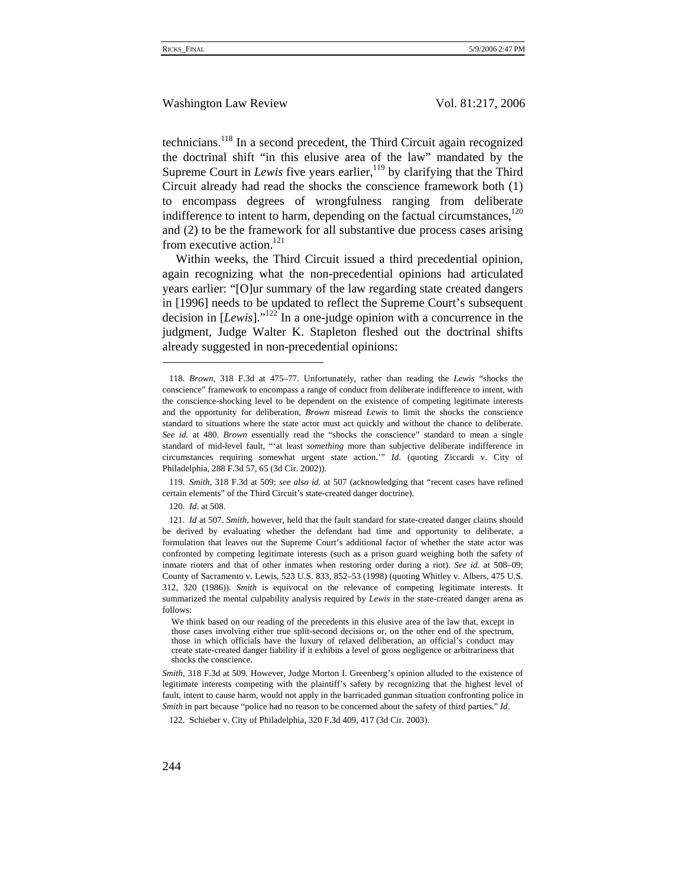technicians.[118] In a second precedent, the Third Circuit again recognized the doctrinal shift "in this elusive area of the law" mandated by the Supreme Court in *Lewis* five years earlier,[119] by clarifying that the Third Circuit already had read the shocks the conscience framework both (1) to encompass degrees of wrongfulness ranging from deliberate indifference to intent to harm, depending on the factual circumstances,[120] and (2) to be the framework for all substantive due process cases arising from executive action.[121]

Within weeks, the Third Circuit issued a third precedential opinion, again recognizing what the non-precedential opinions had articulated years earlier: "[O]ur summary of the law regarding state created dangers in [1996] needs to be updated to reflect the Supreme Court's subsequent decision in [*Lewis*]."[122] In a one-judge opinion with a concurrence in the judgment, Judge Walter K. Stapleton fleshed out the doctrinal shifts already suggested in non-precedential opinions:

---

118. *Brown*, 318 F.3d at 475–77. Unfortunately, rather than reading the *Lewis* "shocks the conscience" framework to encompass a range of conduct from deliberate indifference to intent, with the conscience-shocking level to be dependent on the existence of competing legitimate interests and the opportunity for deliberation, *Brown* misread *Lewis* to limit the shocks the conscience standard to situations where the state actor must act quickly and without the chance to deliberate. *See id.* at 480. *Brown* essentially read the "shocks the conscience" standard to mean a single standard of mid-level fault, "'at least *something* more than subjective deliberate indifference in circumstances requiring somewhat urgent state action.'" *Id.* (quoting Ziccardi v. City of Philadelphia, 288 F.3d 57, 65 (3d Cir. 2002)).

119. *Smith*, 318 F.3d at 509; *see also id.* at 507 (acknowledging that "recent cases have refined certain elements" of the Third Circuit's state-created danger doctrine).

120. *Id*. at 508.

121. *Id* at 507. *Smith*, however, held that the fault standard for state-created danger claims should be derived by evaluating whether the defendant had time and opportunity to deliberate, a formulation that leaves out the Supreme Court's additional factor of whether the state actor was confronted by competing legitimate interests (such as a prison guard weighing both the safety of inmate rioters and that of other inmates when restoring order during a riot). *See id.* at 508–09; County of Sacramento v. Lewis, 523 U.S. 833, 852–53 (1998) (quoting Whitley v. Albers, 475 U.S. 312, 320 (1986)). *Smith* is equivocal on the relevance of competing legitimate interests. It summarized the mental culpability analysis required by *Lewis* in the state-created danger arena as follows:

> We think based on our reading of the precedents in this elusive area of the law that, except in those cases involving either true split-second decisions or, on the other end of the spectrum, those in which officials have the luxury of relaxed deliberation, an official's conduct may create state-created danger liability if it exhibits a level of gross negligence or arbitrariness that shocks the conscience.

*Smith*, 318 F.3d at 509. However, Judge Morton I. Greenberg's opinion alluded to the existence of legitimate interests competing with the plaintiff's safety by recognizing that the highest level of fault, intent to cause harm, would not apply in the barricaded gunman situation confronting police in *Smith* in part because "police had no reason to be concerned about the safety of third parties." *Id*.

122. Schieber v. City of Philadelphia, 320 F.3d 409, 417 (3d Cir. 2003).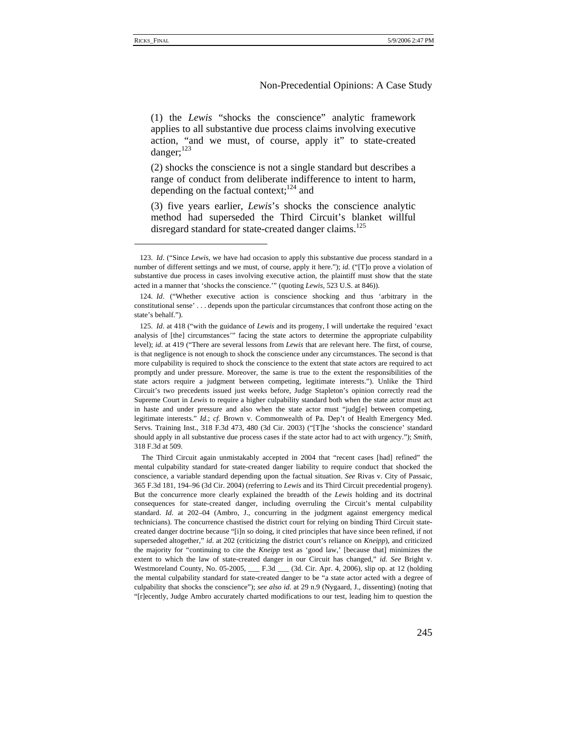(1) the *Lewis* "shocks the conscience" analytic framework applies to all substantive due process claims involving executive action, "and we must, of course, apply it" to state-created danger;[123]

(2) shocks the conscience is not a single standard but describes a range of conduct from deliberate indifference to intent to harm, depending on the factual context;[124] and

(3) five years earlier, *Lewis*'s shocks the conscience analytic method had superseded the Third Circuit's blanket willful disregard standard for state-created danger claims.[125]

---

123. *Id*. ("Since *Lewis*, we have had occasion to apply this substantive due process standard in a number of different settings and we must, of course, apply it here."); *id.* ("[T]o prove a violation of substantive due process in cases involving executive action, the plaintiff must show that the state acted in a manner that 'shocks the conscience.'" (quoting *Lewis*, 523 U.S. at 846)).

124. *Id*. ("Whether executive action is conscience shocking and thus 'arbitrary in the constitutional sense' . . . depends upon the particular circumstances that confront those acting on the state's behalf.").

125. *Id*. at 418 ("with the guidance of *Lewis* and its progeny, I will undertake the required 'exact analysis of [the] circumstances'" facing the state actors to determine the appropriate culpability level); *id*. at 419 ("There are several lessons from *Lewis* that are relevant here. The first, of course, is that negligence is not enough to shock the conscience under any circumstances. The second is that more culpability is required to shock the conscience to the extent that state actors are required to act promptly and under pressure. Moreover, the same is true to the extent the responsibilities of the state actors require a judgment between competing, legitimate interests."). Unlike the Third Circuit's two precedents issued just weeks before, Judge Stapleton's opinion correctly read the Supreme Court in *Lewis* to require a higher culpability standard both when the state actor must act in haste and under pressure and also when the state actor must "judg[e] between competing, legitimate interests." *Id*.; *cf.* Brown v. Commonwealth of Pa. Dep't of Health Emergency Med. Servs. Training Inst., 318 F.3d 473, 480 (3d Cir. 2003) ("[T]he 'shocks the conscience' standard should apply in all substantive due process cases if the state actor had to act with urgency."); *Smith*, 318 F.3d at 509.

The Third Circuit again unmistakably accepted in 2004 that "recent cases [had] refined" the mental culpability standard for state-created danger liability to require conduct that shocked the conscience, a variable standard depending upon the factual situation. *See* Rivas v. City of Passaic, 365 F.3d 181, 194–96 (3d Cir. 2004) (referring to *Lewis* and its Third Circuit precedential progeny). But the concurrence more clearly explained the breadth of the *Lewis* holding and its doctrinal consequences for state-created danger, including overruling the Circuit's mental culpability standard. *Id*. at 202–04 (Ambro, J., concurring in the judgment against emergency medical technicians). The concurrence chastised the district court for relying on binding Third Circuit state-created danger doctrine because "[i]n so doing, it cited principles that have since been refined, if not superseded altogether," *id*. at 202 (criticizing the district court's reliance on *Kneipp*), and criticized the majority for "continuing to cite the *Kneipp* test as 'good law,' [because that] minimizes the extent to which the law of state-created danger in our Circuit has changed," *id*. *See* Bright v. Westmoreland County, No. 05-2005, ___ F.3d ___ (3d. Cir. Apr. 4, 2006), slip op. at 12 (holding the mental culpability standard for state-created danger to be "a state actor acted with a degree of culpability that shocks the conscience"); *see also id*. at 29 n.9 (Nygaard, J., dissenting) (noting that "[r]ecently, Judge Ambro accurately charted modifications to our test, leading him to question the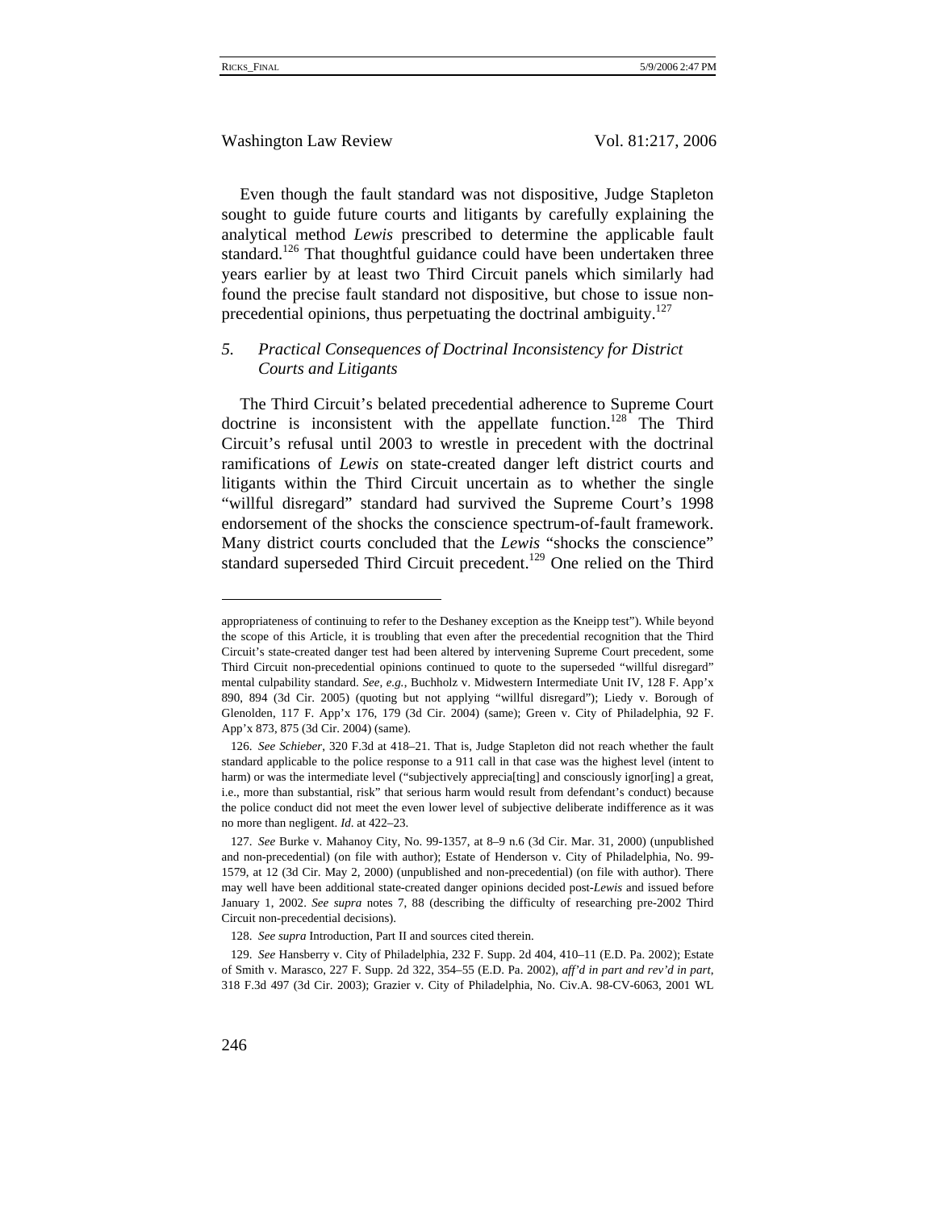Even though the fault standard was not dispositive, Judge Stapleton sought to guide future courts and litigants by carefully explaining the analytical method *Lewis* prescribed to determine the applicable fault standard.[126] That thoughtful guidance could have been undertaken three years earlier by at least two Third Circuit panels which similarly had found the precise fault standard not dispositive, but chose to issue non-precedential opinions, thus perpetuating the doctrinal ambiguity.[127]

### 5. *Practical Consequences of Doctrinal Inconsistency for District Courts and Litigants*

The Third Circuit's belated precedential adherence to Supreme Court doctrine is inconsistent with the appellate function.[128] The Third Circuit's refusal until 2003 to wrestle in precedent with the doctrinal ramifications of *Lewis* on state-created danger left district courts and litigants within the Third Circuit uncertain as to whether the single "willful disregard" standard had survived the Supreme Court's 1998 endorsement of the shocks the conscience spectrum-of-fault framework. Many district courts concluded that the *Lewis* "shocks the conscience" standard superseded Third Circuit precedent.[129] One relied on the Third

---

appropriateness of continuing to refer to the Deshaney exception as the Kneipp test"). While beyond the scope of this Article, it is troubling that even after the precedential recognition that the Third Circuit's state-created danger test had been altered by intervening Supreme Court precedent, some Third Circuit non-precedential opinions continued to quote to the superseded "willful disregard" mental culpability standard. *See, e.g.*, Buchholz v. Midwestern Intermediate Unit IV, 128 F. App'x 890, 894 (3d Cir. 2005) (quoting but not applying "willful disregard"); Liedy v. Borough of Glenolden, 117 F. App'x 176, 179 (3d Cir. 2004) (same); Green v. City of Philadelphia, 92 F. App'x 873, 875 (3d Cir. 2004) (same).

126. *See Schieber*, 320 F.3d at 418–21. That is, Judge Stapleton did not reach whether the fault standard applicable to the police response to a 911 call in that case was the highest level (intent to harm) or was the intermediate level ("subjectively apprecia[ting] and consciously ignor[ing] a great, i.e., more than substantial, risk" that serious harm would result from defendant's conduct) because the police conduct did not meet the even lower level of subjective deliberate indifference as it was no more than negligent. *Id.* at 422–23.

127. *See* Burke v. Mahanoy City, No. 99-1357, at 8–9 n.6 (3d Cir. Mar. 31, 2000) (unpublished and non-precedential) (on file with author); Estate of Henderson v. City of Philadelphia, No. 99-1579, at 12 (3d Cir. May 2, 2000) (unpublished and non-precedential) (on file with author). There may well have been additional state-created danger opinions decided post-*Lewis* and issued before January 1, 2002. *See supra* notes 7, 88 (describing the difficulty of researching pre-2002 Third Circuit non-precedential decisions).

128. *See supra* Introduction, Part II and sources cited therein.

129. *See* Hansberry v. City of Philadelphia, 232 F. Supp. 2d 404, 410–11 (E.D. Pa. 2002); Estate of Smith v. Marasco, 227 F. Supp. 2d 322, 354–55 (E.D. Pa. 2002), *aff'd in part and rev'd in part*, 318 F.3d 497 (3d Cir. 2003); Grazier v. City of Philadelphia, No. Civ.A. 98-CV-6063, 2001 WL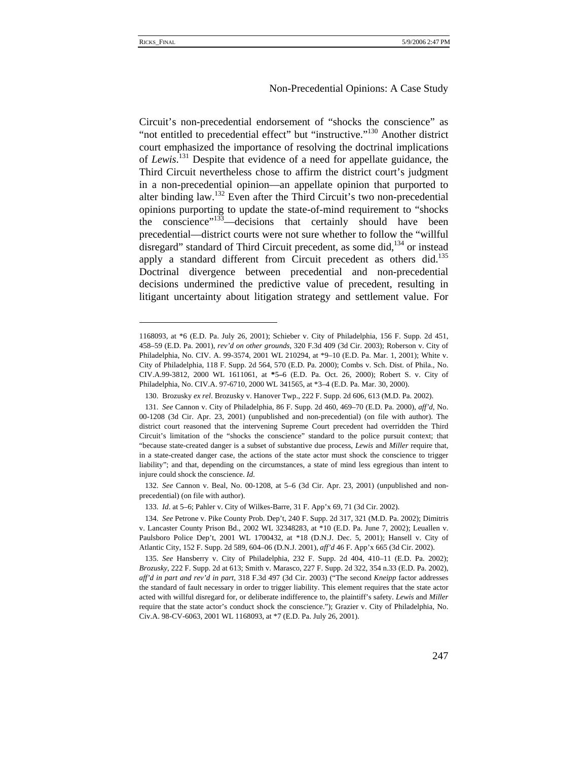Circuit's non-precedential endorsement of "shocks the conscience" as "not entitled to precedential effect" but "instructive."[130] Another district court emphasized the importance of resolving the doctrinal implications of *Lewis*.[131] Despite that evidence of a need for appellate guidance, the Third Circuit nevertheless chose to affirm the district court's judgment in a non-precedential opinion—an appellate opinion that purported to alter binding law.[132] Even after the Third Circuit's two non-precedential opinions purporting to update the state-of-mind requirement to "shocks the conscience"[133]—decisions that certainly should have been precedential—district courts were not sure whether to follow the "willful disregard" standard of Third Circuit precedent, as some did,[134] or instead apply a standard different from Circuit precedent as others did.[135] Doctrinal divergence between precedential and non-precedential decisions undermined the predictive value of precedent, resulting in litigant uncertainty about litigation strategy and settlement value. For

---

1168093, at *6 (E.D. Pa. July 26, 2001); Schieber v. City of Philadelphia, 156 F. Supp. 2d 451, 458–59 (E.D. Pa. 2001), *rev'd on other grounds*, 320 F.3d 409 (3d Cir. 2003); Roberson v. City of Philadelphia, No. CIV. A. 99-3574, 2001 WL 210294, at *9–10 (E.D. Pa. Mar. 1, 2001); White v. City of Philadelphia, 118 F. Supp. 2d 564, 570 (E.D. Pa. 2000); Combs v. Sch. Dist. of Phila., No. CIV.A.99-3812, 2000 WL 1611061, at *5–6 (E.D. Pa. Oct. 26, 2000); Robert S. v. City of Philadelphia, No. CIV.A. 97-6710, 2000 WL 341565, at *3–4 (E.D. Pa. Mar. 30, 2000).

130. Brozusky *ex rel*. Brozusky v. Hanover Twp., 222 F. Supp. 2d 606, 613 (M.D. Pa. 2002).

131. *See* Cannon v. City of Philadelphia, 86 F. Supp. 2d 460, 469–70 (E.D. Pa. 2000), *aff'd*, No. 00-1208 (3d Cir. Apr. 23, 2001) (unpublished and non-precedential) (on file with author). The district court reasoned that the intervening Supreme Court precedent had overridden the Third Circuit's limitation of the "shocks the conscience" standard to the police pursuit context; that "because state-created danger is a subset of substantive due process, *Lewis* and *Miller* require that, in a state-created danger case, the actions of the state actor must shock the conscience to trigger liability"; and that, depending on the circumstances, a state of mind less egregious than intent to injure could shock the conscience. *Id*.

132. *See* Cannon v. Beal, No. 00-1208, at 5–6 (3d Cir. Apr. 23, 2001) (unpublished and non-precedential) (on file with author).

133. *Id*. at 5–6; Pahler v. City of Wilkes-Barre, 31 F. App'x 69, 71 (3d Cir. 2002).

134. *See* Petrone v. Pike County Prob. Dep't, 240 F. Supp. 2d 317, 321 (M.D. Pa. 2002); Dimitris v. Lancaster County Prison Bd., 2002 WL 32348283, at *10 (E.D. Pa. June 7, 2002); Leuallen v. Paulsboro Police Dep't, 2001 WL 1700432, at *18 (D.N.J. Dec. 5, 2001); Hansell v. City of Atlantic City, 152 F. Supp. 2d 589, 604–06 (D.N.J. 2001), *aff'd* 46 F. App'x 665 (3d Cir. 2002).

135. *See* Hansberry v. City of Philadelphia, 232 F. Supp. 2d 404, 410–11 (E.D. Pa. 2002); *Brozusky*, 222 F. Supp. 2d at 613; Smith v. Marasco, 227 F. Supp. 2d 322, 354 n.33 (E.D. Pa. 2002), *aff'd in part and rev'd in part*, 318 F.3d 497 (3d Cir. 2003) ("The second *Kneipp* factor addresses the standard of fault necessary in order to trigger liability. This element requires that the state actor acted with willful disregard for, or deliberate indifference to, the plaintiff's safety. *Lewis* and *Miller* require that the state actor's conduct shock the conscience."); Grazier v. City of Philadelphia, No. Civ.A. 98-CV-6063, 2001 WL 1168093, at *7 (E.D. Pa. July 26, 2001).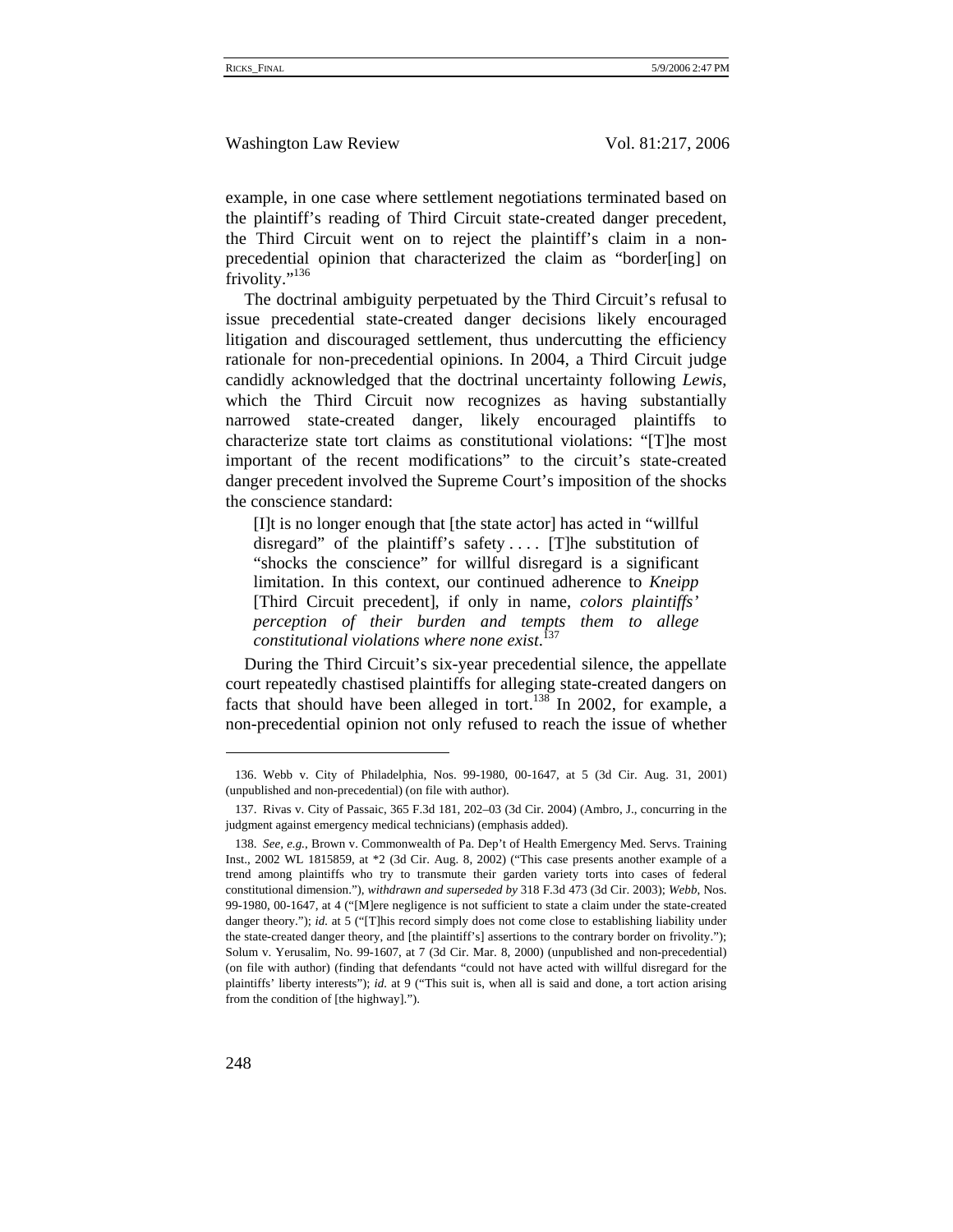example, in one case where settlement negotiations terminated based on the plaintiff's reading of Third Circuit state-created danger precedent, the Third Circuit went on to reject the plaintiff's claim in a non-precedential opinion that characterized the claim as "border[ing] on frivolity."[136]

The doctrinal ambiguity perpetuated by the Third Circuit's refusal to issue precedential state-created danger decisions likely encouraged litigation and discouraged settlement, thus undercutting the efficiency rationale for non-precedential opinions. In 2004, a Third Circuit judge candidly acknowledged that the doctrinal uncertainty following *Lewis*, which the Third Circuit now recognizes as having substantially narrowed state-created danger, likely encouraged plaintiffs to characterize state tort claims as constitutional violations: "[T]he most important of the recent modifications" to the circuit's state-created danger precedent involved the Supreme Court's imposition of the shocks the conscience standard:

> [I]t is no longer enough that [the state actor] has acted in "willful disregard" of the plaintiff's safety . . . . [T]he substitution of "shocks the conscience" for willful disregard is a significant limitation. In this context, our continued adherence to *Kneipp* [Third Circuit precedent], if only in name, *colors plaintiffs' perception of their burden and tempts them to allege constitutional violations where none exist*.[137]

During the Third Circuit's six-year precedential silence, the appellate court repeatedly chastised plaintiffs for alleging state-created dangers on facts that should have been alleged in tort.[138] In 2002, for example, a non-precedential opinion not only refused to reach the issue of whether

---

136. Webb v. City of Philadelphia, Nos. 99-1980, 00-1647, at 5 (3d Cir. Aug. 31, 2001) (unpublished and non-precedential) (on file with author).

137. Rivas v. City of Passaic, 365 F.3d 181, 202–03 (3d Cir. 2004) (Ambro, J., concurring in the judgment against emergency medical technicians) (emphasis added).

138. *See, e.g.*, Brown v. Commonwealth of Pa. Dep't of Health Emergency Med. Servs. Training Inst., 2002 WL 1815859, at *2 (3d Cir. Aug. 8, 2002) ("This case presents another example of a trend among plaintiffs who try to transmute their garden variety torts into cases of federal constitutional dimension."), *withdrawn and superseded by* 318 F.3d 473 (3d Cir. 2003); *Webb*, Nos. 99-1980, 00-1647, at 4 ("[M]ere negligence is not sufficient to state a claim under the state-created danger theory."); *id.* at 5 ("[T]his record simply does not come close to establishing liability under the state-created danger theory, and [the plaintiff's] assertions to the contrary border on frivolity."); Solum v. Yerusalim, No. 99-1607, at 7 (3d Cir. Mar. 8, 2000) (unpublished and non-precedential) (on file with author) (finding that defendants "could not have acted with willful disregard for the plaintiffs' liberty interests"); *id.* at 9 ("This suit is, when all is said and done, a tort action arising from the condition of [the highway].").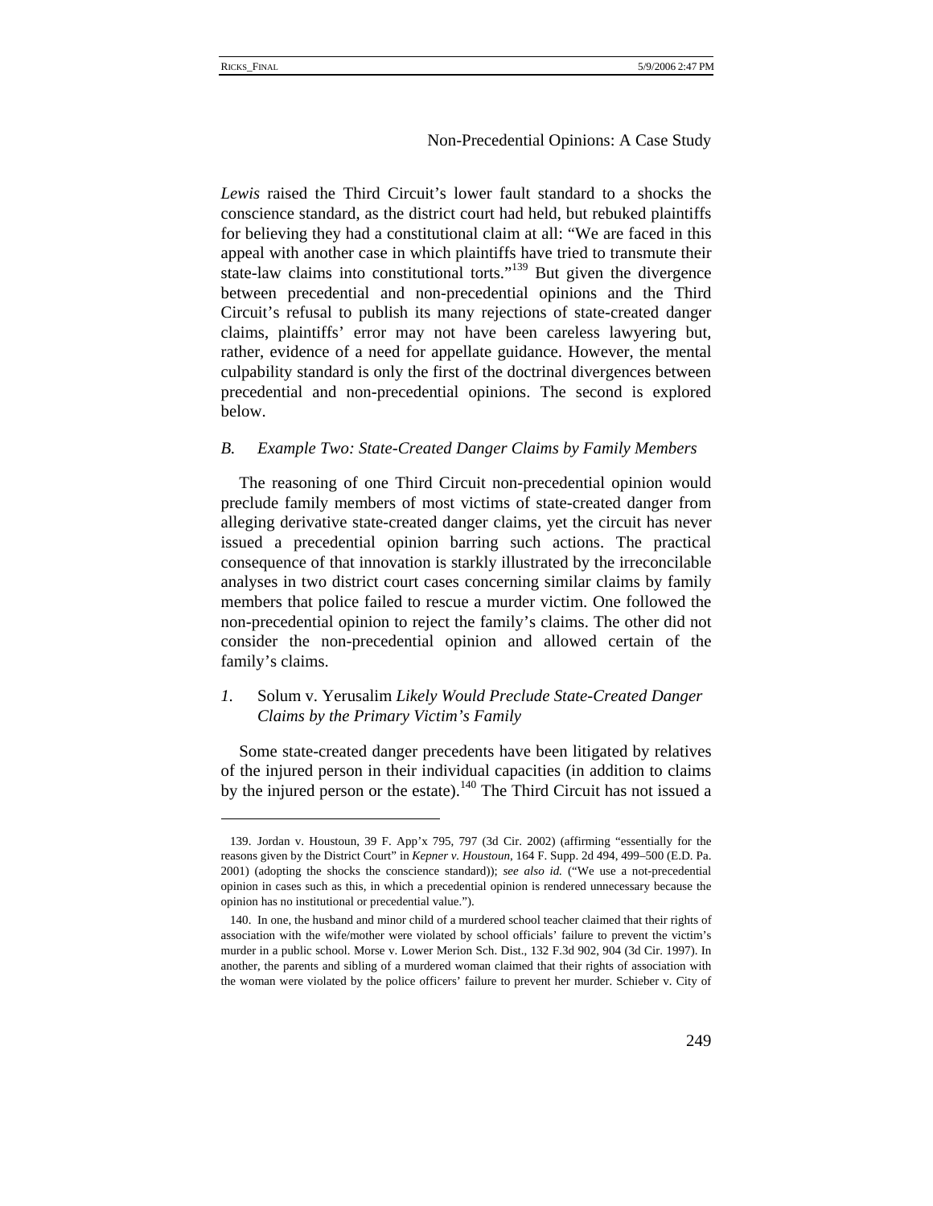*Lewis* raised the Third Circuit's lower fault standard to a shocks the conscience standard, as the district court had held, but rebuked plaintiffs for believing they had a constitutional claim at all: "We are faced in this appeal with another case in which plaintiffs have tried to transmute their state-law claims into constitutional torts."[139] But given the divergence between precedential and non-precedential opinions and the Third Circuit's refusal to publish its many rejections of state-created danger claims, plaintiffs' error may not have been careless lawyering but, rather, evidence of a need for appellate guidance. However, the mental culpability standard is only the first of the doctrinal divergences between precedential and non-precedential opinions. The second is explored below.

### *B. Example Two: State-Created Danger Claims by Family Members*

The reasoning of one Third Circuit non-precedential opinion would preclude family members of most victims of state-created danger from alleging derivative state-created danger claims, yet the circuit has never issued a precedential opinion barring such actions. The practical consequence of that innovation is starkly illustrated by the irreconcilable analyses in two district court cases concerning similar claims by family members that police failed to rescue a murder victim. One followed the non-precedential opinion to reject the family's claims. The other did not consider the non-precedential opinion and allowed certain of the family's claims.

#### *1.* Solum v. Yerusalim *Likely Would Preclude State-Created Danger Claims by the Primary Victim's Family*

Some state-created danger precedents have been litigated by relatives of the injured person in their individual capacities (in addition to claims by the injured person or the estate).[140] The Third Circuit has not issued a

---

139. Jordan v. Houstoun, 39 F. App'x 795, 797 (3d Cir. 2002) (affirming "essentially for the reasons given by the District Court" in *Kepner v. Houstoun*, 164 F. Supp. 2d 494, 499–500 (E.D. Pa. 2001) (adopting the shocks the conscience standard)); *see also id.* ("We use a not-precedential opinion in cases such as this, in which a precedential opinion is rendered unnecessary because the opinion has no institutional or precedential value.").

140. In one, the husband and minor child of a murdered school teacher claimed that their rights of association with the wife/mother were violated by school officials' failure to prevent the victim's murder in a public school. Morse v. Lower Merion Sch. Dist., 132 F.3d 902, 904 (3d Cir. 1997). In another, the parents and sibling of a murdered woman claimed that their rights of association with the woman were violated by the police officers' failure to prevent her murder. Schieber v. City of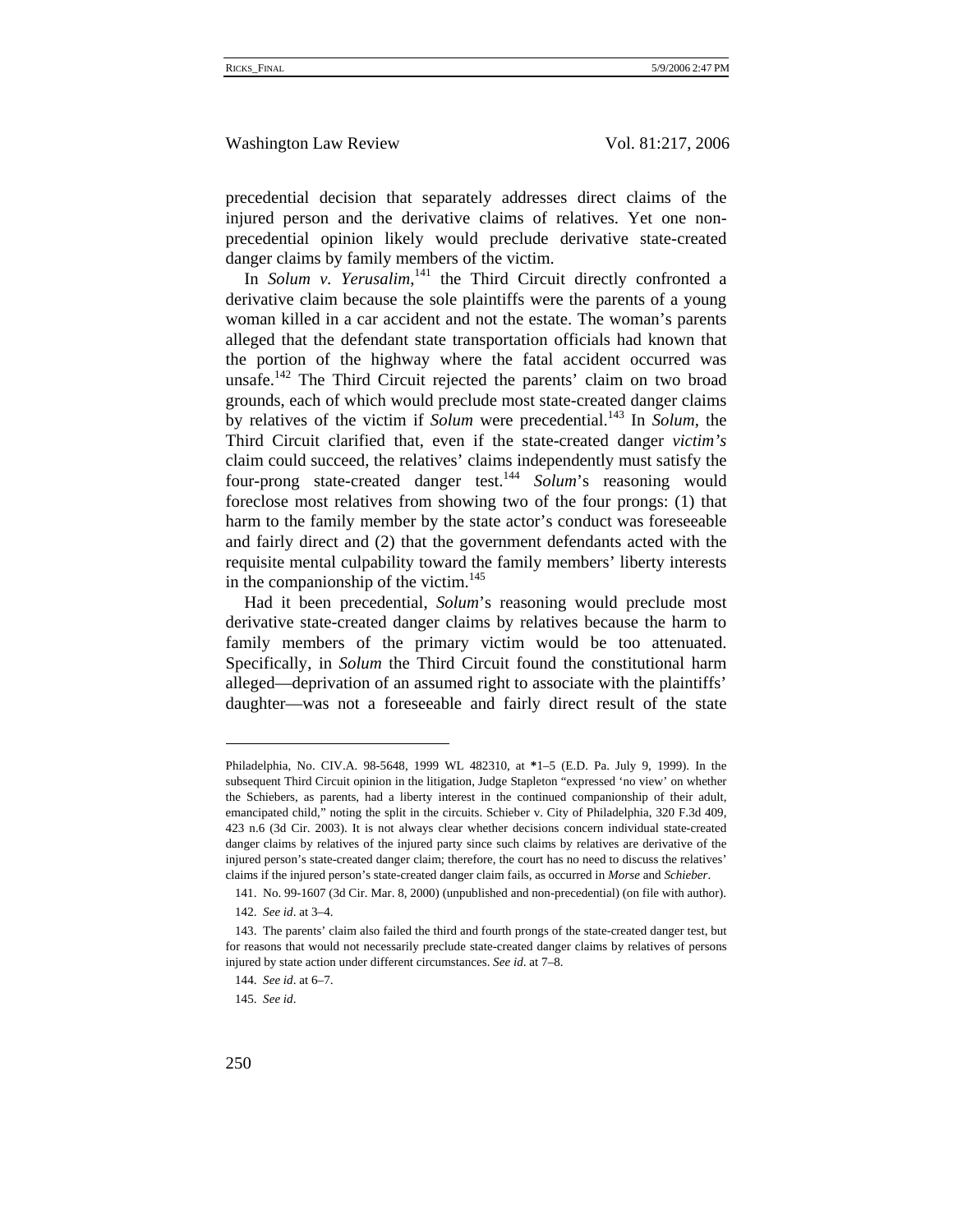precedential decision that separately addresses direct claims of the injured person and the derivative claims of relatives. Yet one non-precedential opinion likely would preclude derivative state-created danger claims by family members of the victim.

In *Solum v. Yerusalim*,[141] the Third Circuit directly confronted a derivative claim because the sole plaintiffs were the parents of a young woman killed in a car accident and not the estate. The woman's parents alleged that the defendant state transportation officials had known that the portion of the highway where the fatal accident occurred was unsafe.[142] The Third Circuit rejected the parents' claim on two broad grounds, each of which would preclude most state-created danger claims by relatives of the victim if *Solum* were precedential.[143] In *Solum*, the Third Circuit clarified that, even if the state-created danger *victim's* claim could succeed, the relatives' claims independently must satisfy the four-prong state-created danger test.[144] *Solum*'s reasoning would foreclose most relatives from showing two of the four prongs: (1) that harm to the family member by the state actor's conduct was foreseeable and fairly direct and (2) that the government defendants acted with the requisite mental culpability toward the family members' liberty interests in the companionship of the victim.[145]

Had it been precedential, *Solum*'s reasoning would preclude most derivative state-created danger claims by relatives because the harm to family members of the primary victim would be too attenuated. Specifically, in *Solum* the Third Circuit found the constitutional harm alleged—deprivation of an assumed right to associate with the plaintiffs' daughter—was not a foreseeable and fairly direct result of the state

---

Philadelphia, No. CIV.A. 98-5648, 1999 WL 482310, at *1–5 (E.D. Pa. July 9, 1999). In the subsequent Third Circuit opinion in the litigation, Judge Stapleton "expressed 'no view' on whether the Schiebers, as parents, had a liberty interest in the continued companionship of their adult, emancipated child," noting the split in the circuits. Schieber v. City of Philadelphia, 320 F.3d 409, 423 n.6 (3d Cir. 2003). It is not always clear whether decisions concern individual state-created danger claims by relatives of the injured party since such claims by relatives are derivative of the injured person's state-created danger claim; therefore, the court has no need to discuss the relatives' claims if the injured person's state-created danger claim fails, as occurred in *Morse* and *Schieber*.

141. No. 99-1607 (3d Cir. Mar. 8, 2000) (unpublished and non-precedential) (on file with author).

142. *See id*. at 3–4.

143. The parents' claim also failed the third and fourth prongs of the state-created danger test, but for reasons that would not necessarily preclude state-created danger claims by relatives of persons injured by state action under different circumstances. *See id*. at 7–8.

144. *See id*. at 6–7.

145. *See id*.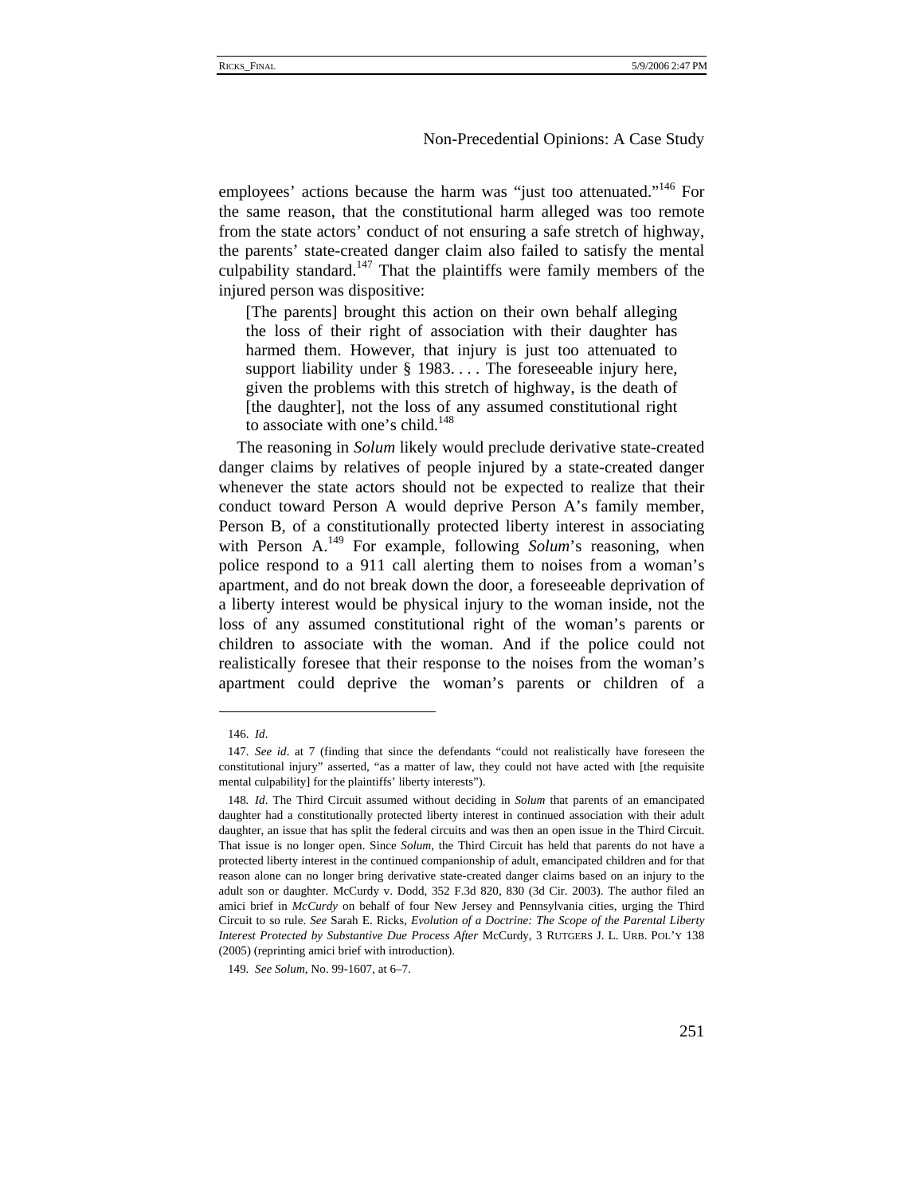employees' actions because the harm was "just too attenuated."[146] For the same reason, that the constitutional harm alleged was too remote from the state actors' conduct of not ensuring a safe stretch of highway, the parents' state-created danger claim also failed to satisfy the mental culpability standard.[147] That the plaintiffs were family members of the injured person was dispositive:

> [The parents] brought this action on their own behalf alleging the loss of their right of association with their daughter has harmed them. However, that injury is just too attenuated to support liability under § 1983. . . . The foreseeable injury here, given the problems with this stretch of highway, is the death of [the daughter], not the loss of any assumed constitutional right to associate with one's child.[148]

The reasoning in *Solum* likely would preclude derivative state-created danger claims by relatives of people injured by a state-created danger whenever the state actors should not be expected to realize that their conduct toward Person A would deprive Person A's family member, Person B, of a constitutionally protected liberty interest in associating with Person A.[149] For example, following *Solum*'s reasoning, when police respond to a 911 call alerting them to noises from a woman's apartment, and do not break down the door, a foreseeable deprivation of a liberty interest would be physical injury to the woman inside, not the loss of any assumed constitutional right of the woman's parents or children to associate with the woman. And if the police could not realistically foresee that their response to the noises from the woman's apartment could deprive the woman's parents or children of a

---

146. *Id*.

147. *See id*. at 7 (finding that since the defendants "could not realistically have foreseen the constitutional injury" asserted, "as a matter of law, they could not have acted with [the requisite mental culpability] for the plaintiffs' liberty interests").

148. *Id*. The Third Circuit assumed without deciding in *Solum* that parents of an emancipated daughter had a constitutionally protected liberty interest in continued association with their adult daughter, an issue that has split the federal circuits and was then an open issue in the Third Circuit. That issue is no longer open. Since *Solum*, the Third Circuit has held that parents do not have a protected liberty interest in the continued companionship of adult, emancipated children and for that reason alone can no longer bring derivative state-created danger claims based on an injury to the adult son or daughter. McCurdy v. Dodd, 352 F.3d 820, 830 (3d Cir. 2003). The author filed an amici brief in *McCurdy* on behalf of four New Jersey and Pennsylvania cities, urging the Third Circuit to so rule. *See* Sarah E. Ricks, *Evolution of a Doctrine: The Scope of the Parental Liberty Interest Protected by Substantive Due Process After* McCurdy, 3 RUTGERS J. L. URB. POL'Y 138 (2005) (reprinting amici brief with introduction).

149. *See Solum*, No. 99-1607, at 6–7.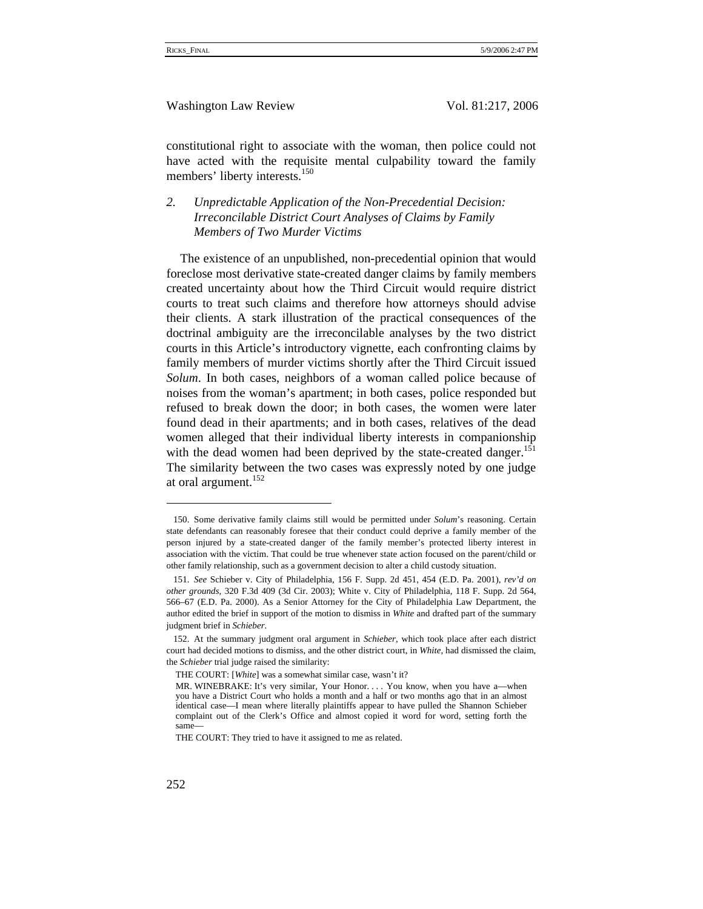constitutional right to associate with the woman, then police could not have acted with the requisite mental culpability toward the family members' liberty interests.[150]

### *2. Unpredictable Application of the Non-Precedential Decision: Irreconcilable District Court Analyses of Claims by Family Members of Two Murder Victims*

The existence of an unpublished, non-precedential opinion that would foreclose most derivative state-created danger claims by family members created uncertainty about how the Third Circuit would require district courts to treat such claims and therefore how attorneys should advise their clients. A stark illustration of the practical consequences of the doctrinal ambiguity are the irreconcilable analyses by the two district courts in this Article's introductory vignette, each confronting claims by family members of murder victims shortly after the Third Circuit issued *Solum*. In both cases, neighbors of a woman called police because of noises from the woman's apartment; in both cases, police responded but refused to break down the door; in both cases, the women were later found dead in their apartments; and in both cases, relatives of the dead women alleged that their individual liberty interests in companionship with the dead women had been deprived by the state-created danger.[151] The similarity between the two cases was expressly noted by one judge at oral argument.[152]

---

150. Some derivative family claims still would be permitted under *Solum*'s reasoning. Certain state defendants can reasonably foresee that their conduct could deprive a family member of the person injured by a state-created danger of the family member's protected liberty interest in association with the victim. That could be true whenever state action focused on the parent/child or other family relationship, such as a government decision to alter a child custody situation.

151. *See* Schieber v. City of Philadelphia, 156 F. Supp. 2d 451, 454 (E.D. Pa. 2001), *rev'd on other grounds*, 320 F.3d 409 (3d Cir. 2003); White v. City of Philadelphia, 118 F. Supp. 2d 564, 566–67 (E.D. Pa. 2000). As a Senior Attorney for the City of Philadelphia Law Department, the author edited the brief in support of the motion to dismiss in *White* and drafted part of the summary judgment brief in *Schieber*.

152. At the summary judgment oral argument in *Schieber*, which took place after each district court had decided motions to dismiss, and the other district court, in *White*, had dismissed the claim, the *Schieber* trial judge raised the similarity:

> THE COURT: [*White*] was a somewhat similar case, wasn't it?
>
> MR. WINEBRAKE: It's very similar, Your Honor. . . . You know, when you have a—when you have a District Court who holds a month and a half or two months ago that in an almost identical case—I mean where literally plaintiffs appear to have pulled the Shannon Schieber complaint out of the Clerk's Office and almost copied it word for word, setting forth the same—
>
> THE COURT: They tried to have it assigned to me as related.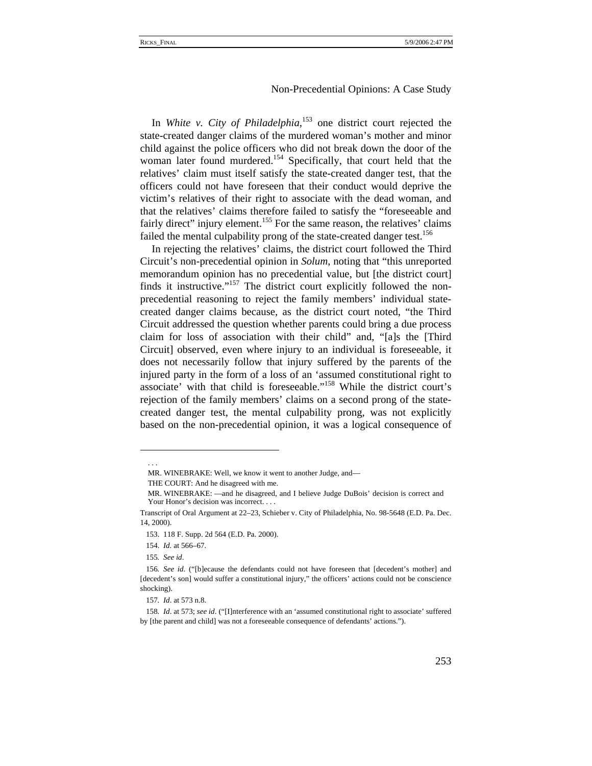In *White v. City of Philadelphia*,[153] one district court rejected the state-created danger claims of the murdered woman's mother and minor child against the police officers who did not break down the door of the woman later found murdered.[154] Specifically, that court held that the relatives' claim must itself satisfy the state-created danger test, that the officers could not have foreseen that their conduct would deprive the victim's relatives of their right to associate with the dead woman, and that the relatives' claims therefore failed to satisfy the "foreseeable and fairly direct" injury element.[155] For the same reason, the relatives' claims failed the mental culpability prong of the state-created danger test.[156]

In rejecting the relatives' claims, the district court followed the Third Circuit's non-precedential opinion in *Solum*, noting that "this unreported memorandum opinion has no precedential value, but [the district court] finds it instructive."[157] The district court explicitly followed the non-precedential reasoning to reject the family members' individual state-created danger claims because, as the district court noted, "the Third Circuit addressed the question whether parents could bring a due process claim for loss of association with their child" and, "[a]s the [Third Circuit] observed, even where injury to an individual is foreseeable, it does not necessarily follow that injury suffered by the parents of the injured party in the form of a loss of an 'assumed constitutional right to associate' with that child is foreseeable."[158] While the district court's rejection of the family members' claims on a second prong of the state-created danger test, the mental culpability prong, was not explicitly based on the non-precedential opinion, it was a logical consequence of

---

. . .

MR. WINEBRAKE: Well, we know it went to another Judge, and—

THE COURT: And he disagreed with me.

MR. WINEBRAKE: —and he disagreed, and I believe Judge DuBois' decision is correct and Your Honor's decision was incorrect. . . .

Transcript of Oral Argument at 22–23, Schieber v. City of Philadelphia, No. 98-5648 (E.D. Pa. Dec. 14, 2000).

153. 118 F. Supp. 2d 564 (E.D. Pa. 2000).

154. *Id.* at 566–67.

155. *See id*.

156. *See id*. ("[b]ecause the defendants could not have foreseen that [decedent's mother] and [decedent's son] would suffer a constitutional injury," the officers' actions could not be conscience shocking).

157. *Id*. at 573 n.8.

158. *Id*. at 573; *see id*. ("[I]nterference with an 'assumed constitutional right to associate' suffered by [the parent and child] was not a foreseeable consequence of defendants' actions.").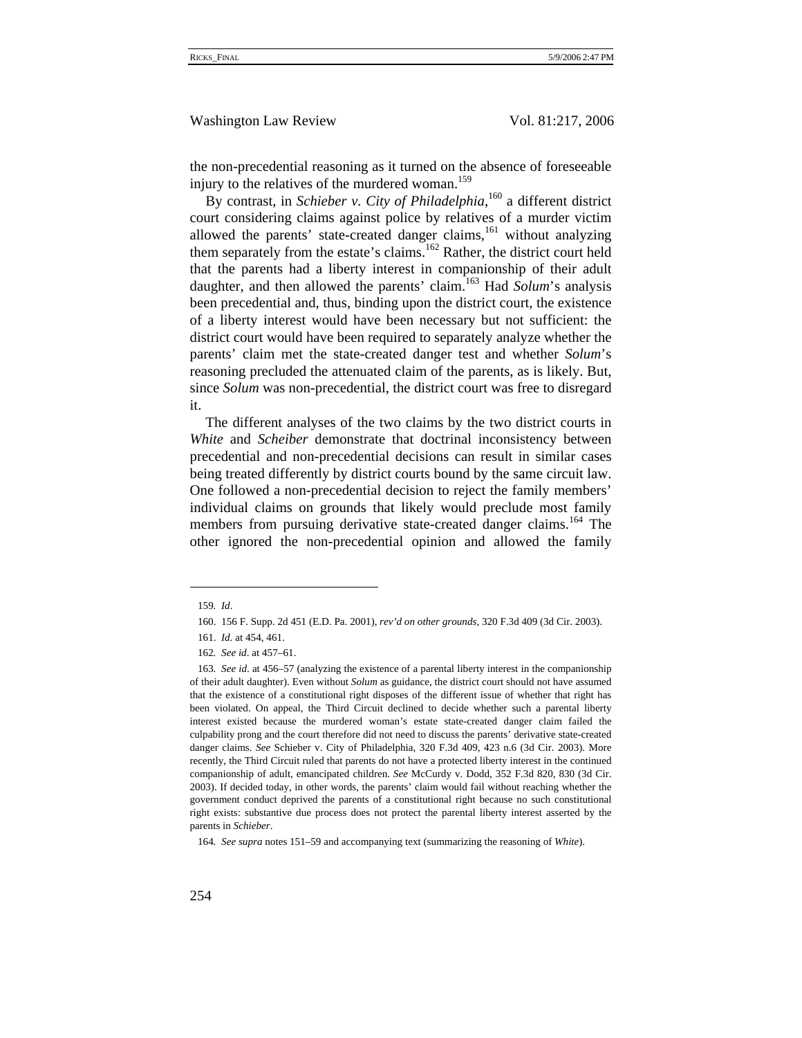the non-precedential reasoning as it turned on the absence of foreseeable injury to the relatives of the murdered woman.[159]

By contrast, in *Schieber v. City of Philadelphia*,[160] a different district court considering claims against police by relatives of a murder victim allowed the parents' state-created danger claims,[161] without analyzing them separately from the estate's claims.[162] Rather, the district court held that the parents had a liberty interest in companionship of their adult daughter, and then allowed the parents' claim.[163] Had *Solum*'s analysis been precedential and, thus, binding upon the district court, the existence of a liberty interest would have been necessary but not sufficient: the district court would have been required to separately analyze whether the parents' claim met the state-created danger test and whether *Solum*'s reasoning precluded the attenuated claim of the parents, as is likely. But, since *Solum* was non-precedential, the district court was free to disregard it.

The different analyses of the two claims by the two district courts in *White* and *Scheiber* demonstrate that doctrinal inconsistency between precedential and non-precedential decisions can result in similar cases being treated differently by district courts bound by the same circuit law. One followed a non-precedential decision to reject the family members' individual claims on grounds that likely would preclude most family members from pursuing derivative state-created danger claims.[164] The other ignored the non-precedential opinion and allowed the family

---

159. *Id*.

160. 156 F. Supp. 2d 451 (E.D. Pa. 2001), *rev'd on other grounds*, 320 F.3d 409 (3d Cir. 2003).

161. *Id.* at 454, 461.

162. *See id*. at 457–61.

163. *See id*. at 456–57 (analyzing the existence of a parental liberty interest in the companionship of their adult daughter). Even without *Solum* as guidance, the district court should not have assumed that the existence of a constitutional right disposes of the different issue of whether that right has been violated. On appeal, the Third Circuit declined to decide whether such a parental liberty interest existed because the murdered woman's estate state-created danger claim failed the culpability prong and the court therefore did not need to discuss the parents' derivative state-created danger claims. *See* Schieber v. City of Philadelphia, 320 F.3d 409, 423 n.6 (3d Cir. 2003). More recently, the Third Circuit ruled that parents do not have a protected liberty interest in the continued companionship of adult, emancipated children. *See* McCurdy v. Dodd, 352 F.3d 820, 830 (3d Cir. 2003). If decided today, in other words, the parents' claim would fail without reaching whether the government conduct deprived the parents of a constitutional right because no such constitutional right exists: substantive due process does not protect the parental liberty interest asserted by the parents in *Schieber*.

164. *See supra* notes 151–59 and accompanying text (summarizing the reasoning of *White*).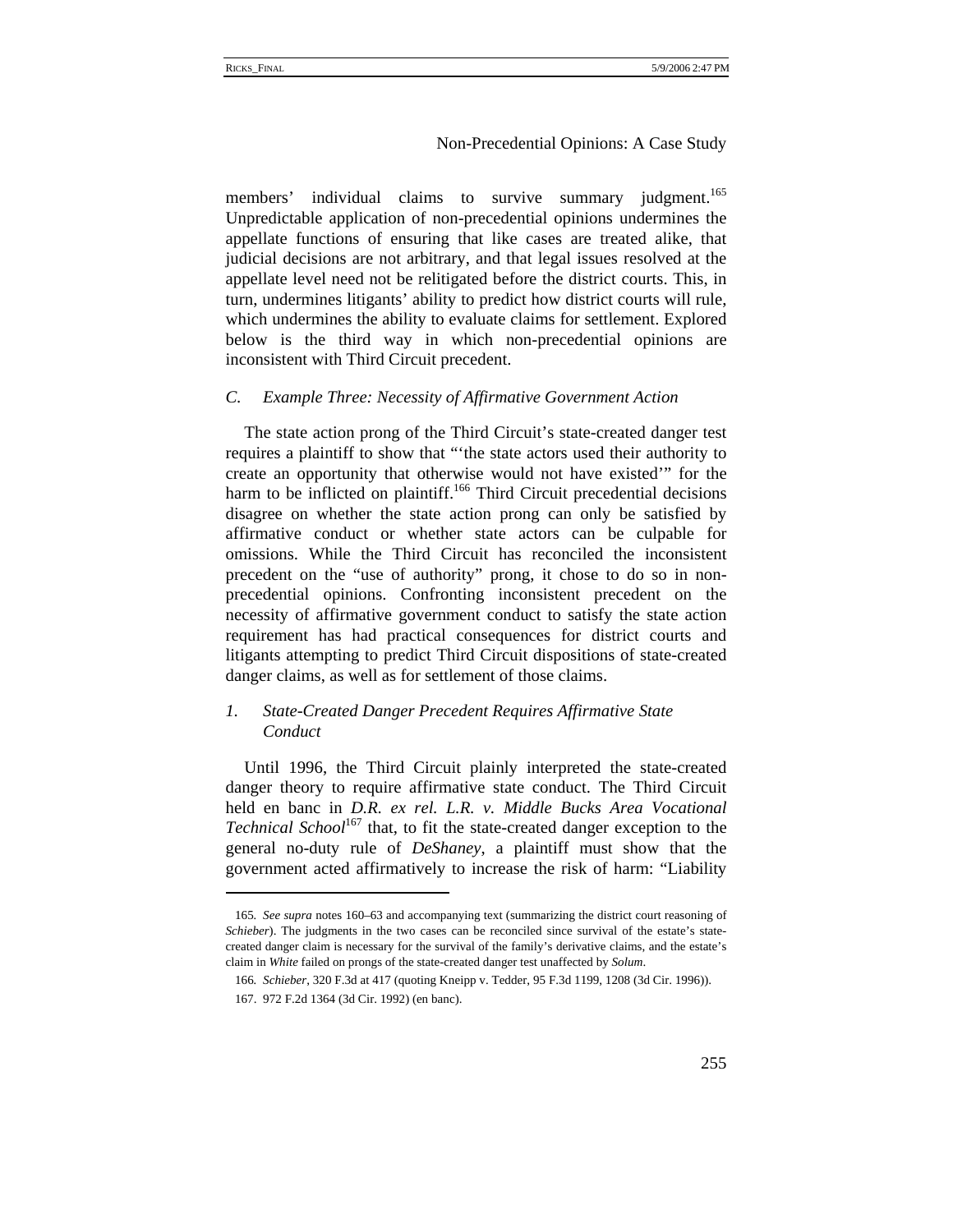members' individual claims to survive summary judgment.[165] Unpredictable application of non-precedential opinions undermines the appellate functions of ensuring that like cases are treated alike, that judicial decisions are not arbitrary, and that legal issues resolved at the appellate level need not be relitigated before the district courts. This, in turn, undermines litigants' ability to predict how district courts will rule, which undermines the ability to evaluate claims for settlement. Explored below is the third way in which non-precedential opinions are inconsistent with Third Circuit precedent.

### *C. Example Three: Necessity of Affirmative Government Action*

The state action prong of the Third Circuit's state-created danger test requires a plaintiff to show that "'the state actors used their authority to create an opportunity that otherwise would not have existed'" for the harm to be inflicted on plaintiff.[166] Third Circuit precedential decisions disagree on whether the state action prong can only be satisfied by affirmative conduct or whether state actors can be culpable for omissions. While the Third Circuit has reconciled the inconsistent precedent on the "use of authority" prong, it chose to do so in non-precedential opinions. Confronting inconsistent precedent on the necessity of affirmative government conduct to satisfy the state action requirement has had practical consequences for district courts and litigants attempting to predict Third Circuit dispositions of state-created danger claims, as well as for settlement of those claims.

#### *1. State-Created Danger Precedent Requires Affirmative State Conduct*

Until 1996, the Third Circuit plainly interpreted the state-created danger theory to require affirmative state conduct. The Third Circuit held en banc in *D.R. ex rel. L.R. v. Middle Bucks Area Vocational Technical School*[167] that, to fit the state-created danger exception to the general no-duty rule of *DeShaney*, a plaintiff must show that the government acted affirmatively to increase the risk of harm: "Liability

---

165. *See supra* notes 160–63 and accompanying text (summarizing the district court reasoning of *Schieber*). The judgments in the two cases can be reconciled since survival of the estate's state-created danger claim is necessary for the survival of the family's derivative claims, and the estate's claim in *White* failed on prongs of the state-created danger test unaffected by *Solum*.

166. *Schieber*, 320 F.3d at 417 (quoting Kneipp v. Tedder, 95 F.3d 1199, 1208 (3d Cir. 1996)).

167. 972 F.2d 1364 (3d Cir. 1992) (en banc).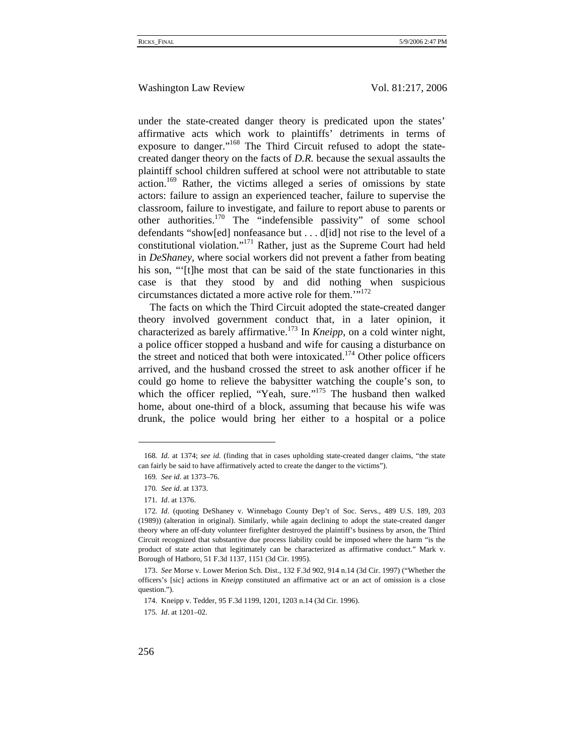under the state-created danger theory is predicated upon the states' affirmative acts which work to plaintiffs' detriments in terms of exposure to danger."[168] The Third Circuit refused to adopt the state-created danger theory on the facts of *D.R.* because the sexual assaults the plaintiff school children suffered at school were not attributable to state action.[169] Rather, the victims alleged a series of omissions by state actors: failure to assign an experienced teacher, failure to supervise the classroom, failure to investigate, and failure to report abuse to parents or other authorities.[170] The "indefensible passivity" of some school defendants "show[ed] nonfeasance but . . . d[id] not rise to the level of a constitutional violation."[171] Rather, just as the Supreme Court had held in *DeShaney*, where social workers did not prevent a father from beating his son, "'[t]he most that can be said of the state functionaries in this case is that they stood by and did nothing when suspicious circumstances dictated a more active role for them.'"[172]

The facts on which the Third Circuit adopted the state-created danger theory involved government conduct that, in a later opinion, it characterized as barely affirmative.[173] In *Kneipp*, on a cold winter night, a police officer stopped a husband and wife for causing a disturbance on the street and noticed that both were intoxicated.[174] Other police officers arrived, and the husband crossed the street to ask another officer if he could go home to relieve the babysitter watching the couple's son, to which the officer replied, "Yeah, sure."[175] The husband then walked home, about one-third of a block, assuming that because his wife was drunk, the police would bring her either to a hospital or a police

---

168. *Id.* at 1374; *see id.* (finding that in cases upholding state-created danger claims, "the state can fairly be said to have affirmatively acted to create the danger to the victims").

169. *See id*. at 1373–76.

170. *See id*. at 1373.

171. *Id*. at 1376.

172. *Id*. (quoting DeShaney v. Winnebago County Dep't of Soc. Servs., 489 U.S. 189, 203 (1989)) (alteration in original). Similarly, while again declining to adopt the state-created danger theory where an off-duty volunteer firefighter destroyed the plaintiff's business by arson, the Third Circuit recognized that substantive due process liability could be imposed where the harm "is the product of state action that legitimately can be characterized as affirmative conduct." Mark v. Borough of Hatboro, 51 F.3d 1137, 1151 (3d Cir. 1995).

173. *See* Morse v. Lower Merion Sch. Dist., 132 F.3d 902, 914 n.14 (3d Cir. 1997) ("Whether the officers's [sic] actions in *Kneipp* constituted an affirmative act or an act of omission is a close question.").

174. Kneipp v. Tedder, 95 F.3d 1199, 1201, 1203 n.14 (3d Cir. 1996).

175. *Id*. at 1201–02.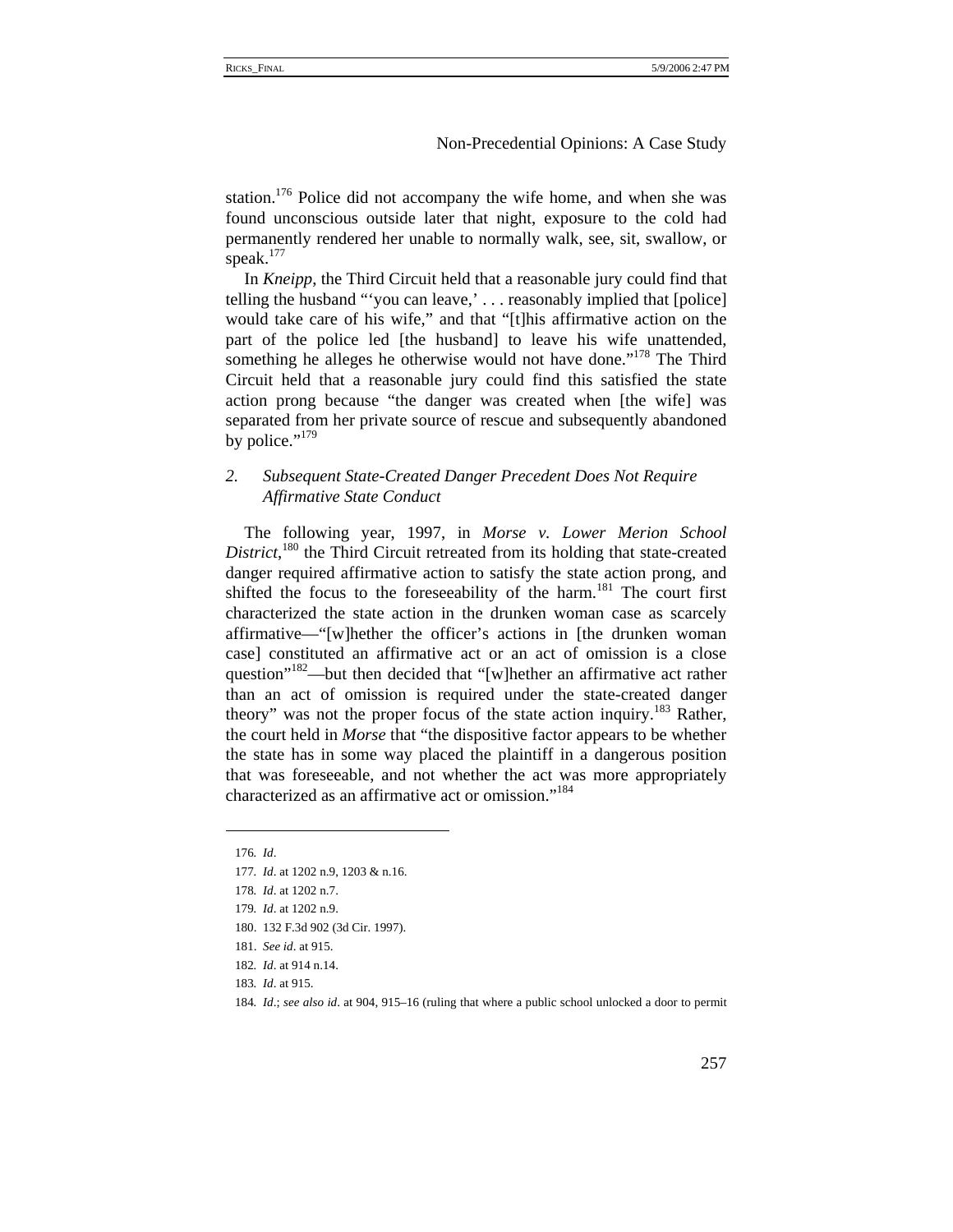station.[176] Police did not accompany the wife home, and when she was found unconscious outside later that night, exposure to the cold had permanently rendered her unable to normally walk, see, sit, swallow, or speak.[177]

In *Kneipp*, the Third Circuit held that a reasonable jury could find that telling the husband "'you can leave,' . . . reasonably implied that [police] would take care of his wife," and that "[t]his affirmative action on the part of the police led [the husband] to leave his wife unattended, something he alleges he otherwise would not have done."[178] The Third Circuit held that a reasonable jury could find this satisfied the state action prong because "the danger was created when [the wife] was separated from her private source of rescue and subsequently abandoned by police."[179]

### *2. Subsequent State-Created Danger Precedent Does Not Require Affirmative State Conduct*

The following year, 1997, in *Morse v. Lower Merion School District*,[180] the Third Circuit retreated from its holding that state-created danger required affirmative action to satisfy the state action prong, and shifted the focus to the foreseeability of the harm.[181] The court first characterized the state action in the drunken woman case as scarcely affirmative—"[w]hether the officer's actions in [the drunken woman case] constituted an affirmative act or an act of omission is a close question"[182]—but then decided that "[w]hether an affirmative act rather than an act of omission is required under the state-created danger theory" was not the proper focus of the state action inquiry.[183] Rather, the court held in *Morse* that "the dispositive factor appears to be whether the state has in some way placed the plaintiff in a dangerous position that was foreseeable, and not whether the act was more appropriately characterized as an affirmative act or omission."[184]

---

176. *Id*.

177. *Id*. at 1202 n.9, 1203 & n.16.

178. *Id*. at 1202 n.7.

179. *Id*. at 1202 n.9.

180. 132 F.3d 902 (3d Cir. 1997).

181. *See id*. at 915.

182. *Id*. at 914 n.14.

183. *Id*. at 915.

184. *Id*.; *see also id*. at 904, 915–16 (ruling that where a public school unlocked a door to permit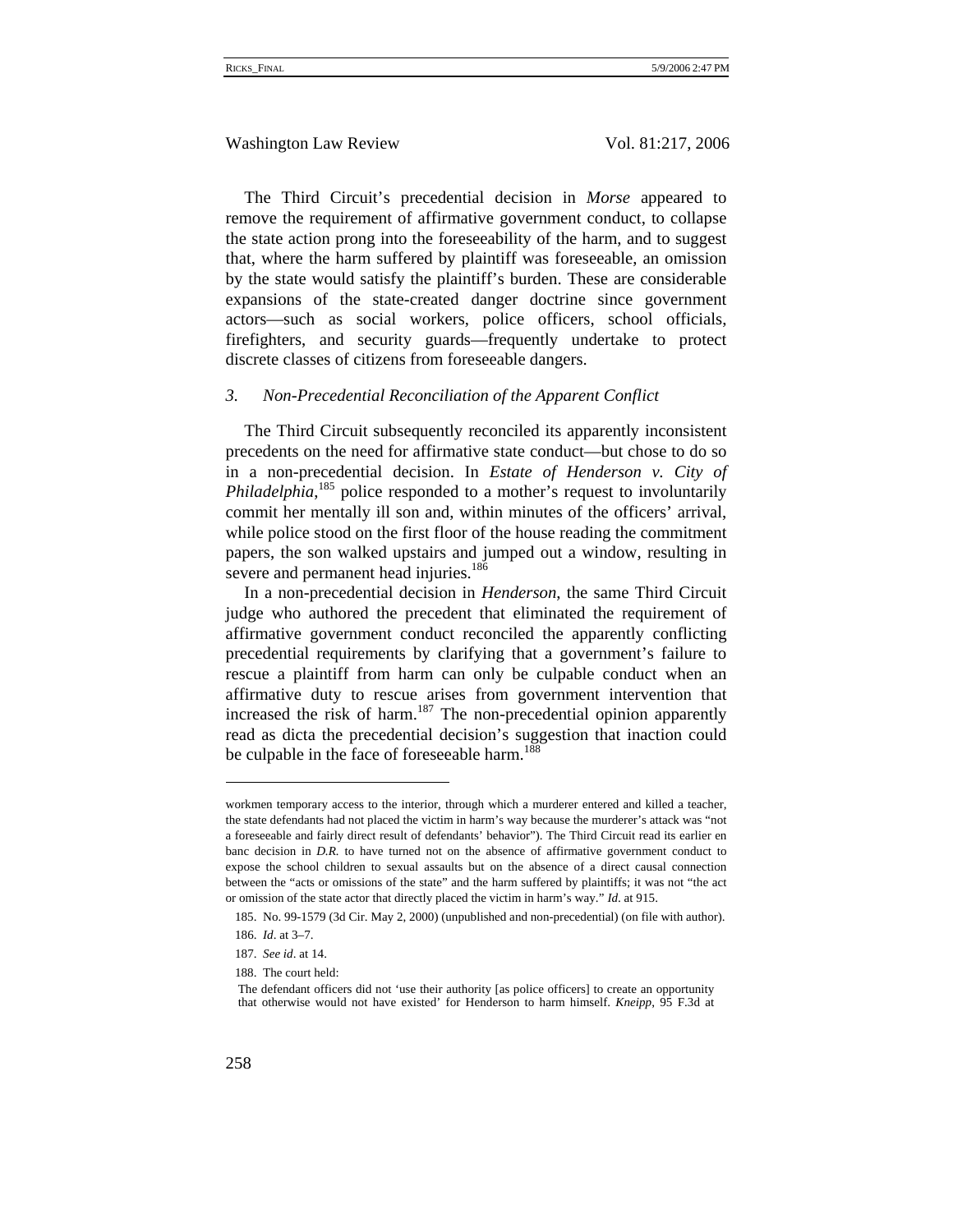The Third Circuit's precedential decision in *Morse* appeared to remove the requirement of affirmative government conduct, to collapse the state action prong into the foreseeability of the harm, and to suggest that, where the harm suffered by plaintiff was foreseeable, an omission by the state would satisfy the plaintiff's burden. These are considerable expansions of the state-created danger doctrine since government actors—such as social workers, police officers, school officials, firefighters, and security guards—frequently undertake to protect discrete classes of citizens from foreseeable dangers.

### *3. Non-Precedential Reconciliation of the Apparent Conflict*

The Third Circuit subsequently reconciled its apparently inconsistent precedents on the need for affirmative state conduct—but chose to do so in a non-precedential decision. In *Estate of Henderson v. City of Philadelphia*,[185] police responded to a mother's request to involuntarily commit her mentally ill son and, within minutes of the officers' arrival, while police stood on the first floor of the house reading the commitment papers, the son walked upstairs and jumped out a window, resulting in severe and permanent head injuries.[186]

In a non-precedential decision in *Henderson*, the same Third Circuit judge who authored the precedent that eliminated the requirement of affirmative government conduct reconciled the apparently conflicting precedential requirements by clarifying that a government's failure to rescue a plaintiff from harm can only be culpable conduct when an affirmative duty to rescue arises from government intervention that increased the risk of harm.[187] The non-precedential opinion apparently read as dicta the precedential decision's suggestion that inaction could be culpable in the face of foreseeable harm.[188]

---

workmen temporary access to the interior, through which a murderer entered and killed a teacher, the state defendants had not placed the victim in harm's way because the murderer's attack was "not a foreseeable and fairly direct result of defendants' behavior"). The Third Circuit read its earlier en banc decision in *D.R.* to have turned not on the absence of affirmative government conduct to expose the school children to sexual assaults but on the absence of a direct causal connection between the "acts or omissions of the state" and the harm suffered by plaintiffs; it was not "the act or omission of the state actor that directly placed the victim in harm's way." *Id.* at 915.

185. No. 99-1579 (3d Cir. May 2, 2000) (unpublished and non-precedential) (on file with author).

186. *Id*. at 3–7.

187. *See id*. at 14.

188. The court held:

> The defendant officers did not 'use their authority [as police officers] to create an opportunity that otherwise would not have existed' for Henderson to harm himself. *Kneipp*, 95 F.3d at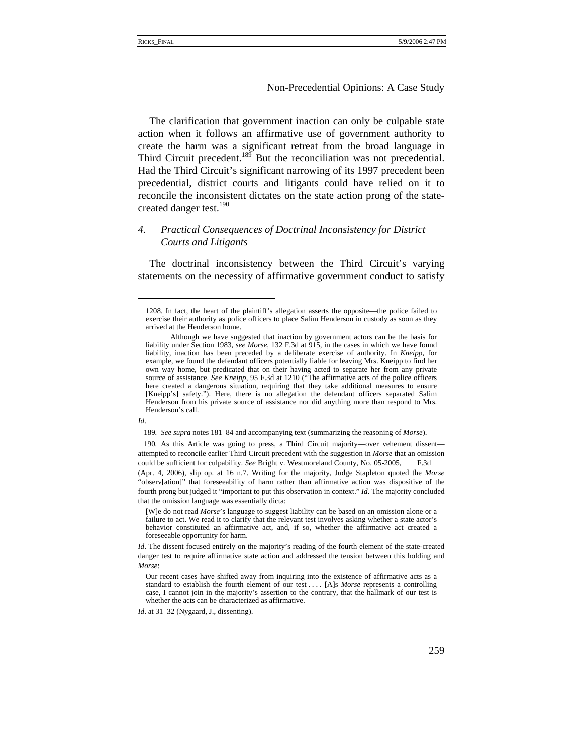The clarification that government inaction can only be culpable state action when it follows an affirmative use of government authority to create the harm was a significant retreat from the broad language in Third Circuit precedent.[189] But the reconciliation was not precedential. Had the Third Circuit's significant narrowing of its 1997 precedent been precedential, district courts and litigants could have relied on it to reconcile the inconsistent dictates on the state action prong of the state-created danger test.[190]

### 4. *Practical Consequences of Doctrinal Inconsistency for District Courts and Litigants*

The doctrinal inconsistency between the Third Circuit's varying statements on the necessity of affirmative government conduct to satisfy

---

> 1208. In fact, the heart of the plaintiff's allegation asserts the opposite—the police failed to exercise their authority as police officers to place Salim Henderson in custody as soon as they arrived at the Henderson home.
>
> Although we have suggested that inaction by government actors can be the basis for liability under Section 1983, *see Morse*, 132 F.3d at 915, in the cases in which we have found liability, inaction has been preceded by a deliberate exercise of authority. In *Kneipp*, for example, we found the defendant officers potentially liable for leaving Mrs. Kneipp to find her own way home, but predicated that on their having acted to separate her from any private source of assistance. *See Kneipp*, 95 F.3d at 1210 ("The affirmative acts of the police officers here created a dangerous situation, requiring that they take additional measures to ensure [Kneipp's] safety."). Here, there is no allegation the defendant officers separated Salim Henderson from his private source of assistance nor did anything more than respond to Mrs. Henderson's call.

*Id*.

189. *See supra* notes 181–84 and accompanying text (summarizing the reasoning of *Morse*).

190. As this Article was going to press, a Third Circuit majority—over vehement dissent—attempted to reconcile earlier Third Circuit precedent with the suggestion in *Morse* that an omission could be sufficient for culpability. *See* Bright v. Westmoreland County, No. 05-2005, ___ F.3d ___ (Apr. 4, 2006), slip op. at 16 n.7. Writing for the majority, Judge Stapleton quoted the *Morse* "observ[ation]" that foreseeability of harm rather than affirmative action was dispositive of the fourth prong but judged it "important to put this observation in context." *Id*. The majority concluded that the omission language was essentially dicta:

> [W]e do not read *Morse*'s language to suggest liability can be based on an omission alone or a failure to act. We read it to clarify that the relevant test involves asking whether a state actor's behavior constituted an affirmative act, and, if so, whether the affirmative act created a foreseeable opportunity for harm.

*Id*. The dissent focused entirely on the majority's reading of the fourth element of the state-created danger test to require affirmative state action and addressed the tension between this holding and *Morse*:

> Our recent cases have shifted away from inquiring into the existence of affirmative acts as a standard to establish the fourth element of our test . . . . [A]s *Morse* represents a controlling case, I cannot join in the majority's assertion to the contrary, that the hallmark of our test is whether the acts can be characterized as affirmative.

*Id*. at 31–32 (Nygaard, J., dissenting).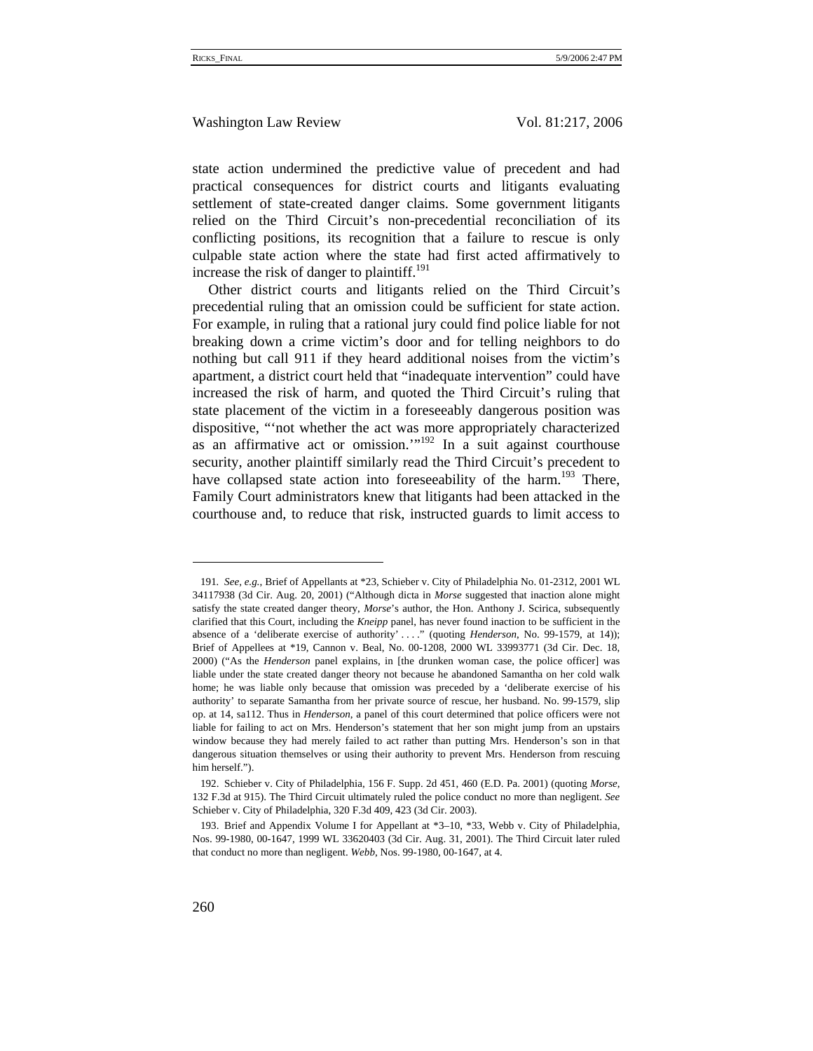state action undermined the predictive value of precedent and had practical consequences for district courts and litigants evaluating settlement of state-created danger claims. Some government litigants relied on the Third Circuit's non-precedential reconciliation of its conflicting positions, its recognition that a failure to rescue is only culpable state action where the state had first acted affirmatively to increase the risk of danger to plaintiff.[191]

Other district courts and litigants relied on the Third Circuit's precedential ruling that an omission could be sufficient for state action. For example, in ruling that a rational jury could find police liable for not breaking down a crime victim's door and for telling neighbors to do nothing but call 911 if they heard additional noises from the victim's apartment, a district court held that "inadequate intervention" could have increased the risk of harm, and quoted the Third Circuit's ruling that state placement of the victim in a foreseeably dangerous position was dispositive, "'not whether the act was more appropriately characterized as an affirmative act or omission.'"[192] In a suit against courthouse security, another plaintiff similarly read the Third Circuit's precedent to have collapsed state action into foreseeability of the harm.[193] There, Family Court administrators knew that litigants had been attacked in the courthouse and, to reduce that risk, instructed guards to limit access to

---

191. *See, e.g.*, Brief of Appellants at *23, Schieber v. City of Philadelphia No. 01-2312, 2001 WL 34117938 (3d Cir. Aug. 20, 2001) ("Although dicta in *Morse* suggested that inaction alone might satisfy the state created danger theory, *Morse*'s author, the Hon. Anthony J. Scirica, subsequently clarified that this Court, including the *Kneipp* panel, has never found inaction to be sufficient in the absence of a 'deliberate exercise of authority' . . . ." (quoting *Henderson*, No. 99-1579, at 14)); Brief of Appellees at *19, Cannon v. Beal, No. 00-1208, 2000 WL 33993771 (3d Cir. Dec. 18, 2000) ("As the *Henderson* panel explains, in [the drunken woman case, the police officer] was liable under the state created danger theory not because he abandoned Samantha on her cold walk home; he was liable only because that omission was preceded by a 'deliberate exercise of his authority' to separate Samantha from her private source of rescue, her husband. No. 99-1579, slip op. at 14, sa112. Thus in *Henderson*, a panel of this court determined that police officers were not liable for failing to act on Mrs. Henderson's statement that her son might jump from an upstairs window because they had merely failed to act rather than putting Mrs. Henderson's son in that dangerous situation themselves or using their authority to prevent Mrs. Henderson from rescuing him herself.").

192. Schieber v. City of Philadelphia, 156 F. Supp. 2d 451, 460 (E.D. Pa. 2001) (quoting *Morse*, 132 F.3d at 915). The Third Circuit ultimately ruled the police conduct no more than negligent. *See* Schieber v. City of Philadelphia, 320 F.3d 409, 423 (3d Cir. 2003).

193. Brief and Appendix Volume I for Appellant at *3–10, *33, Webb v. City of Philadelphia, Nos. 99-1980, 00-1647, 1999 WL 33620403 (3d Cir. Aug. 31, 2001). The Third Circuit later ruled that conduct no more than negligent. *Webb*, Nos. 99-1980, 00-1647, at 4.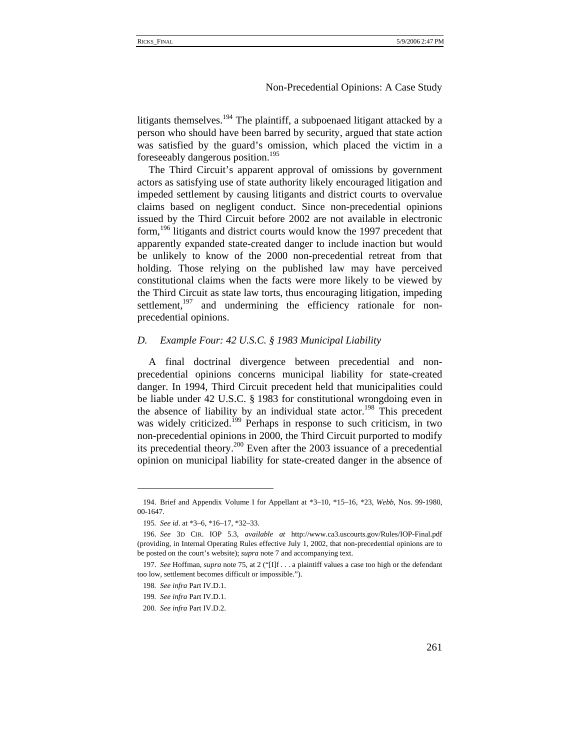litigants themselves.[194] The plaintiff, a subpoenaed litigant attacked by a person who should have been barred by security, argued that state action was satisfied by the guard's omission, which placed the victim in a foreseeably dangerous position.[195]

The Third Circuit's apparent approval of omissions by government actors as satisfying use of state authority likely encouraged litigation and impeded settlement by causing litigants and district courts to overvalue claims based on negligent conduct. Since non-precedential opinions issued by the Third Circuit before 2002 are not available in electronic form,[196] litigants and district courts would know the 1997 precedent that apparently expanded state-created danger to include inaction but would be unlikely to know of the 2000 non-precedential retreat from that holding. Those relying on the published law may have perceived constitutional claims when the facts were more likely to be viewed by the Third Circuit as state law torts, thus encouraging litigation, impeding settlement,[197] and undermining the efficiency rationale for non-precedential opinions.

### *D. Example Four: 42 U.S.C. § 1983 Municipal Liability*

A final doctrinal divergence between precedential and non-precedential opinions concerns municipal liability for state-created danger. In 1994, Third Circuit precedent held that municipalities could be liable under 42 U.S.C. § 1983 for constitutional wrongdoing even in the absence of liability by an individual state actor.[198] This precedent was widely criticized.[199] Perhaps in response to such criticism, in two non-precedential opinions in 2000, the Third Circuit purported to modify its precedential theory.[200] Even after the 2003 issuance of a precedential opinion on municipal liability for state-created danger in the absence of

---

194. Brief and Appendix Volume I for Appellant at *3–10, *15–16, *23, *Webb*, Nos. 99-1980, 00-1647.

195. *See id*. at *3–6, *16–17, *32–33.

196. *See* 3D CIR. IOP 5.3, *available at* http://www.ca3.uscourts.gov/Rules/IOP-Final.pdf (providing, in Internal Operating Rules effective July 1, 2002, that non-precedential opinions are to be posted on the court's website); *supra* note 7 and accompanying text.

197. *See* Hoffman, *supra* note 75, at 2 ("[I]f . . . a plaintiff values a case too high or the defendant too low, settlement becomes difficult or impossible.").

198. *See infra* Part IV.D.1.

199. *See infra* Part IV.D.1.

200. *See infra* Part IV.D.2.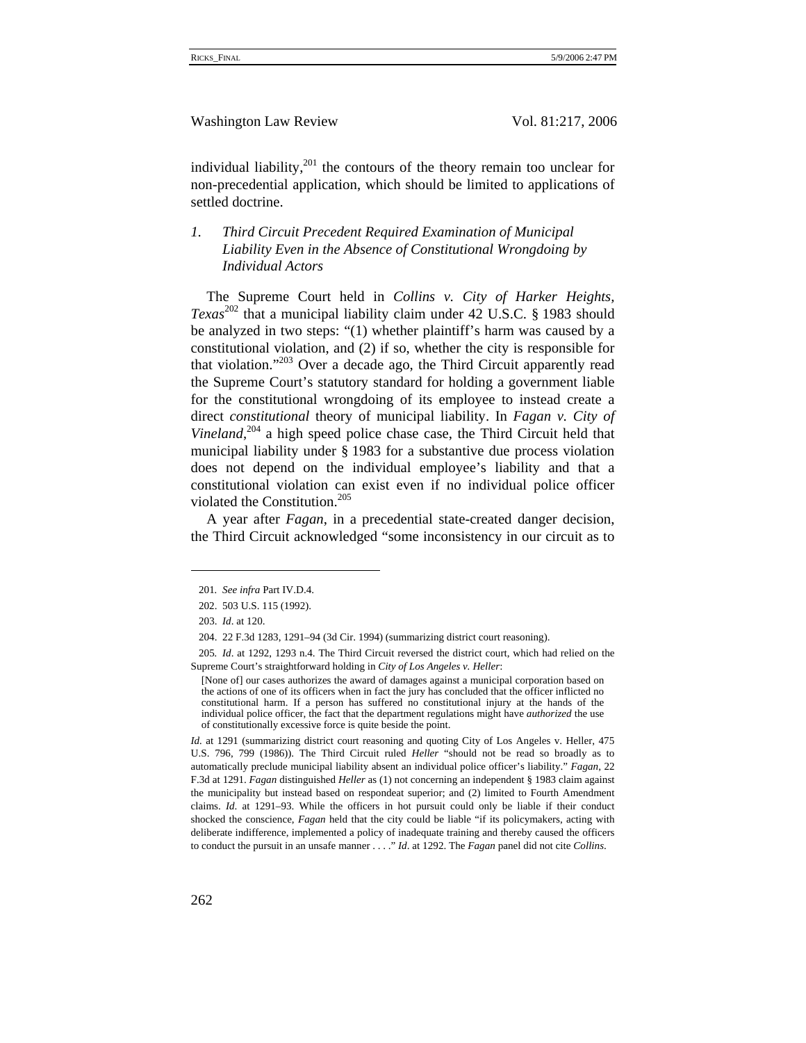individual liability,[201] the contours of the theory remain too unclear for non-precedential application, which should be limited to applications of settled doctrine.

### *1. Third Circuit Precedent Required Examination of Municipal Liability Even in the Absence of Constitutional Wrongdoing by Individual Actors*

The Supreme Court held in *Collins v. City of Harker Heights, Texas*[202] that a municipal liability claim under 42 U.S.C. § 1983 should be analyzed in two steps: "(1) whether plaintiff's harm was caused by a constitutional violation, and (2) if so, whether the city is responsible for that violation."[203] Over a decade ago, the Third Circuit apparently read the Supreme Court's statutory standard for holding a government liable for the constitutional wrongdoing of its employee to instead create a direct *constitutional* theory of municipal liability. In *Fagan v. City of Vineland*,[204] a high speed police chase case, the Third Circuit held that municipal liability under § 1983 for a substantive due process violation does not depend on the individual employee's liability and that a constitutional violation can exist even if no individual police officer violated the Constitution.[205]

A year after *Fagan*, in a precedential state-created danger decision, the Third Circuit acknowledged "some inconsistency in our circuit as to

---

201. *See infra* Part IV.D.4.

202. 503 U.S. 115 (1992).

203. *Id*. at 120.

204. 22 F.3d 1283, 1291–94 (3d Cir. 1994) (summarizing district court reasoning).

205. *Id*. at 1292, 1293 n.4. The Third Circuit reversed the district court, which had relied on the Supreme Court's straightforward holding in *City of Los Angeles v. Heller*:

> [None of] our cases authorizes the award of damages against a municipal corporation based on the actions of one of its officers when in fact the jury has concluded that the officer inflicted no constitutional harm. If a person has suffered no constitutional injury at the hands of the individual police officer, the fact that the department regulations might have *authorized* the use of constitutionally excessive force is quite beside the point.

*Id*. at 1291 (summarizing district court reasoning and quoting City of Los Angeles v. Heller, 475 U.S. 796, 799 (1986)). The Third Circuit ruled *Heller* "should not be read so broadly as to automatically preclude municipal liability absent an individual police officer's liability." *Fagan*, 22 F.3d at 1291. *Fagan* distinguished *Heller* as (1) not concerning an independent § 1983 claim against the municipality but instead based on respondeat superior; and (2) limited to Fourth Amendment claims. *Id*. at 1291–93. While the officers in hot pursuit could only be liable if their conduct shocked the conscience, *Fagan* held that the city could be liable "if its policymakers, acting with deliberate indifference, implemented a policy of inadequate training and thereby caused the officers to conduct the pursuit in an unsafe manner . . . ." *Id*. at 1292. The *Fagan* panel did not cite *Collins*.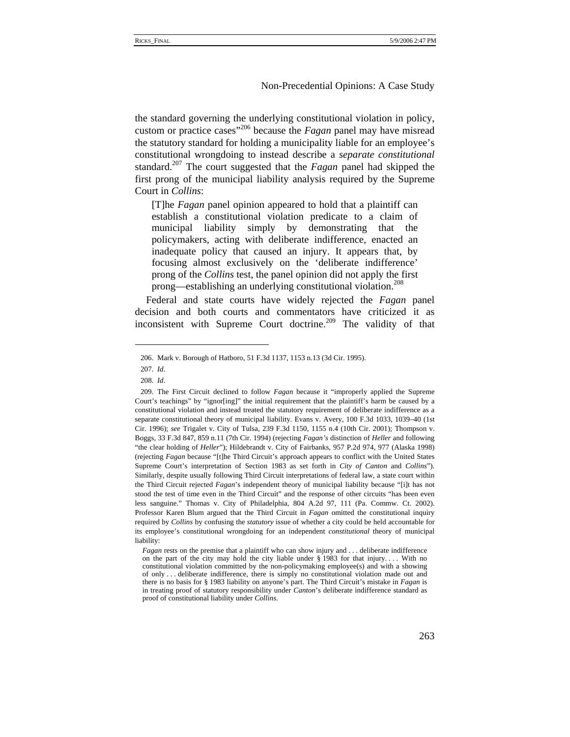the standard governing the underlying constitutional violation in policy, custom or practice cases"[206] because the *Fagan* panel may have misread the statutory standard for holding a municipality liable for an employee's constitutional wrongdoing to instead describe a *separate constitutional* standard.[207] The court suggested that the *Fagan* panel had skipped the first prong of the municipal liability analysis required by the Supreme Court in *Collins*:

> [T]he *Fagan* panel opinion appeared to hold that a plaintiff can establish a constitutional violation predicate to a claim of municipal liability simply by demonstrating that the policymakers, acting with deliberate indifference, enacted an inadequate policy that caused an injury. It appears that, by focusing almost exclusively on the 'deliberate indifference' prong of the *Collins* test, the panel opinion did not apply the first prong—establishing an underlying constitutional violation.[208]

Federal and state courts have widely rejected the *Fagan* panel decision and both courts and commentators have criticized it as inconsistent with Supreme Court doctrine.[209] The validity of that

---

206. Mark v. Borough of Hatboro, 51 F.3d 1137, 1153 n.13 (3d Cir. 1995).

207. *Id*.

208. *Id*.

209. The First Circuit declined to follow *Fagan* because it "improperly applied the Supreme Court's teachings" by "ignor[ing]" the initial requirement that the plaintiff's harm be caused by a constitutional violation and instead treated the statutory requirement of deliberate indifference as a separate constitutional theory of municipal liability. Evans v. Avery, 100 F.3d 1033, 1039–40 (1st Cir. 1996); *see* Trigalet v. City of Tulsa, 239 F.3d 1150, 1155 n.4 (10th Cir. 2001); Thompson v. Boggs, 33 F.3d 847, 859 n.11 (7th Cir. 1994) (rejecting *Fagan's* distinction of *Heller* and following "the clear holding of *Heller*"); Hildebrandt v. City of Fairbanks, 957 P.2d 974, 977 (Alaska 1998) (rejecting *Fagan* because "[t]he Third Circuit's approach appears to conflict with the United States Supreme Court's interpretation of Section 1983 as set forth in *City of Canton* and *Collins*"). Similarly, despite usually following Third Circuit interpretations of federal law, a state court within the Third Circuit rejected *Fagan*'s independent theory of municipal liability because "[i]t has not stood the test of time even in the Third Circuit" and the response of other circuits "has been even less sanguine." Thomas v. City of Philadelphia, 804 A.2d 97, 111 (Pa. Commw. Ct. 2002). Professor Karen Blum argued that the Third Circuit in *Fagan* omitted the constitutional inquiry required by *Collins* by confusing the *statutory* issue of whether a city could be held accountable for its employee's constitutional wrongdoing for an independent *constitutional* theory of municipal liability:

> *Fagan* rests on the premise that a plaintiff who can show injury and . . . deliberate indifference on the part of the city may hold the city liable under § 1983 for that injury. . . . With no constitutional violation committed by the non-policymaking employee(s) and with a showing of only . . . deliberate indifference, there is simply no constitutional violation made out and there is no basis for § 1983 liability on anyone's part. The Third Circuit's mistake in *Fagan* is in treating proof of statutory responsibility under *Canton*'s deliberate indifference standard as proof of constitutional liability under *Collins*.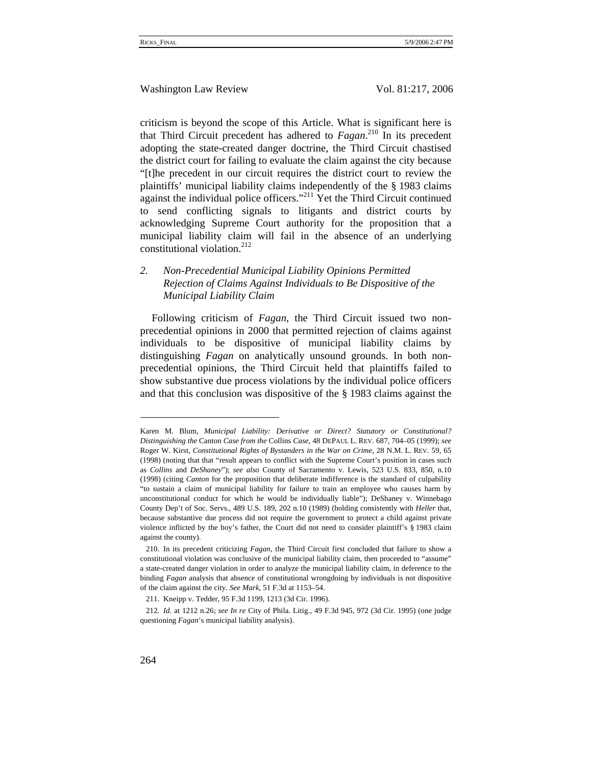criticism is beyond the scope of this Article. What is significant here is that Third Circuit precedent has adhered to *Fagan*.[210] In its precedent adopting the state-created danger doctrine, the Third Circuit chastised the district court for failing to evaluate the claim against the city because "[t]he precedent in our circuit requires the district court to review the plaintiffs' municipal liability claims independently of the § 1983 claims against the individual police officers."[211] Yet the Third Circuit continued to send conflicting signals to litigants and district courts by acknowledging Supreme Court authority for the proposition that a municipal liability claim will fail in the absence of an underlying constitutional violation.[212]

### *2. Non-Precedential Municipal Liability Opinions Permitted Rejection of Claims Against Individuals to Be Dispositive of the Municipal Liability Claim*

Following criticism of *Fagan*, the Third Circuit issued two non-precedential opinions in 2000 that permitted rejection of claims against individuals to be dispositive of municipal liability claims by distinguishing *Fagan* on analytically unsound grounds. In both non-precedential opinions, the Third Circuit held that plaintiffs failed to show substantive due process violations by the individual police officers and that this conclusion was dispositive of the § 1983 claims against the

---

Karen M. Blum, *Municipal Liability: Derivative or Direct? Statutory or Constitutional? Distinguishing the* Canton *Case from the* Collins *Case*, 48 DEPAUL L. REV. 687, 704–05 (1999); *see* Roger W. Kirst, *Constitutional Rights of Bystanders in the War on Crime*, 28 N.M. L. REV. 59, 65 (1998) (noting that that "result appears to conflict with the Supreme Court's position in cases such as *Collins* and *DeShaney*"); *see also* County of Sacramento v. Lewis, 523 U.S. 833, 850, n.10 (1998) (citing *Canton* for the proposition that deliberate indifference is the standard of culpability "to sustain a claim of municipal liability for failure to train an employee who causes harm by unconstitutional conduct for which he would be individually liable"); DeShaney v. Winnebago County Dep't of Soc. Servs., 489 U.S. 189, 202 n.10 (1989) (holding consistently with *Heller* that, because substantive due process did not require the government to protect a child against private violence inflicted by the boy's father, the Court did not need to consider plaintiff's § 1983 claim against the county).

210. In its precedent criticizing *Fagan*, the Third Circuit first concluded that failure to show a constitutional violation was conclusive of the municipal liability claim, then proceeded to "assume" a state-created danger violation in order to analyze the municipal liability claim, in deference to the binding *Fagan* analysis that absence of constitutional wrongdoing by individuals is not dispositive of the claim against the city. *See Mark*, 51 F.3d at 1153–54.

211. Kneipp v. Tedder, 95 F.3d 1199, 1213 (3d Cir. 1996).

212. *Id*. at 1212 n.26; *see In re* City of Phila. Litig., 49 F.3d 945, 972 (3d Cir. 1995) (one judge questioning *Fagan*'s municipal liability analysis).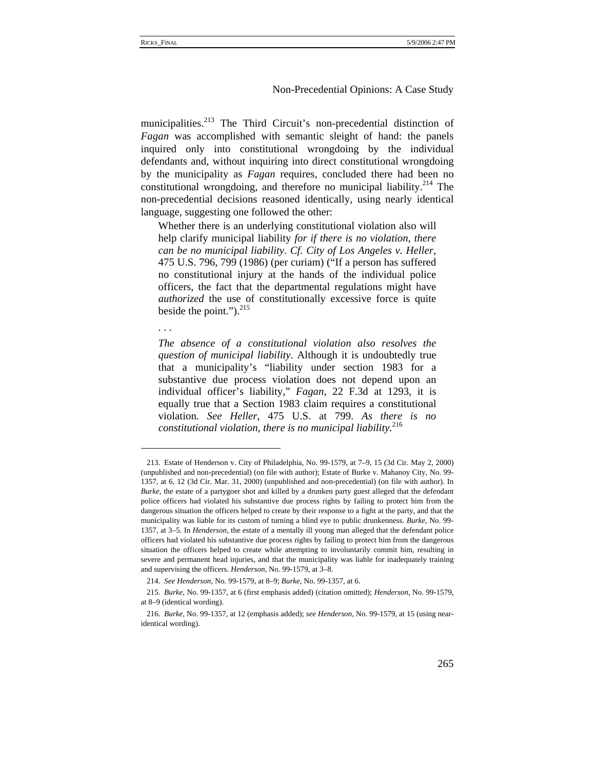municipalities.[213] The Third Circuit's non-precedential distinction of *Fagan* was accomplished with semantic sleight of hand: the panels inquired only into constitutional wrongdoing by the individual defendants and, without inquiring into direct constitutional wrongdoing by the municipality as *Fagan* requires, concluded there had been no constitutional wrongdoing, and therefore no municipal liability.[214] The non-precedential decisions reasoned identically, using nearly identical language, suggesting one followed the other:

> Whether there is an underlying constitutional violation also will help clarify municipal liability *for if there is no violation, there can be no municipal liability*. *Cf. City of Los Angeles v. Heller*, 475 U.S. 796, 799 (1986) (per curiam) ("If a person has suffered no constitutional injury at the hands of the individual police officers, the fact that the departmental regulations might have *authorized* the use of constitutionally excessive force is quite beside the point.").[215]
>
> . . .
>
> *The absence of a constitutional violation also resolves the question of municipal liability*. Although it is undoubtedly true that a municipality's "liability under section 1983 for a substantive due process violation does not depend upon an individual officer's liability," *Fagan*, 22 F.3d at 1293, it is equally true that a Section 1983 claim requires a constitutional violation. *See Heller*, 475 U.S. at 799. *As there is no constitutional violation, there is no municipal liability*.[216]

---

213. Estate of Henderson v. City of Philadelphia, No. 99-1579, at 7–9, 15 (3d Cir. May 2, 2000) (unpublished and non-precedential) (on file with author); Estate of Burke v. Mahanoy City, No. 99-1357, at 6, 12 (3d Cir. Mar. 31, 2000) (unpublished and non-precedential) (on file with author). In *Burke*, the estate of a partygoer shot and killed by a drunken party guest alleged that the defendant police officers had violated his substantive due process rights by failing to protect him from the dangerous situation the officers helped to create by their response to a fight at the party, and that the municipality was liable for its custom of turning a blind eye to public drunkenness. *Burke*, No. 99-1357, at 3–5. In *Henderson*, the estate of a mentally ill young man alleged that the defendant police officers had violated his substantive due process rights by failing to protect him from the dangerous situation the officers helped to create while attempting to involuntarily commit him, resulting in severe and permanent head injuries, and that the municipality was liable for inadequately training and supervising the officers. *Henderson*, No. 99-1579, at 3–8.

214. *See Henderson*, No. 99-1579, at 8–9; *Burke*, No. 99-1357, at 6.

215. *Burke*, No. 99-1357, at 6 (first emphasis added) (citation omitted); *Henderson*, No. 99-1579, at 8–9 (identical wording).

216. *Burke*, No. 99-1357, at 12 (emphasis added); *see Henderson*, No. 99-1579, at 15 (using near-identical wording).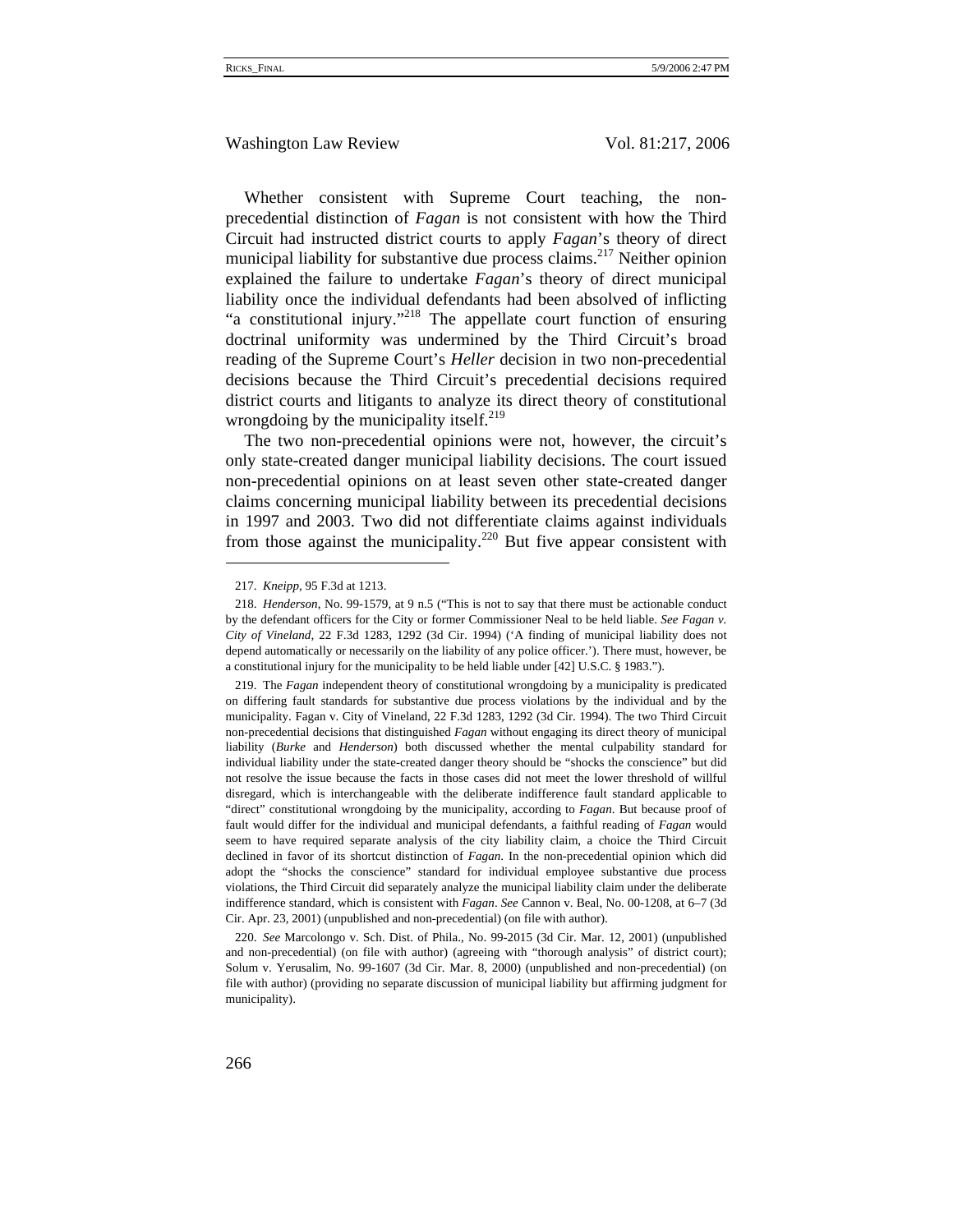Whether consistent with Supreme Court teaching, the non-precedential distinction of *Fagan* is not consistent with how the Third Circuit had instructed district courts to apply *Fagan*'s theory of direct municipal liability for substantive due process claims.[217] Neither opinion explained the failure to undertake *Fagan*'s theory of direct municipal liability once the individual defendants had been absolved of inflicting "a constitutional injury."[218] The appellate court function of ensuring doctrinal uniformity was undermined by the Third Circuit's broad reading of the Supreme Court's *Heller* decision in two non-precedential decisions because the Third Circuit's precedential decisions required district courts and litigants to analyze its direct theory of constitutional wrongdoing by the municipality itself.[219]

The two non-precedential opinions were not, however, the circuit's only state-created danger municipal liability decisions. The court issued non-precedential opinions on at least seven other state-created danger claims concerning municipal liability between its precedential decisions in 1997 and 2003. Two did not differentiate claims against individuals from those against the municipality.[220] But five appear consistent with

---

217. *Kneipp*, 95 F.3d at 1213.

218. *Henderson*, No. 99-1579, at 9 n.5 ("This is not to say that there must be actionable conduct by the defendant officers for the City or former Commissioner Neal to be held liable. *See Fagan v. City of Vineland*, 22 F.3d 1283, 1292 (3d Cir. 1994) ('A finding of municipal liability does not depend automatically or necessarily on the liability of any police officer.'). There must, however, be a constitutional injury for the municipality to be held liable under [42] U.S.C. § 1983.").

219. The *Fagan* independent theory of constitutional wrongdoing by a municipality is predicated on differing fault standards for substantive due process violations by the individual and by the municipality. Fagan v. City of Vineland, 22 F.3d 1283, 1292 (3d Cir. 1994). The two Third Circuit non-precedential decisions that distinguished *Fagan* without engaging its direct theory of municipal liability (*Burke* and *Henderson*) both discussed whether the mental culpability standard for individual liability under the state-created danger theory should be "shocks the conscience" but did not resolve the issue because the facts in those cases did not meet the lower threshold of willful disregard, which is interchangeable with the deliberate indifference fault standard applicable to "direct" constitutional wrongdoing by the municipality, according to *Fagan*. But because proof of fault would differ for the individual and municipal defendants, a faithful reading of *Fagan* would seem to have required separate analysis of the city liability claim, a choice the Third Circuit declined in favor of its shortcut distinction of *Fagan*. In the non-precedential opinion which did adopt the "shocks the conscience" standard for individual employee substantive due process violations, the Third Circuit did separately analyze the municipal liability claim under the deliberate indifference standard, which is consistent with *Fagan*. *See* Cannon v. Beal, No. 00-1208, at 6–7 (3d Cir. Apr. 23, 2001) (unpublished and non-precedential) (on file with author).

220. *See* Marcolongo v. Sch. Dist. of Phila., No. 99-2015 (3d Cir. Mar. 12, 2001) (unpublished and non-precedential) (on file with author) (agreeing with "thorough analysis" of district court); Solum v. Yerusalim, No. 99-1607 (3d Cir. Mar. 8, 2000) (unpublished and non-precedential) (on file with author) (providing no separate discussion of municipal liability but affirming judgment for municipality).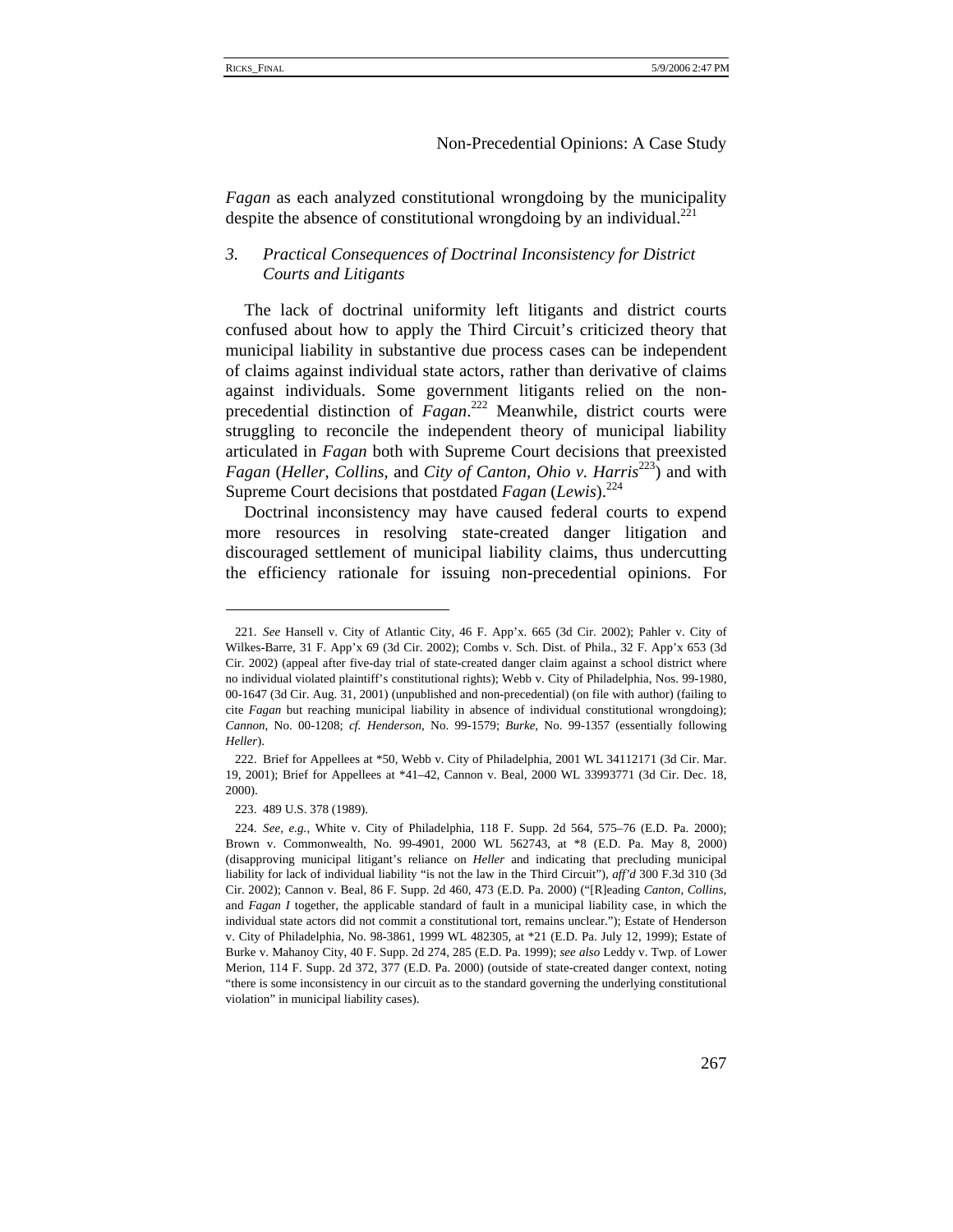*Fagan* as each analyzed constitutional wrongdoing by the municipality despite the absence of constitutional wrongdoing by an individual.[221]

### *3. Practical Consequences of Doctrinal Inconsistency for District Courts and Litigants*

The lack of doctrinal uniformity left litigants and district courts confused about how to apply the Third Circuit's criticized theory that municipal liability in substantive due process cases can be independent of claims against individual state actors, rather than derivative of claims against individuals. Some government litigants relied on the non-precedential distinction of *Fagan*.[222] Meanwhile, district courts were struggling to reconcile the independent theory of municipal liability articulated in *Fagan* both with Supreme Court decisions that preexisted *Fagan* (*Heller*, *Collins*, and *City of Canton, Ohio v. Harris*[223]) and with Supreme Court decisions that postdated *Fagan* (*Lewis*).[224]

Doctrinal inconsistency may have caused federal courts to expend more resources in resolving state-created danger litigation and discouraged settlement of municipal liability claims, thus undercutting the efficiency rationale for issuing non-precedential opinions. For

---

221. *See* Hansell v. City of Atlantic City, 46 F. App'x. 665 (3d Cir. 2002); Pahler v. City of Wilkes-Barre, 31 F. App'x 69 (3d Cir. 2002); Combs v. Sch. Dist. of Phila., 32 F. App'x 653 (3d Cir. 2002) (appeal after five-day trial of state-created danger claim against a school district where no individual violated plaintiff's constitutional rights); Webb v. City of Philadelphia, Nos. 99-1980, 00-1647 (3d Cir. Aug. 31, 2001) (unpublished and non-precedential) (on file with author) (failing to cite *Fagan* but reaching municipal liability in absence of individual constitutional wrongdoing); *Cannon*, No. 00-1208; *cf. Henderson*, No. 99-1579; *Burke*, No. 99-1357 (essentially following *Heller*).

222. Brief for Appellees at *50, Webb v. City of Philadelphia, 2001 WL 34112171 (3d Cir. Mar. 19, 2001); Brief for Appellees at *41–42, Cannon v. Beal, 2000 WL 33993771 (3d Cir. Dec. 18, 2000).

223. 489 U.S. 378 (1989).

224. *See, e.g.*, White v. City of Philadelphia, 118 F. Supp. 2d 564, 575–76 (E.D. Pa. 2000); Brown v. Commonwealth, No. 99-4901, 2000 WL 562743, at *8 (E.D. Pa. May 8, 2000) (disapproving municipal litigant's reliance on *Heller* and indicating that precluding municipal liability for lack of individual liability "is not the law in the Third Circuit"), *aff'd* 300 F.3d 310 (3d Cir. 2002); Cannon v. Beal, 86 F. Supp. 2d 460, 473 (E.D. Pa. 2000) ("[R]eading *Canton*, *Collins*, and *Fagan I* together, the applicable standard of fault in a municipal liability case, in which the individual state actors did not commit a constitutional tort, remains unclear."); Estate of Henderson v. City of Philadelphia, No. 98-3861, 1999 WL 482305, at *21 (E.D. Pa. July 12, 1999); Estate of Burke v. Mahanoy City, 40 F. Supp. 2d 274, 285 (E.D. Pa. 1999); *see also* Leddy v. Twp. of Lower Merion, 114 F. Supp. 2d 372, 377 (E.D. Pa. 2000) (outside of state-created danger context, noting "there is some inconsistency in our circuit as to the standard governing the underlying constitutional violation" in municipal liability cases).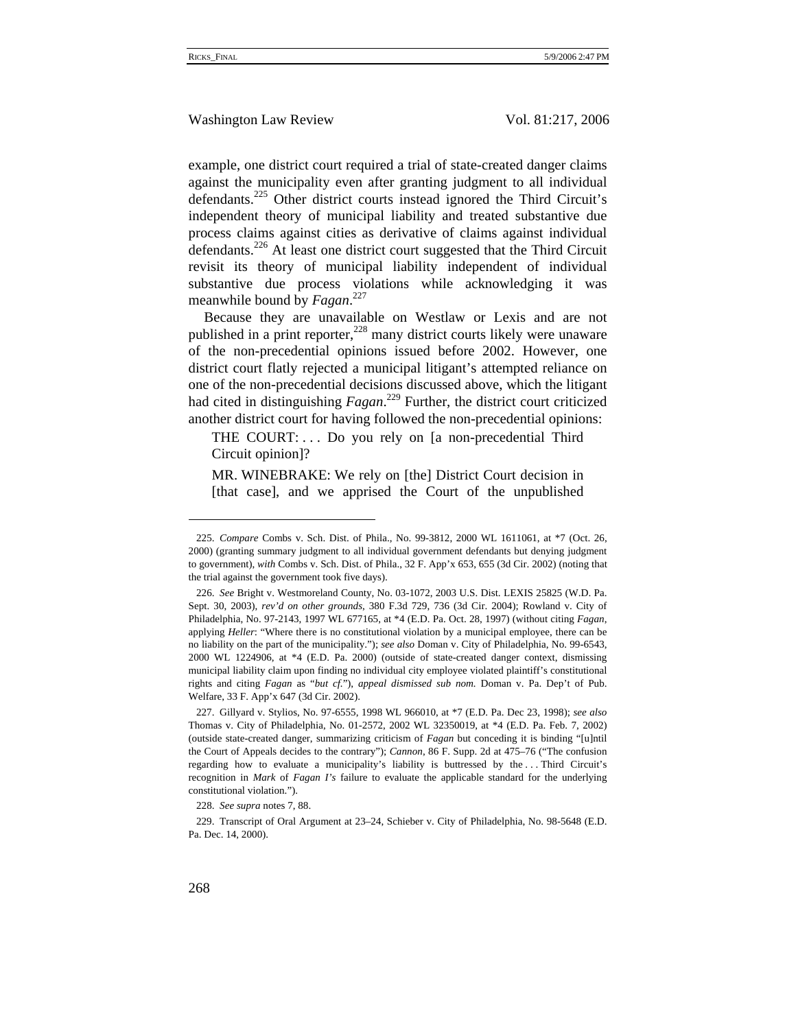example, one district court required a trial of state-created danger claims against the municipality even after granting judgment to all individual defendants.[225] Other district courts instead ignored the Third Circuit's independent theory of municipal liability and treated substantive due process claims against cities as derivative of claims against individual defendants.[226] At least one district court suggested that the Third Circuit revisit its theory of municipal liability independent of individual substantive due process violations while acknowledging it was meanwhile bound by *Fagan*.[227]

Because they are unavailable on Westlaw or Lexis and are not published in a print reporter,[228] many district courts likely were unaware of the non-precedential opinions issued before 2002. However, one district court flatly rejected a municipal litigant's attempted reliance on one of the non-precedential decisions discussed above, which the litigant had cited in distinguishing *Fagan*.[229] Further, the district court criticized another district court for having followed the non-precedential opinions:

> THE COURT: . . . Do you rely on [a non-precedential Third Circuit opinion]?
>
> MR. WINEBRAKE: We rely on [the] District Court decision in [that case], and we apprised the Court of the unpublished

---

225. *Compare* Combs v. Sch. Dist. of Phila., No. 99-3812, 2000 WL 1611061, at *7 (Oct. 26, 2000) (granting summary judgment to all individual government defendants but denying judgment to government), *with* Combs v. Sch. Dist. of Phila., 32 F. App'x 653, 655 (3d Cir. 2002) (noting that the trial against the government took five days).

226. *See* Bright v. Westmoreland County, No. 03-1072, 2003 U.S. Dist. LEXIS 25825 (W.D. Pa. Sept. 30, 2003), *rev'd on other grounds*, 380 F.3d 729, 736 (3d Cir. 2004); Rowland v. City of Philadelphia, No. 97-2143, 1997 WL 677165, at *4 (E.D. Pa. Oct. 28, 1997) (without citing *Fagan*, applying *Heller*: "Where there is no constitutional violation by a municipal employee, there can be no liability on the part of the municipality."); *see also* Doman v. City of Philadelphia, No. 99-6543, 2000 WL 1224906, at *4 (E.D. Pa. 2000) (outside of state-created danger context, dismissing municipal liability claim upon finding no individual city employee violated plaintiff's constitutional rights and citing *Fagan* as "*but cf.*"), *appeal dismissed sub nom.* Doman v. Pa. Dep't of Pub. Welfare, 33 F. App'x 647 (3d Cir. 2002).

227. Gillyard v. Stylios, No. 97-6555, 1998 WL 966010, at *7 (E.D. Pa. Dec 23, 1998); *see also* Thomas v. City of Philadelphia, No. 01-2572, 2002 WL 32350019, at *4 (E.D. Pa. Feb. 7, 2002) (outside state-created danger, summarizing criticism of *Fagan* but conceding it is binding "[u]ntil the Court of Appeals decides to the contrary"); *Cannon*, 86 F. Supp. 2d at 475–76 ("The confusion regarding how to evaluate a municipality's liability is buttressed by the . . . Third Circuit's recognition in *Mark* of *Fagan I's* failure to evaluate the applicable standard for the underlying constitutional violation.").

228. *See supra* notes 7, 88.

229. Transcript of Oral Argument at 23–24, Schieber v. City of Philadelphia, No. 98-5648 (E.D. Pa. Dec. 14, 2000).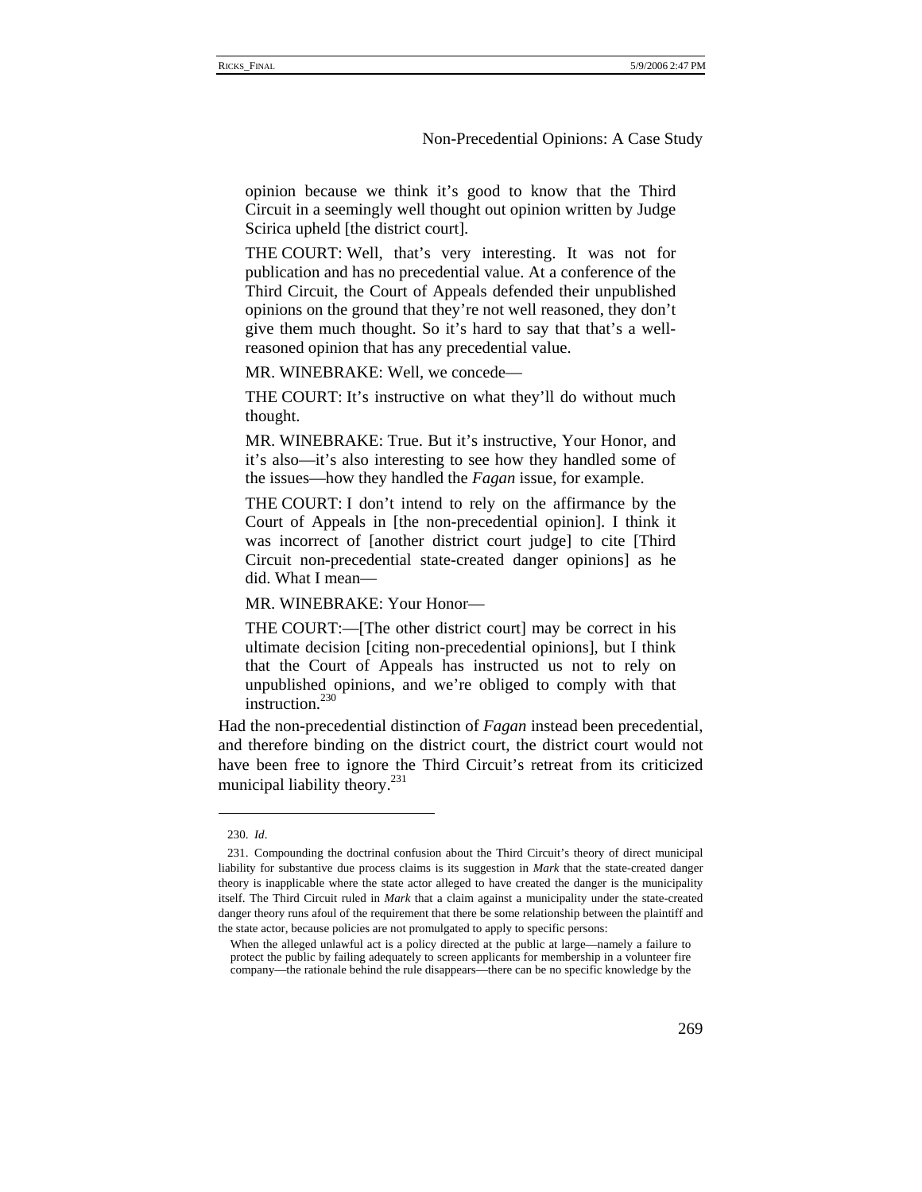> opinion because we think it's good to know that the Third Circuit in a seemingly well thought out opinion written by Judge Scirica upheld [the district court].
>
> THE COURT: Well, that's very interesting. It was not for publication and has no precedential value. At a conference of the Third Circuit, the Court of Appeals defended their unpublished opinions on the ground that they're not well reasoned, they don't give them much thought. So it's hard to say that that's a well-reasoned opinion that has any precedential value.
>
> MR. WINEBRAKE: Well, we concede—
>
> THE COURT: It's instructive on what they'll do without much thought.
>
> MR. WINEBRAKE: True. But it's instructive, Your Honor, and it's also—it's also interesting to see how they handled some of the issues—how they handled the *Fagan* issue, for example.
>
> THE COURT: I don't intend to rely on the affirmance by the Court of Appeals in [the non-precedential opinion]. I think it was incorrect of [another district court judge] to cite [Third Circuit non-precedential state-created danger opinions] as he did. What I mean—
>
> MR. WINEBRAKE: Your Honor—
>
> THE COURT:—[The other district court] may be correct in his ultimate decision [citing non-precedential opinions], but I think that the Court of Appeals has instructed us not to rely on unpublished opinions, and we're obliged to comply with that instruction.[230]

Had the non-precedential distinction of *Fagan* instead been precedential, and therefore binding on the district court, the district court would not have been free to ignore the Third Circuit's retreat from its criticized municipal liability theory.[231]

---

230. *Id*.

231. Compounding the doctrinal confusion about the Third Circuit's theory of direct municipal liability for substantive due process claims is its suggestion in *Mark* that the state-created danger theory is inapplicable where the state actor alleged to have created the danger is the municipality itself. The Third Circuit ruled in *Mark* that a claim against a municipality under the state-created danger theory runs afoul of the requirement that there be some relationship between the plaintiff and the state actor, because policies are not promulgated to apply to specific persons:

> When the alleged unlawful act is a policy directed at the public at large—namely a failure to protect the public by failing adequately to screen applicants for membership in a volunteer fire company—the rationale behind the rule disappears—there can be no specific knowledge by the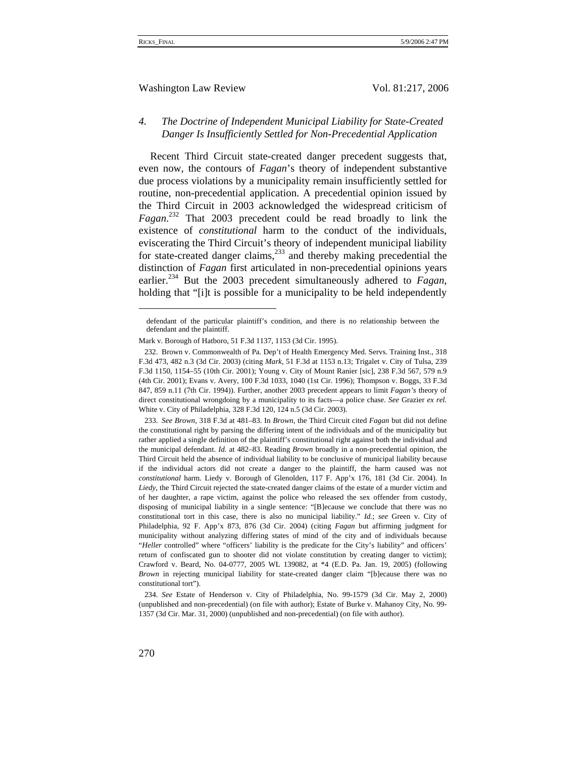### 4. *The Doctrine of Independent Municipal Liability for State-Created Danger Is Insufficiently Settled for Non-Precedential Application*

Recent Third Circuit state-created danger precedent suggests that, even now, the contours of *Fagan*'s theory of independent substantive due process violations by a municipality remain insufficiently settled for routine, non-precedential application. A precedential opinion issued by the Third Circuit in 2003 acknowledged the widespread criticism of *Fagan*.[232] That 2003 precedent could be read broadly to link the existence of *constitutional* harm to the conduct of the individuals, eviscerating the Third Circuit's theory of independent municipal liability for state-created danger claims,[233] and thereby making precedential the distinction of *Fagan* first articulated in non-precedential opinions years earlier.[234] But the 2003 precedent simultaneously adhered to *Fagan*, holding that "[i]t is possible for a municipality to be held independently

---

defendant of the particular plaintiff's condition, and there is no relationship between the defendant and the plaintiff.

Mark v. Borough of Hatboro, 51 F.3d 1137, 1153 (3d Cir. 1995).

232. Brown v. Commonwealth of Pa. Dep't of Health Emergency Med. Servs. Training Inst., 318 F.3d 473, 482 n.3 (3d Cir. 2003) (citing *Mark*, 51 F.3d at 1153 n.13; Trigalet v. City of Tulsa, 239 F.3d 1150, 1154–55 (10th Cir. 2001); Young v. City of Mount Ranier [sic], 238 F.3d 567, 579 n.9 (4th Cir. 2001); Evans v. Avery, 100 F.3d 1033, 1040 (1st Cir. 1996); Thompson v. Boggs, 33 F.3d 847, 859 n.11 (7th Cir. 1994)). Further, another 2003 precedent appears to limit *Fagan's* theory of direct constitutional wrongdoing by a municipality to its facts—a police chase. *See* Grazier *ex rel.* White v. City of Philadelphia, 328 F.3d 120, 124 n.5 (3d Cir. 2003).

233. *See Brown*, 318 F.3d at 481–83. In *Brown*, the Third Circuit cited *Fagan* but did not define the constitutional right by parsing the differing intent of the individuals and of the municipality but rather applied a single definition of the plaintiff's constitutional right against both the individual and the municipal defendant. *Id.* at 482–83. Reading *Brown* broadly in a non-precedential opinion, the Third Circuit held the absence of individual liability to be conclusive of municipal liability because if the individual actors did not create a danger to the plaintiff, the harm caused was not *constitutional* harm. Liedy v. Borough of Glenolden, 117 F. App'x 176, 181 (3d Cir. 2004). In *Liedy*, the Third Circuit rejected the state-created danger claims of the estate of a murder victim and of her daughter, a rape victim, against the police who released the sex offender from custody, disposing of municipal liability in a single sentence: "[B]ecause we conclude that there was no constitutional tort in this case, there is also no municipal liability." *Id.*; *see* Green v. City of Philadelphia, 92 F. App'x 873, 876 (3d Cir. 2004) (citing *Fagan* but affirming judgment for municipality without analyzing differing states of mind of the city and of individuals because "*Heller* controlled" where "officers' liability is the predicate for the City's liability" and officers' return of confiscated gun to shooter did not violate constitution by creating danger to victim); Crawford v. Beard, No. 04-0777, 2005 WL 139082, at *4 (E.D. Pa. Jan. 19, 2005) (following *Brown* in rejecting municipal liability for state-created danger claim "[b]ecause there was no constitutional tort").

234. *See* Estate of Henderson v. City of Philadelphia, No. 99-1579 (3d Cir. May 2, 2000) (unpublished and non-precedential) (on file with author); Estate of Burke v. Mahanoy City, No. 99-1357 (3d Cir. Mar. 31, 2000) (unpublished and non-precedential) (on file with author).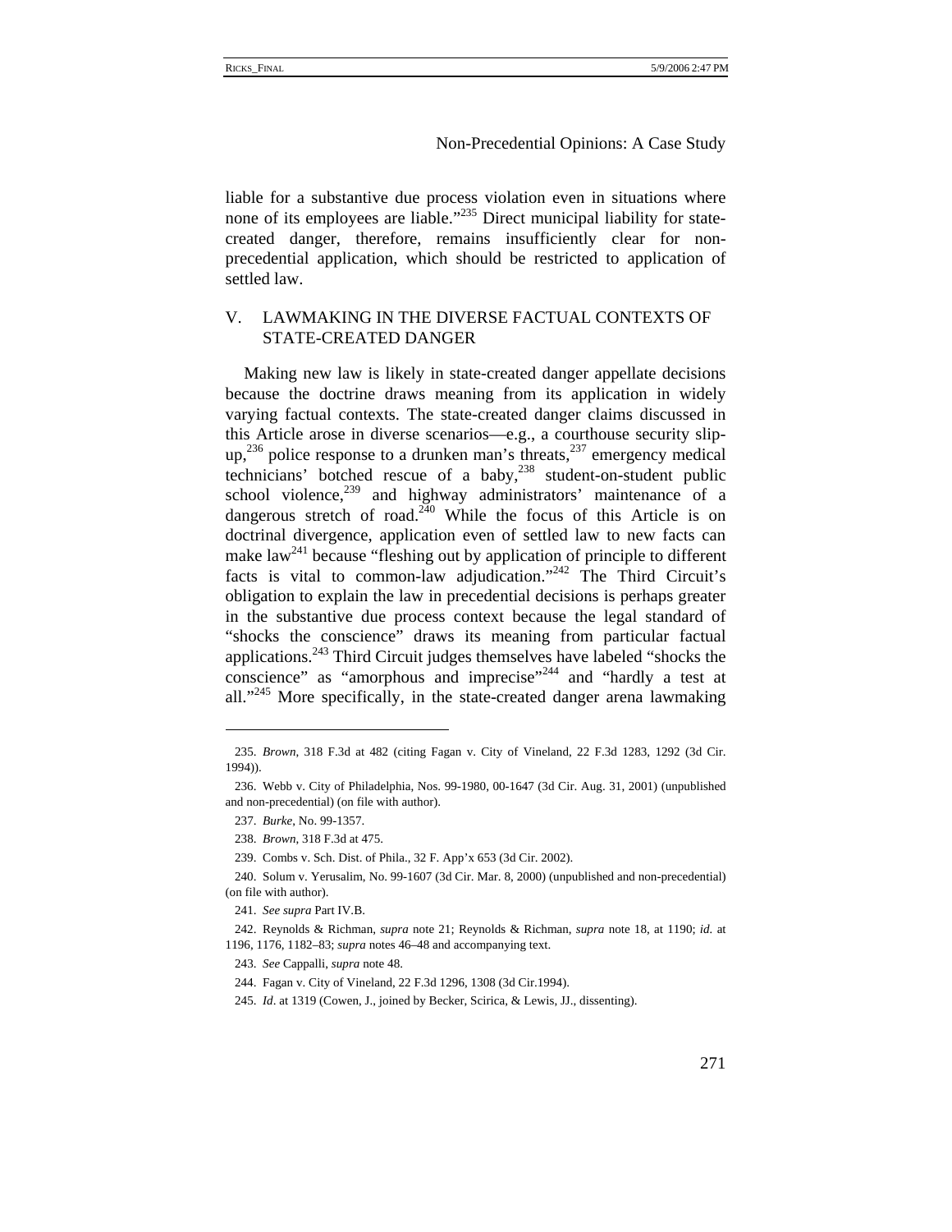liable for a substantive due process violation even in situations where none of its employees are liable."[235] Direct municipal liability for state-created danger, therefore, remains insufficiently clear for non-precedential application, which should be restricted to application of settled law.

## V. LAWMAKING IN THE DIVERSE FACTUAL CONTEXTS OF STATE-CREATED DANGER

Making new law is likely in state-created danger appellate decisions because the doctrine draws meaning from its application in widely varying factual contexts. The state-created danger claims discussed in this Article arose in diverse scenarios—e.g., a courthouse security slip-up,[236] police response to a drunken man's threats,[237] emergency medical technicians' botched rescue of a baby,[238] student-on-student public school violence,[239] and highway administrators' maintenance of a dangerous stretch of road.[240] While the focus of this Article is on doctrinal divergence, application even of settled law to new facts can make law[241] because "fleshing out by application of principle to different facts is vital to common-law adjudication."[242] The Third Circuit's obligation to explain the law in precedential decisions is perhaps greater in the substantive due process context because the legal standard of "shocks the conscience" draws its meaning from particular factual applications.[243] Third Circuit judges themselves have labeled "shocks the conscience" as "amorphous and imprecise"[244] and "hardly a test at all."[245] More specifically, in the state-created danger arena lawmaking

---

235. *Brown*, 318 F.3d at 482 (citing Fagan v. City of Vineland, 22 F.3d 1283, 1292 (3d Cir. 1994)).

236. Webb v. City of Philadelphia, Nos. 99-1980, 00-1647 (3d Cir. Aug. 31, 2001) (unpublished and non-precedential) (on file with author).

237. *Burke*, No. 99-1357.

238. *Brown*, 318 F.3d at 475.

239. Combs v. Sch. Dist. of Phila., 32 F. App'x 653 (3d Cir. 2002).

240. Solum v. Yerusalim, No. 99-1607 (3d Cir. Mar. 8, 2000) (unpublished and non-precedential) (on file with author).

241. *See supra* Part IV.B.

242. Reynolds & Richman, *supra* note 21; Reynolds & Richman, *supra* note 18, at 1190; *id.* at 1196, 1176, 1182–83; *supra* notes 46–48 and accompanying text.

243. *See* Cappalli, *supra* note 48.

244. Fagan v. City of Vineland, 22 F.3d 1296, 1308 (3d Cir.1994).

245. *Id*. at 1319 (Cowen, J., joined by Becker, Scirica, & Lewis, JJ., dissenting).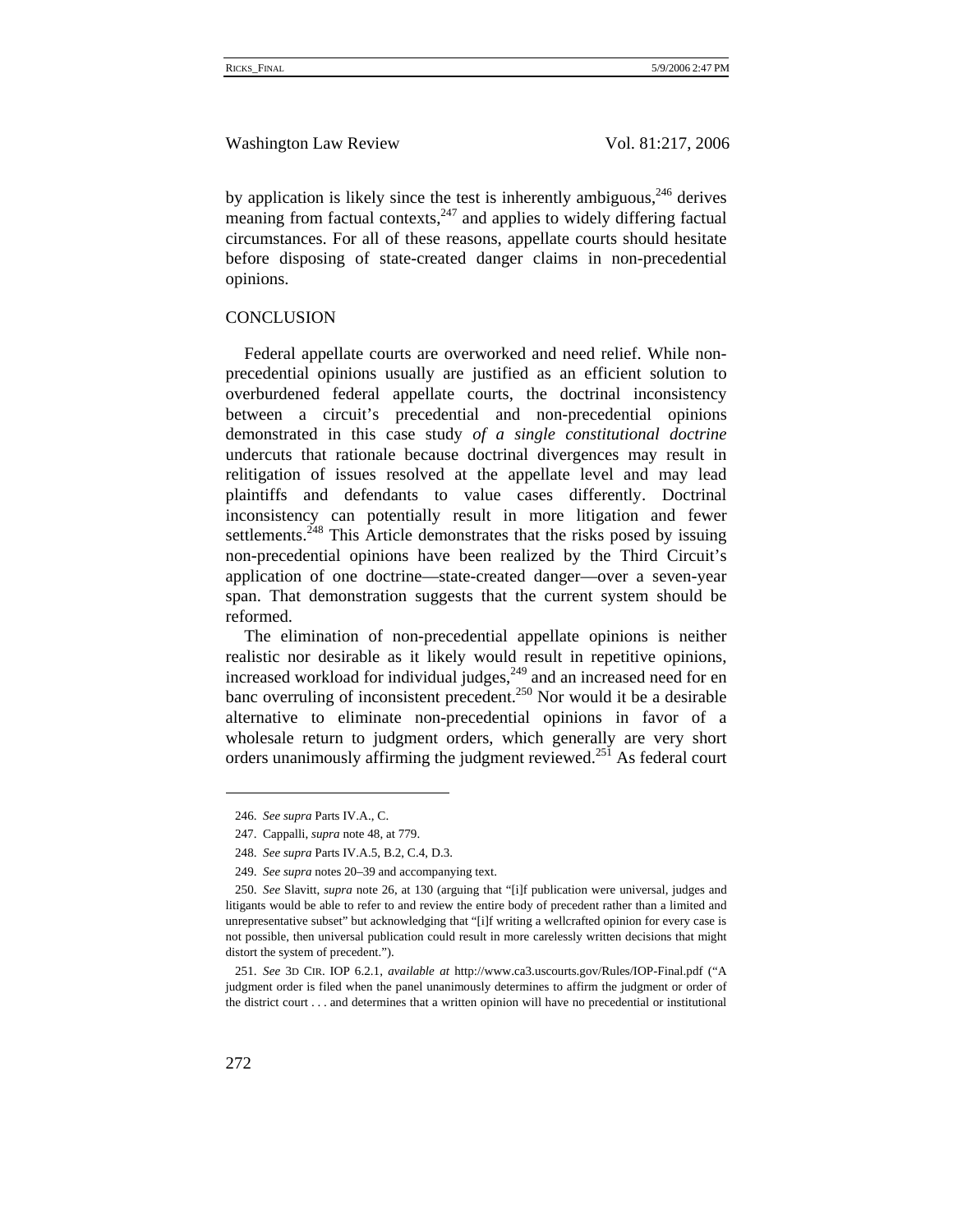by application is likely since the test is inherently ambiguous,[246] derives meaning from factual contexts,[247] and applies to widely differing factual circumstances. For all of these reasons, appellate courts should hesitate before disposing of state-created danger claims in non-precedential opinions.

## CONCLUSION

Federal appellate courts are overworked and need relief. While non-precedential opinions usually are justified as an efficient solution to overburdened federal appellate courts, the doctrinal inconsistency between a circuit's precedential and non-precedential opinions demonstrated in this case study *of a single constitutional doctrine* undercuts that rationale because doctrinal divergences may result in relitigation of issues resolved at the appellate level and may lead plaintiffs and defendants to value cases differently. Doctrinal inconsistency can potentially result in more litigation and fewer settlements.[248] This Article demonstrates that the risks posed by issuing non-precedential opinions have been realized by the Third Circuit's application of one doctrine—state-created danger—over a seven-year span. That demonstration suggests that the current system should be reformed.

The elimination of non-precedential appellate opinions is neither realistic nor desirable as it likely would result in repetitive opinions, increased workload for individual judges,[249] and an increased need for en banc overruling of inconsistent precedent.[250] Nor would it be a desirable alternative to eliminate non-precedential opinions in favor of a wholesale return to judgment orders, which generally are very short orders unanimously affirming the judgment reviewed.[251] As federal court

---

246. *See supra* Parts IV.A., C.

247. Cappalli, *supra* note 48, at 779.

248. *See supra* Parts IV.A.5, B.2, C.4, D.3.

249. *See supra* notes 20–39 and accompanying text.

250. *See* Slavitt, *supra* note 26, at 130 (arguing that "[i]f publication were universal, judges and litigants would be able to refer to and review the entire body of precedent rather than a limited and unrepresentative subset" but acknowledging that "[i]f writing a wellcrafted opinion for every case is not possible, then universal publication could result in more carelessly written decisions that might distort the system of precedent.").

251. *See* 3D CIR. IOP 6.2.1, *available at* http://www.ca3.uscourts.gov/Rules/IOP-Final.pdf ("A judgment order is filed when the panel unanimously determines to affirm the judgment or order of the district court . . . and determines that a written opinion will have no precedential or institutional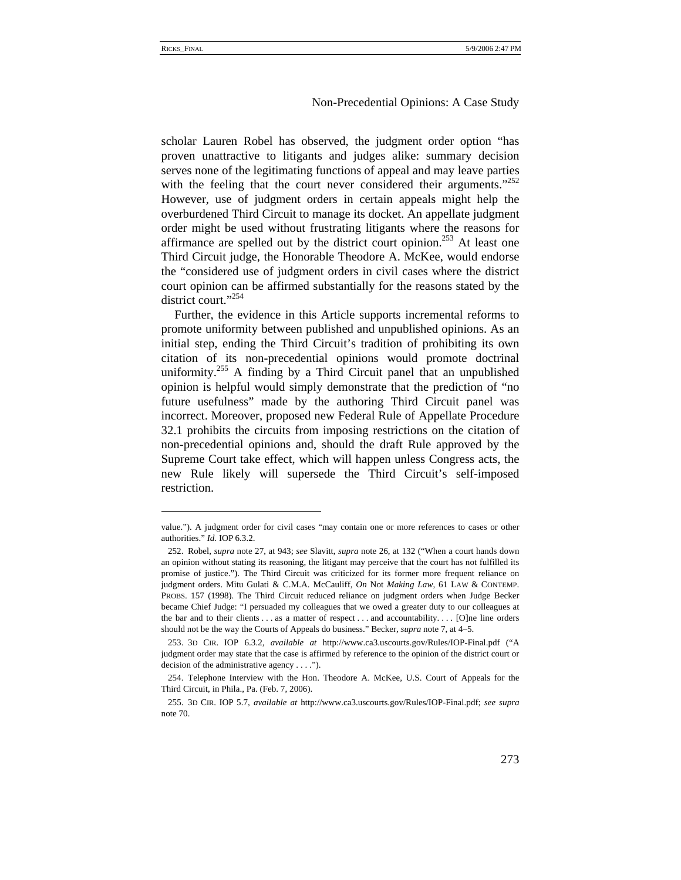scholar Lauren Robel has observed, the judgment order option "has proven unattractive to litigants and judges alike: summary decision serves none of the legitimating functions of appeal and may leave parties with the feeling that the court never considered their arguments."[252] However, use of judgment orders in certain appeals might help the overburdened Third Circuit to manage its docket. An appellate judgment order might be used without frustrating litigants where the reasons for affirmance are spelled out by the district court opinion.[253] At least one Third Circuit judge, the Honorable Theodore A. McKee, would endorse the "considered use of judgment orders in civil cases where the district court opinion can be affirmed substantially for the reasons stated by the district court."[254]

Further, the evidence in this Article supports incremental reforms to promote uniformity between published and unpublished opinions. As an initial step, ending the Third Circuit's tradition of prohibiting its own citation of its non-precedential opinions would promote doctrinal uniformity.[255] A finding by a Third Circuit panel that an unpublished opinion is helpful would simply demonstrate that the prediction of "no future usefulness" made by the authoring Third Circuit panel was incorrect. Moreover, proposed new Federal Rule of Appellate Procedure 32.1 prohibits the circuits from imposing restrictions on the citation of non-precedential opinions and, should the draft Rule approved by the Supreme Court take effect, which will happen unless Congress acts, the new Rule likely will supersede the Third Circuit's self-imposed restriction.

---

value."). A judgment order for civil cases "may contain one or more references to cases or other authorities." *Id.* IOP 6.3.2.

252. Robel, *supra* note 27, at 943; *see* Slavitt, *supra* note 26, at 132 ("When a court hands down an opinion without stating its reasoning, the litigant may perceive that the court has not fulfilled its promise of justice."). The Third Circuit was criticized for its former more frequent reliance on judgment orders. Mitu Gulati & C.M.A. McCauliff, *On* Not *Making Law*, 61 LAW & CONTEMP. PROBS. 157 (1998). The Third Circuit reduced reliance on judgment orders when Judge Becker became Chief Judge: "I persuaded my colleagues that we owed a greater duty to our colleagues at the bar and to their clients . . . as a matter of respect . . . and accountability. . . . [O]ne line orders should not be the way the Courts of Appeals do business." Becker, *supra* note 7, at 4–5.

253. 3D CIR. IOP 6.3.2, *available at* http://www.ca3.uscourts.gov/Rules/IOP-Final.pdf ("A judgment order may state that the case is affirmed by reference to the opinion of the district court or decision of the administrative agency . . . .").

254. Telephone Interview with the Hon. Theodore A. McKee, U.S. Court of Appeals for the Third Circuit, in Phila., Pa. (Feb. 7, 2006).

255. 3D CIR. IOP 5.7, *available at* http://www.ca3.uscourts.gov/Rules/IOP-Final.pdf; *see supra* note 70.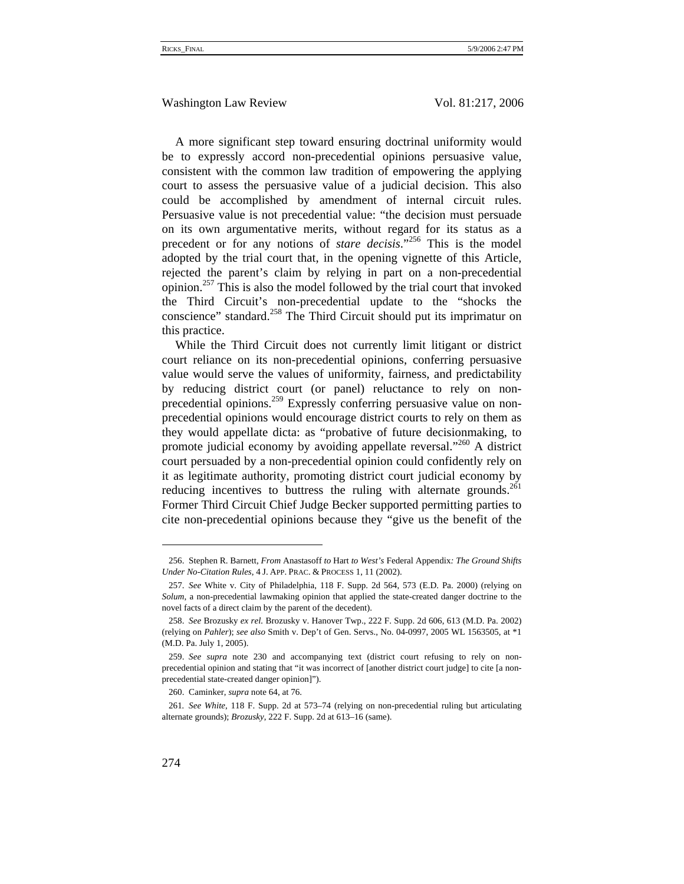A more significant step toward ensuring doctrinal uniformity would be to expressly accord non-precedential opinions persuasive value, consistent with the common law tradition of empowering the applying court to assess the persuasive value of a judicial decision. This also could be accomplished by amendment of internal circuit rules. Persuasive value is not precedential value: "the decision must persuade on its own argumentative merits, without regard for its status as a precedent or for any notions of *stare decisis*."[256] This is the model adopted by the trial court that, in the opening vignette of this Article, rejected the parent's claim by relying in part on a non-precedential opinion.[257] This is also the model followed by the trial court that invoked the Third Circuit's non-precedential update to the "shocks the conscience" standard.[258] The Third Circuit should put its imprimatur on this practice.

While the Third Circuit does not currently limit litigant or district court reliance on its non-precedential opinions, conferring persuasive value would serve the values of uniformity, fairness, and predictability by reducing district court (or panel) reluctance to rely on non-precedential opinions.[259] Expressly conferring persuasive value on non-precedential opinions would encourage district courts to rely on them as they would appellate dicta: as "probative of future decisionmaking, to promote judicial economy by avoiding appellate reversal."[260] A district court persuaded by a non-precedential opinion could confidently rely on it as legitimate authority, promoting district court judicial economy by reducing incentives to buttress the ruling with alternate grounds.[261] Former Third Circuit Chief Judge Becker supported permitting parties to cite non-precedential opinions because they "give us the benefit of the

---

256. Stephen R. Barnett, *From* Anastasoff *to* Hart *to West's* Federal Appendix*: The Ground Shifts Under No-Citation Rules*, 4 J. APP. PRAC. & PROCESS 1, 11 (2002).

257. *See* White v. City of Philadelphia, 118 F. Supp. 2d 564, 573 (E.D. Pa. 2000) (relying on *Solum*, a non-precedential lawmaking opinion that applied the state-created danger doctrine to the novel facts of a direct claim by the parent of the decedent).

258. *See* Brozusky *ex rel.* Brozusky v. Hanover Twp., 222 F. Supp. 2d 606, 613 (M.D. Pa. 2002) (relying on *Pahler*); *see also* Smith v. Dep't of Gen. Servs., No. 04-0997, 2005 WL 1563505, at *1 (M.D. Pa. July 1, 2005).

259. *See supra* note 230 and accompanying text (district court refusing to rely on non-precedential opinion and stating that "it was incorrect of [another district court judge] to cite [a non-precedential state-created danger opinion]").

260. Caminker, *supra* note 64, at 76.

261. *See White*, 118 F. Supp. 2d at 573–74 (relying on non-precedential ruling but articulating alternate grounds); *Brozusky*, 222 F. Supp. 2d at 613–16 (same).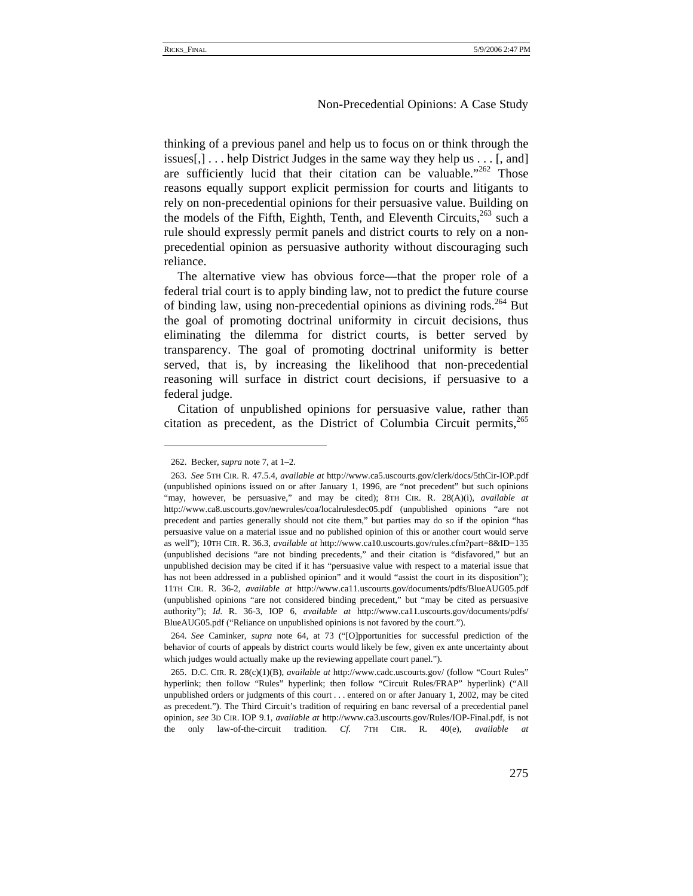thinking of a previous panel and help us to focus on or think through the issues[,] . . . help District Judges in the same way they help us . . . [, and] are sufficiently lucid that their citation can be valuable."[262] Those reasons equally support explicit permission for courts and litigants to rely on non-precedential opinions for their persuasive value. Building on the models of the Fifth, Eighth, Tenth, and Eleventh Circuits,[263] such a rule should expressly permit panels and district courts to rely on a non-precedential opinion as persuasive authority without discouraging such reliance.

The alternative view has obvious force—that the proper role of a federal trial court is to apply binding law, not to predict the future course of binding law, using non-precedential opinions as divining rods.[264] But the goal of promoting doctrinal uniformity in circuit decisions, thus eliminating the dilemma for district courts, is better served by transparency. The goal of promoting doctrinal uniformity is better served, that is, by increasing the likelihood that non-precedential reasoning will surface in district court decisions, if persuasive to a federal judge.

Citation of unpublished opinions for persuasive value, rather than citation as precedent, as the District of Columbia Circuit permits,[265]

---

262. Becker, *supra* note 7, at 1–2.

263. *See* 5TH CIR. R. 47.5.4, *available at* http://www.ca5.uscourts.gov/clerk/docs/5thCir-IOP.pdf (unpublished opinions issued on or after January 1, 1996, are "not precedent" but such opinions "may, however, be persuasive," and may be cited); 8TH CIR. R. 28(A)(i), *available at* http://www.ca8.uscourts.gov/newrules/coa/localrulesdec05.pdf (unpublished opinions "are not precedent and parties generally should not cite them," but parties may do so if the opinion "has persuasive value on a material issue and no published opinion of this or another court would serve as well"); 10TH CIR. R. 36.3, *available at* http://www.ca10.uscourts.gov/rules.cfm?part=8&ID=135 (unpublished decisions "are not binding precedents," and their citation is "disfavored," but an unpublished decision may be cited if it has "persuasive value with respect to a material issue that has not been addressed in a published opinion" and it would "assist the court in its disposition"); 11TH CIR. R. 36-2, *available at* http://www.ca11.uscourts.gov/documents/pdfs/BlueAUG05.pdf (unpublished opinions "are not considered binding precedent," but "may be cited as persuasive authority"); *Id.* R. 36-3, IOP 6, *available at* http://www.ca11.uscourts.gov/documents/pdfs/BlueAUG05.pdf ("Reliance on unpublished opinions is not favored by the court.").

264. *See* Caminker, *supra* note 64, at 73 ("[O]pportunities for successful prediction of the behavior of courts of appeals by district courts would likely be few, given ex ante uncertainty about which judges would actually make up the reviewing appellate court panel.").

265. D.C. CIR. R. 28(c)(1)(B), *available at* http://www.cadc.uscourts.gov/ (follow "Court Rules" hyperlink; then follow "Rules" hyperlink; then follow "Circuit Rules/FRAP" hyperlink) ("All unpublished orders or judgments of this court . . . entered on or after January 1, 2002, may be cited as precedent."). The Third Circuit's tradition of requiring en banc reversal of a precedential panel opinion, *see* 3D CIR. IOP 9.1, *available at* http://www.ca3.uscourts.gov/Rules/IOP-Final.pdf, is not the only law-of-the-circuit tradition. *Cf.* 7TH CIR. R. 40(e), *available at*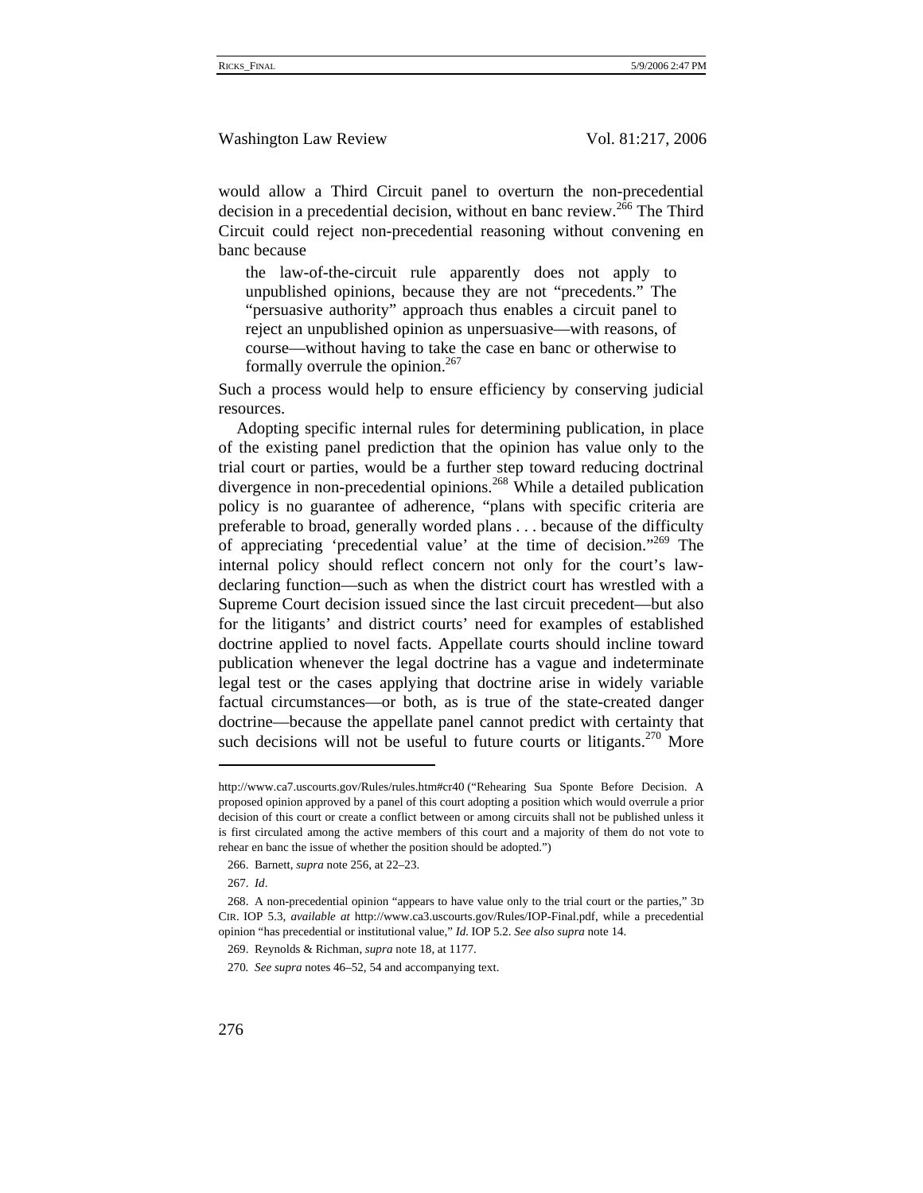would allow a Third Circuit panel to overturn the non-precedential decision in a precedential decision, without en banc review.[266] The Third Circuit could reject non-precedential reasoning without convening en banc because

> the law-of-the-circuit rule apparently does not apply to unpublished opinions, because they are not "precedents." The "persuasive authority" approach thus enables a circuit panel to reject an unpublished opinion as unpersuasive—with reasons, of course—without having to take the case en banc or otherwise to formally overrule the opinion.[267]

Such a process would help to ensure efficiency by conserving judicial resources.

Adopting specific internal rules for determining publication, in place of the existing panel prediction that the opinion has value only to the trial court or parties, would be a further step toward reducing doctrinal divergence in non-precedential opinions.[268] While a detailed publication policy is no guarantee of adherence, "plans with specific criteria are preferable to broad, generally worded plans . . . because of the difficulty of appreciating 'precedential value' at the time of decision."[269] The internal policy should reflect concern not only for the court's law-declaring function—such as when the district court has wrestled with a Supreme Court decision issued since the last circuit precedent—but also for the litigants' and district courts' need for examples of established doctrine applied to novel facts. Appellate courts should incline toward publication whenever the legal doctrine has a vague and indeterminate legal test or the cases applying that doctrine arise in widely variable factual circumstances—or both, as is true of the state-created danger doctrine—because the appellate panel cannot predict with certainty that such decisions will not be useful to future courts or litigants.[270] More

---

http://www.ca7.uscourts.gov/Rules/rules.htm#cr40 ("Rehearing Sua Sponte Before Decision. A proposed opinion approved by a panel of this court adopting a position which would overrule a prior decision of this court or create a conflict between or among circuits shall not be published unless it is first circulated among the active members of this court and a majority of them do not vote to rehear en banc the issue of whether the position should be adopted.")

266. Barnett, *supra* note 256, at 22–23.

267. *Id*.

268. A non-precedential opinion "appears to have value only to the trial court or the parties," 3D CIR. IOP 5.3, *available at* http://www.ca3.uscourts.gov/Rules/IOP-Final.pdf, while a precedential opinion "has precedential or institutional value," *Id.* IOP 5.2. *See also supra* note 14.

269. Reynolds & Richman, *supra* note 18, at 1177.

270. *See supra* notes 46–52, 54 and accompanying text.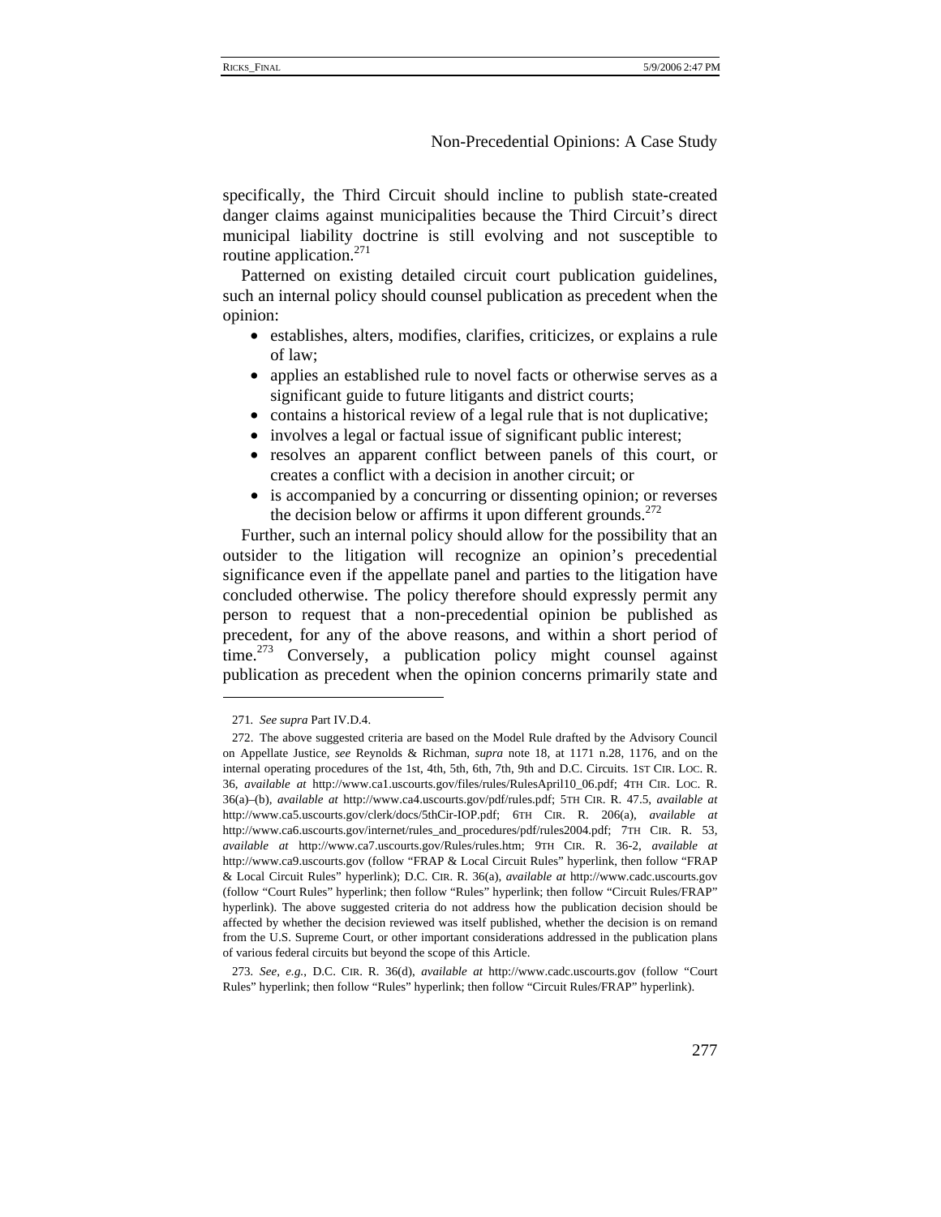specifically, the Third Circuit should incline to publish state-created danger claims against municipalities because the Third Circuit's direct municipal liability doctrine is still evolving and not susceptible to routine application.[271]

Patterned on existing detailed circuit court publication guidelines, such an internal policy should counsel publication as precedent when the opinion:

- establishes, alters, modifies, clarifies, criticizes, or explains a rule of law;
- applies an established rule to novel facts or otherwise serves as a significant guide to future litigants and district courts;
- contains a historical review of a legal rule that is not duplicative;
- involves a legal or factual issue of significant public interest;
- resolves an apparent conflict between panels of this court, or creates a conflict with a decision in another circuit; or
- is accompanied by a concurring or dissenting opinion; or reverses the decision below or affirms it upon different grounds.[272]

Further, such an internal policy should allow for the possibility that an outsider to the litigation will recognize an opinion's precedential significance even if the appellate panel and parties to the litigation have concluded otherwise. The policy therefore should expressly permit any person to request that a non-precedential opinion be published as precedent, for any of the above reasons, and within a short period of time.[273] Conversely, a publication policy might counsel against publication as precedent when the opinion concerns primarily state and

---

271. *See supra* Part IV.D.4.

272. The above suggested criteria are based on the Model Rule drafted by the Advisory Council on Appellate Justice, *see* Reynolds & Richman, *supra* note 18, at 1171 n.28, 1176, and on the internal operating procedures of the 1st, 4th, 5th, 6th, 7th, 9th and D.C. Circuits. 1ST CIR. LOC. R. 36, *available at* http://www.ca1.uscourts.gov/files/rules/RulesApril10_06.pdf; 4TH CIR. LOC. R. 36(a)–(b), *available at* http://www.ca4.uscourts.gov/pdf/rules.pdf; 5TH CIR. R. 47.5, *available at* http://www.ca5.uscourts.gov/clerk/docs/5thCir-IOP.pdf; 6TH CIR. R. 206(a), *available at* http://www.ca6.uscourts.gov/internet/rules_and_procedures/pdf/rules2004.pdf; 7TH CIR. R. 53, *available at* http://www.ca7.uscourts.gov/Rules/rules.htm; 9TH CIR. R. 36-2, *available at* http://www.ca9.uscourts.gov (follow "FRAP & Local Circuit Rules" hyperlink, then follow "FRAP & Local Circuit Rules" hyperlink); D.C. CIR. R. 36(a), *available at* http://www.cadc.uscourts.gov (follow "Court Rules" hyperlink; then follow "Rules" hyperlink; then follow "Circuit Rules/FRAP" hyperlink). The above suggested criteria do not address how the publication decision should be affected by whether the decision reviewed was itself published, whether the decision is on remand from the U.S. Supreme Court, or other important considerations addressed in the publication plans of various federal circuits but beyond the scope of this Article.

273. *See, e.g.*, D.C. CIR. R. 36(d), *available at* http://www.cadc.uscourts.gov (follow "Court Rules" hyperlink; then follow "Rules" hyperlink; then follow "Circuit Rules/FRAP" hyperlink).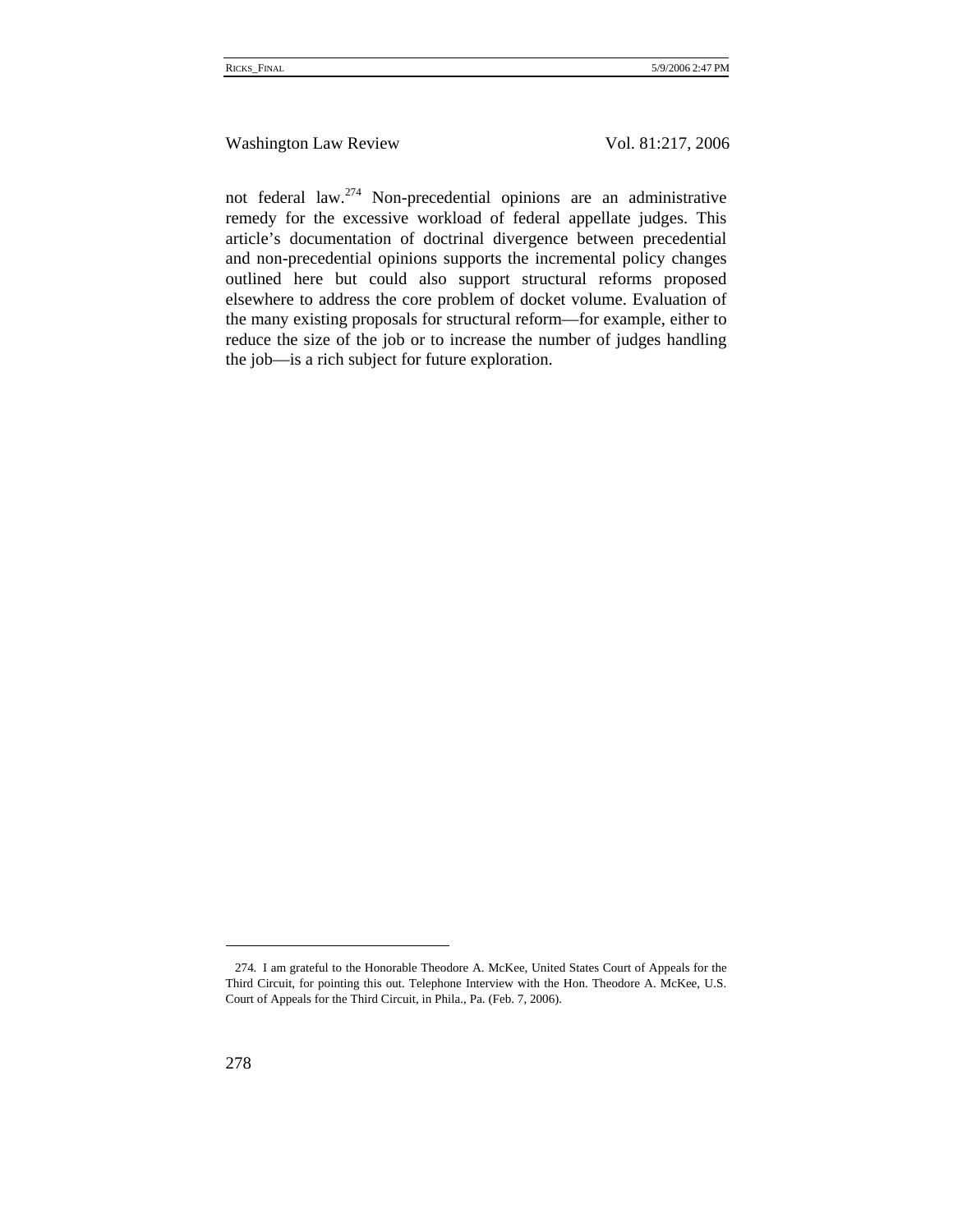not federal law.[274] Non-precedential opinions are an administrative remedy for the excessive workload of federal appellate judges. This article's documentation of doctrinal divergence between precedential and non-precedential opinions supports the incremental policy changes outlined here but could also support structural reforms proposed elsewhere to address the core problem of docket volume. Evaluation of the many existing proposals for structural reform—for example, either to reduce the size of the job or to increase the number of judges handling the job—is a rich subject for future exploration.

---

274. I am grateful to the Honorable Theodore A. McKee, United States Court of Appeals for the Third Circuit, for pointing this out. Telephone Interview with the Hon. Theodore A. McKee, U.S. Court of Appeals for the Third Circuit, in Phila., Pa. (Feb. 7, 2006).